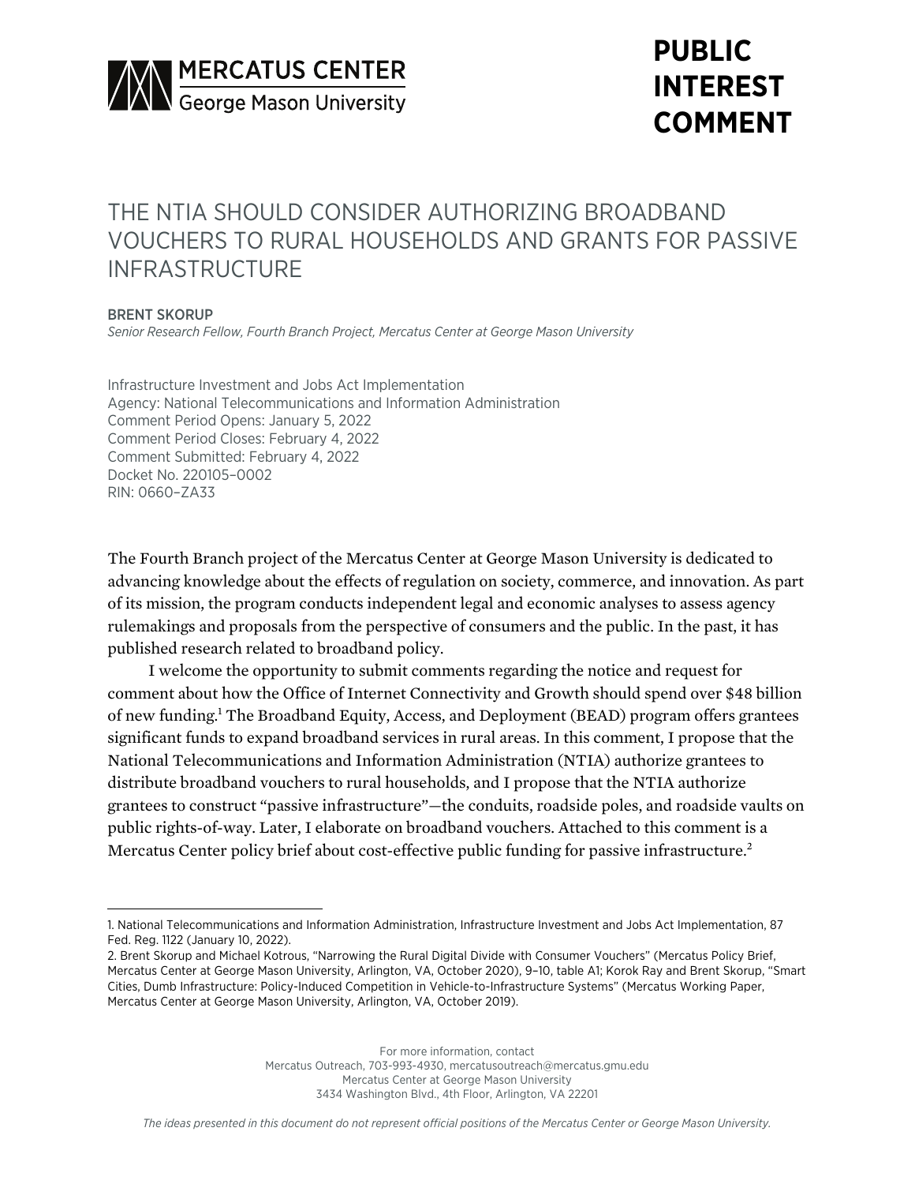MERCATUS CENTER
George Mason University

**PUBLIC INTEREST COMMENT**

# THE NTIA SHOULD CONSIDER AUTHORIZING BROADBAND VOUCHERS TO RURAL HOUSEHOLDS AND GRANTS FOR PASSIVE INFRASTRUCTURE

BRENT SKORUP
*Senior Research Fellow, Fourth Branch Project, Mercatus Center at George Mason University*

Infrastructure Investment and Jobs Act Implementation
Agency: National Telecommunications and Information Administration
Comment Period Opens: January 5, 2022
Comment Period Closes: February 4, 2022
Comment Submitted: February 4, 2022
Docket No. 220105–0002
RIN: 0660–ZA33

The Fourth Branch project of the Mercatus Center at George Mason University is dedicated to advancing knowledge about the effects of regulation on society, commerce, and innovation. As part of its mission, the program conducts independent legal and economic analyses to assess agency rulemakings and proposals from the perspective of consumers and the public. In the past, it has published research related to broadband policy.

I welcome the opportunity to submit comments regarding the notice and request for comment about how the Office of Internet Connectivity and Growth should spend over $48 billion of new funding.[1] The Broadband Equity, Access, and Deployment (BEAD) program offers grantees significant funds to expand broadband services in rural areas. In this comment, I propose that the National Telecommunications and Information Administration (NTIA) authorize grantees to distribute broadband vouchers to rural households, and I propose that the NTIA authorize grantees to construct "passive infrastructure"—the conduits, roadside poles, and roadside vaults on public rights-of-way. Later, I elaborate on broadband vouchers. Attached to this comment is a Mercatus Center policy brief about cost-effective public funding for passive infrastructure.[2]

---

1. National Telecommunications and Information Administration, Infrastructure Investment and Jobs Act Implementation, 87 Fed. Reg. 1122 (January 10, 2022).

2. Brent Skorup and Michael Kotrous, "Narrowing the Rural Digital Divide with Consumer Vouchers" (Mercatus Policy Brief, Mercatus Center at George Mason University, Arlington, VA, October 2020), 9–10, table A1; Korok Ray and Brent Skorup, "Smart Cities, Dumb Infrastructure: Policy-Induced Competition in Vehicle-to-Infrastructure Systems" (Mercatus Working Paper, Mercatus Center at George Mason University, Arlington, VA, October 2019).

For more information, contact
Mercatus Outreach, 703-993-4930, mercatusoutreach@mercatus.gmu.edu
Mercatus Center at George Mason University
3434 Washington Blvd., 4th Floor, Arlington, VA 22201

*The ideas presented in this document do not represent official positions of the Mercatus Center or George Mason University.*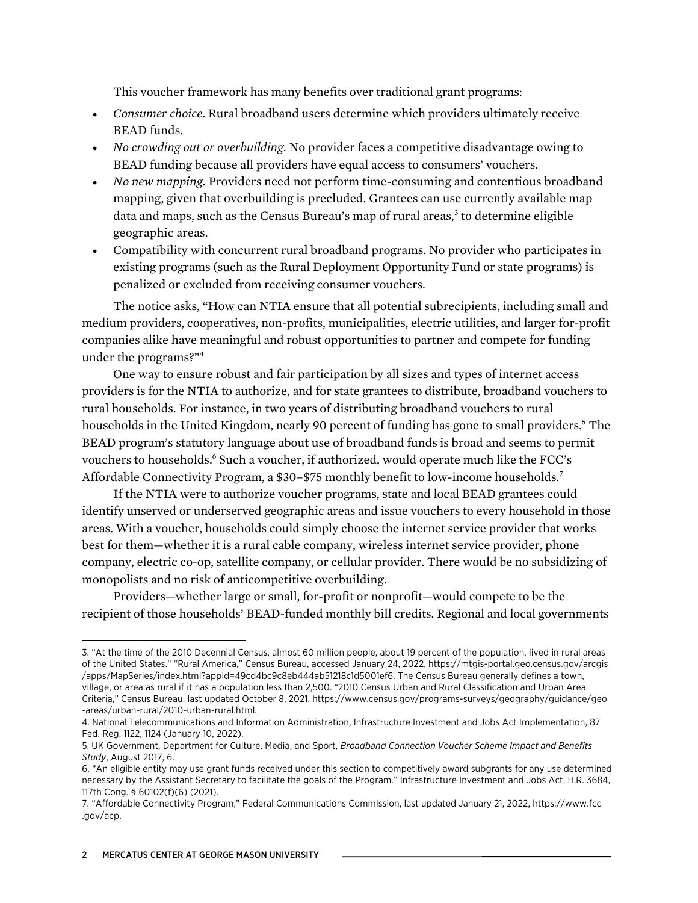This voucher framework has many benefits over traditional grant programs:

- *Consumer choice*. Rural broadband users determine which providers ultimately receive BEAD funds.
- *No crowding out or overbuilding*. No provider faces a competitive disadvantage owing to BEAD funding because all providers have equal access to consumers' vouchers.
- *No new mapping*. Providers need not perform time-consuming and contentious broadband mapping, given that overbuilding is precluded. Grantees can use currently available map data and maps, such as the Census Bureau's map of rural areas,[3] to determine eligible geographic areas.
- Compatibility with concurrent rural broadband programs. No provider who participates in existing programs (such as the Rural Deployment Opportunity Fund or state programs) is penalized or excluded from receiving consumer vouchers.

The notice asks, "How can NTIA ensure that all potential subrecipients, including small and medium providers, cooperatives, non-profits, municipalities, electric utilities, and larger for-profit companies alike have meaningful and robust opportunities to partner and compete for funding under the programs?"[4]

One way to ensure robust and fair participation by all sizes and types of internet access providers is for the NTIA to authorize, and for state grantees to distribute, broadband vouchers to rural households. For instance, in two years of distributing broadband vouchers to rural households in the United Kingdom, nearly 90 percent of funding has gone to small providers.[5] The BEAD program's statutory language about use of broadband funds is broad and seems to permit vouchers to households.[6] Such a voucher, if authorized, would operate much like the FCC's Affordable Connectivity Program, a $30–$75 monthly benefit to low-income households.[7]

If the NTIA were to authorize voucher programs, state and local BEAD grantees could identify unserved or underserved geographic areas and issue vouchers to every household in those areas. With a voucher, households could simply choose the internet service provider that works best for them—whether it is a rural cable company, wireless internet service provider, phone company, electric co-op, satellite company, or cellular provider. There would be no subsidizing of monopolists and no risk of anticompetitive overbuilding.

Providers—whether large or small, for-profit or nonprofit—would compete to be the recipient of those households' BEAD-funded monthly bill credits. Regional and local governments

---

3. "At the time of the 2010 Decennial Census, almost 60 million people, about 19 percent of the population, lived in rural areas of the United States." "Rural America," Census Bureau, accessed January 24, 2022, https://mtgis-portal.geo.census.gov/arcgis/apps/MapSeries/index.html?appid=49cd4bc9c8eb444ab51218c1d5001ef6. The Census Bureau generally defines a town, village, or area as rural if it has a population less than 2,500. "2010 Census Urban and Rural Classification and Urban Area Criteria," Census Bureau, last updated October 8, 2021, https://www.census.gov/programs-surveys/geography/guidance/geo-areas/urban-rural/2010-urban-rural.html.
4. National Telecommunications and Information Administration, Infrastructure Investment and Jobs Act Implementation, 87 Fed. Reg. 1122, 1124 (January 10, 2022).
5. UK Government, Department for Culture, Media, and Sport, *Broadband Connection Voucher Scheme Impact and Benefits Study*, August 2017, 6.
6. "An eligible entity may use grant funds received under this section to competitively award subgrants for any use determined necessary by the Assistant Secretary to facilitate the goals of the Program." Infrastructure Investment and Jobs Act, H.R. 3684, 117th Cong. § 60102(f)(6) (2021).
7. "Affordable Connectivity Program," Federal Communications Commission, last updated January 21, 2022, https://www.fcc.gov/acp.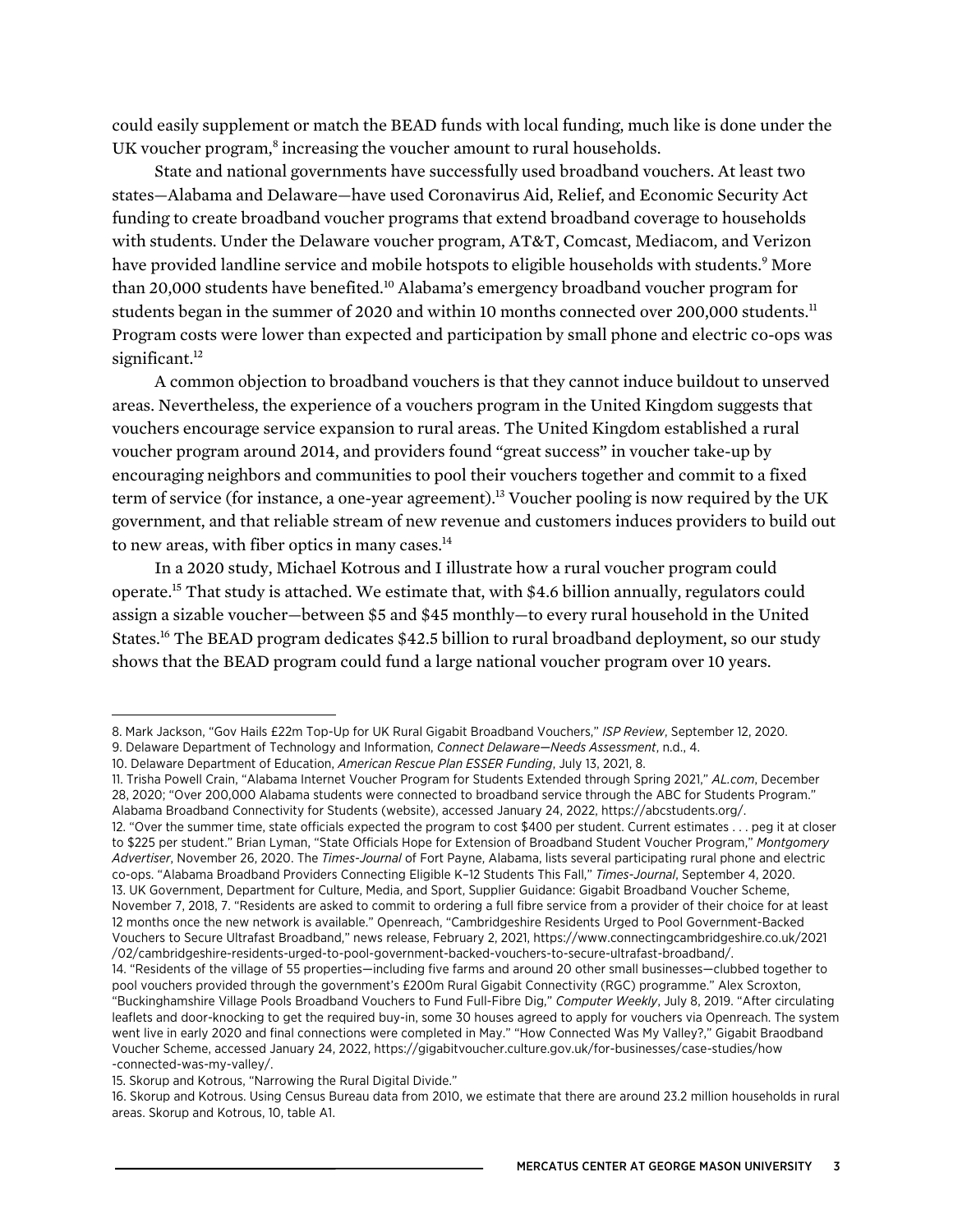could easily supplement or match the BEAD funds with local funding, much like is done under the UK voucher program,[8] increasing the voucher amount to rural households.

State and national governments have successfully used broadband vouchers. At least two states—Alabama and Delaware—have used Coronavirus Aid, Relief, and Economic Security Act funding to create broadband voucher programs that extend broadband coverage to households with students. Under the Delaware voucher program, AT&T, Comcast, Mediacom, and Verizon have provided landline service and mobile hotspots to eligible households with students.[9] More than 20,000 students have benefited.[10] Alabama's emergency broadband voucher program for students began in the summer of 2020 and within 10 months connected over 200,000 students.[11] Program costs were lower than expected and participation by small phone and electric co-ops was significant.[12]

A common objection to broadband vouchers is that they cannot induce buildout to unserved areas. Nevertheless, the experience of a vouchers program in the United Kingdom suggests that vouchers encourage service expansion to rural areas. The United Kingdom established a rural voucher program around 2014, and providers found "great success" in voucher take-up by encouraging neighbors and communities to pool their vouchers together and commit to a fixed term of service (for instance, a one-year agreement).[13] Voucher pooling is now required by the UK government, and that reliable stream of new revenue and customers induces providers to build out to new areas, with fiber optics in many cases.[14]

In a 2020 study, Michael Kotrous and I illustrate how a rural voucher program could operate.[15] That study is attached. We estimate that, with $4.6 billion annually, regulators could assign a sizable voucher—between $5 and $45 monthly—to every rural household in the United States.[16] The BEAD program dedicates $42.5 billion to rural broadband deployment, so our study shows that the BEAD program could fund a large national voucher program over 10 years.

---

8. Mark Jackson, "Gov Hails £22m Top-Up for UK Rural Gigabit Broadband Vouchers," *ISP Review*, September 12, 2020.

9. Delaware Department of Technology and Information, *Connect Delaware—Needs Assessment*, n.d., 4.

10. Delaware Department of Education, *American Rescue Plan ESSER Funding*, July 13, 2021, 8.

11. Trisha Powell Crain, "Alabama Internet Voucher Program for Students Extended through Spring 2021," *AL.com*, December 28, 2020; "Over 200,000 Alabama students were connected to broadband service through the ABC for Students Program." Alabama Broadband Connectivity for Students (website), accessed January 24, 2022, https://abcstudents.org/.

12. "Over the summer time, state officials expected the program to cost $400 per student. Current estimates . . . peg it at closer to $225 per student." Brian Lyman, "State Officials Hope for Extension of Broadband Student Voucher Program," *Montgomery Advertiser*, November 26, 2020. The *Times-Journal* of Fort Payne, Alabama, lists several participating rural phone and electric co-ops. "Alabama Broadband Providers Connecting Eligible K–12 Students This Fall," *Times-Journal*, September 4, 2020.

13. UK Government, Department for Culture, Media, and Sport, Supplier Guidance: Gigabit Broadband Voucher Scheme, November 7, 2018, 7. "Residents are asked to commit to ordering a full fibre service from a provider of their choice for at least 12 months once the new network is available." Openreach, "Cambridgeshire Residents Urged to Pool Government-Backed Vouchers to Secure Ultrafast Broadband," news release, February 2, 2021, https://www.connectingcambridgeshire.co.uk/2021/02/cambridgeshire-residents-urged-to-pool-government-backed-vouchers-to-secure-ultrafast-broadband/.

14. "Residents of the village of 55 properties—including five farms and around 20 other small businesses—clubbed together to pool vouchers provided through the government's £200m Rural Gigabit Connectivity (RGC) programme." Alex Scroxton, "Buckinghamshire Village Pools Broadband Vouchers to Fund Full-Fibre Dig," *Computer Weekly*, July 8, 2019. "After circulating leaflets and door-knocking to get the required buy-in, some 30 houses agreed to apply for vouchers via Openreach. The system went live in early 2020 and final connections were completed in May." "How Connected Was My Valley?," Gigabit Braodband Voucher Scheme, accessed January 24, 2022, https://gigabitvoucher.culture.gov.uk/for-businesses/case-studies/how-connected-was-my-valley/.

15. Skorup and Kotrous, "Narrowing the Rural Digital Divide."

16. Skorup and Kotrous. Using Census Bureau data from 2010, we estimate that there are around 23.2 million households in rural areas. Skorup and Kotrous, 10, table A1.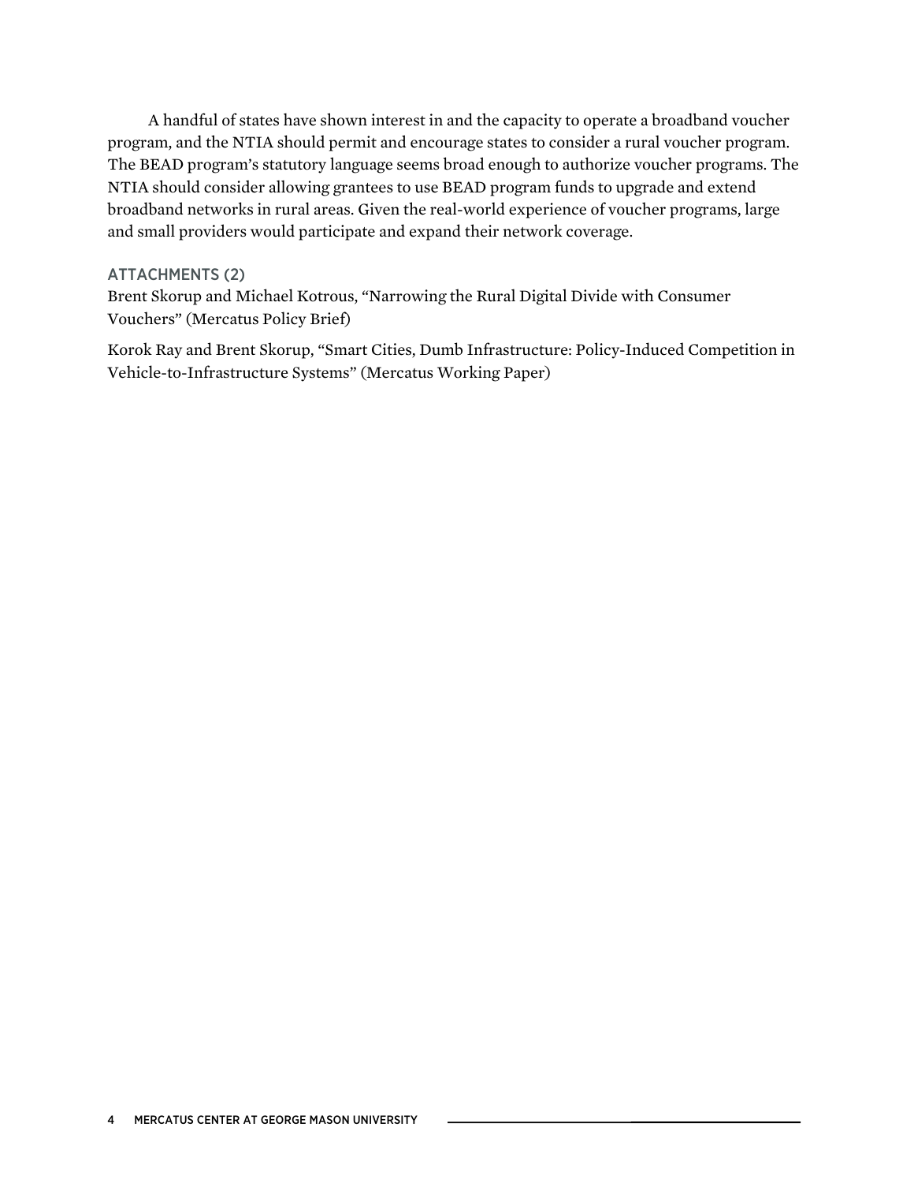A handful of states have shown interest in and the capacity to operate a broadband voucher program, and the NTIA should permit and encourage states to consider a rural voucher program. The BEAD program's statutory language seems broad enough to authorize voucher programs. The NTIA should consider allowing grantees to use BEAD program funds to upgrade and extend broadband networks in rural areas. Given the real-world experience of voucher programs, large and small providers would participate and expand their network coverage.

## ATTACHMENTS (2)

Brent Skorup and Michael Kotrous, "Narrowing the Rural Digital Divide with Consumer Vouchers" (Mercatus Policy Brief)

Korok Ray and Brent Skorup, "Smart Cities, Dumb Infrastructure: Policy-Induced Competition in Vehicle-to-Infrastructure Systems" (Mercatus Working Paper)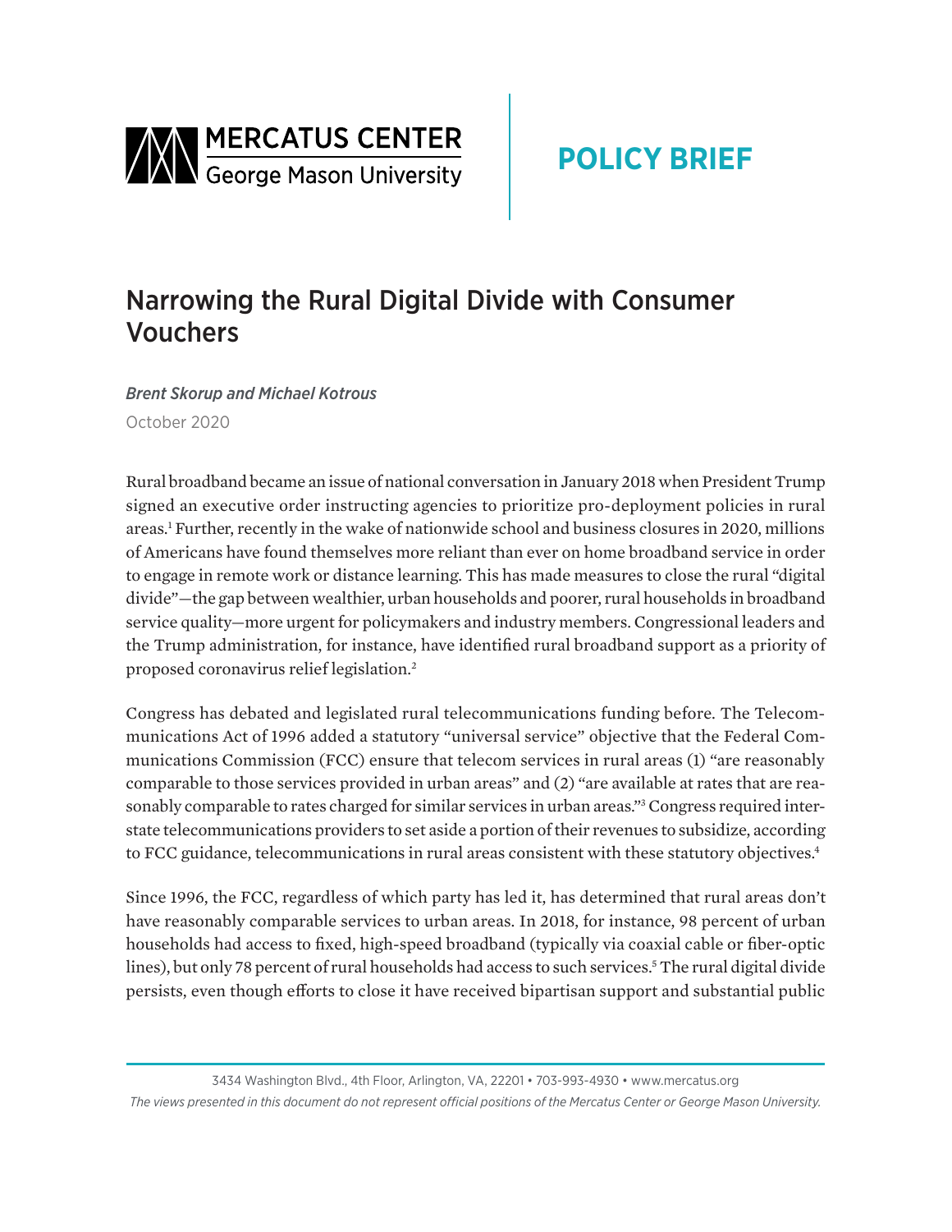# Narrowing the Rural Digital Divide with Consumer Vouchers

*Brent Skorup and Michael Kotrous*

October 2020

Rural broadband became an issue of national conversation in January 2018 when President Trump signed an executive order instructing agencies to prioritize pro-deployment policies in rural areas.[1] Further, recently in the wake of nationwide school and business closures in 2020, millions of Americans have found themselves more reliant than ever on home broadband service in order to engage in remote work or distance learning. This has made measures to close the rural "digital divide"—the gap between wealthier, urban households and poorer, rural households in broadband service quality—more urgent for policymakers and industry members. Congressional leaders and the Trump administration, for instance, have identified rural broadband support as a priority of proposed coronavirus relief legislation.[2]

Congress has debated and legislated rural telecommunications funding before. The Telecommunications Act of 1996 added a statutory "universal service" objective that the Federal Communications Commission (FCC) ensure that telecom services in rural areas (1) "are reasonably comparable to those services provided in urban areas" and (2) "are available at rates that are reasonably comparable to rates charged for similar services in urban areas."[3] Congress required interstate telecommunications providers to set aside a portion of their revenues to subsidize, according to FCC guidance, telecommunications in rural areas consistent with these statutory objectives.[4]

Since 1996, the FCC, regardless of which party has led it, has determined that rural areas don't have reasonably comparable services to urban areas. In 2018, for instance, 98 percent of urban households had access to fixed, high-speed broadband (typically via coaxial cable or fiber-optic lines), but only 78 percent of rural households had access to such services.[5] The rural digital divide persists, even though efforts to close it have received bipartisan support and substantial public

3434 Washington Blvd., 4th Floor, Arlington, VA, 22201 • 703-993-4930 • www.mercatus.org

*The views presented in this document do not represent official positions of the Mercatus Center or George Mason University.*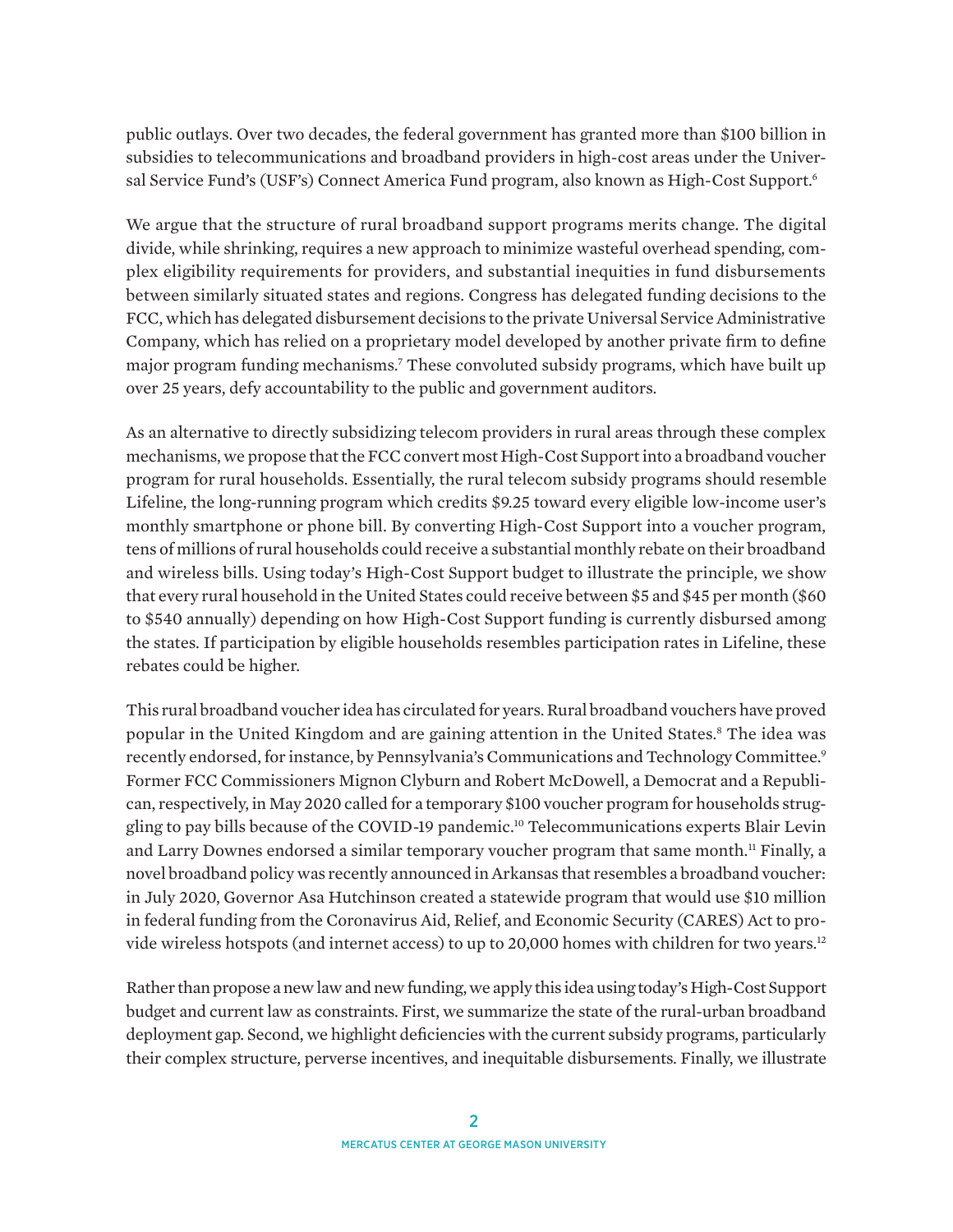public outlays. Over two decades, the federal government has granted more than $100 billion in subsidies to telecommunications and broadband providers in high-cost areas under the Universal Service Fund's (USF's) Connect America Fund program, also known as High-Cost Support.[6]

We argue that the structure of rural broadband support programs merits change. The digital divide, while shrinking, requires a new approach to minimize wasteful overhead spending, complex eligibility requirements for providers, and substantial inequities in fund disbursements between similarly situated states and regions. Congress has delegated funding decisions to the FCC, which has delegated disbursement decisions to the private Universal Service Administrative Company, which has relied on a proprietary model developed by another private firm to define major program funding mechanisms.[7] These convoluted subsidy programs, which have built up over 25 years, defy accountability to the public and government auditors.

As an alternative to directly subsidizing telecom providers in rural areas through these complex mechanisms, we propose that the FCC convert most High-Cost Support into a broadband voucher program for rural households. Essentially, the rural telecom subsidy programs should resemble Lifeline, the long-running program which credits $9.25 toward every eligible low-income user's monthly smartphone or phone bill. By converting High-Cost Support into a voucher program, tens of millions of rural households could receive a substantial monthly rebate on their broadband and wireless bills. Using today's High-Cost Support budget to illustrate the principle, we show that every rural household in the United States could receive between $5 and $45 per month ($60 to $540 annually) depending on how High-Cost Support funding is currently disbursed among the states. If participation by eligible households resembles participation rates in Lifeline, these rebates could be higher.

This rural broadband voucher idea has circulated for years. Rural broadband vouchers have proved popular in the United Kingdom and are gaining attention in the United States.[8] The idea was recently endorsed, for instance, by Pennsylvania's Communications and Technology Committee.[9] Former FCC Commissioners Mignon Clyburn and Robert McDowell, a Democrat and a Republican, respectively, in May 2020 called for a temporary $100 voucher program for households struggling to pay bills because of the COVID-19 pandemic.[10] Telecommunications experts Blair Levin and Larry Downes endorsed a similar temporary voucher program that same month.[11] Finally, a novel broadband policy was recently announced in Arkansas that resembles a broadband voucher: in July 2020, Governor Asa Hutchinson created a statewide program that would use $10 million in federal funding from the Coronavirus Aid, Relief, and Economic Security (CARES) Act to provide wireless hotspots (and internet access) to up to 20,000 homes with children for two years.[12]

Rather than propose a new law and new funding, we apply this idea using today's High-Cost Support budget and current law as constraints. First, we summarize the state of the rural-urban broadband deployment gap. Second, we highlight deficiencies with the current subsidy programs, particularly their complex structure, perverse incentives, and inequitable disbursements. Finally, we illustrate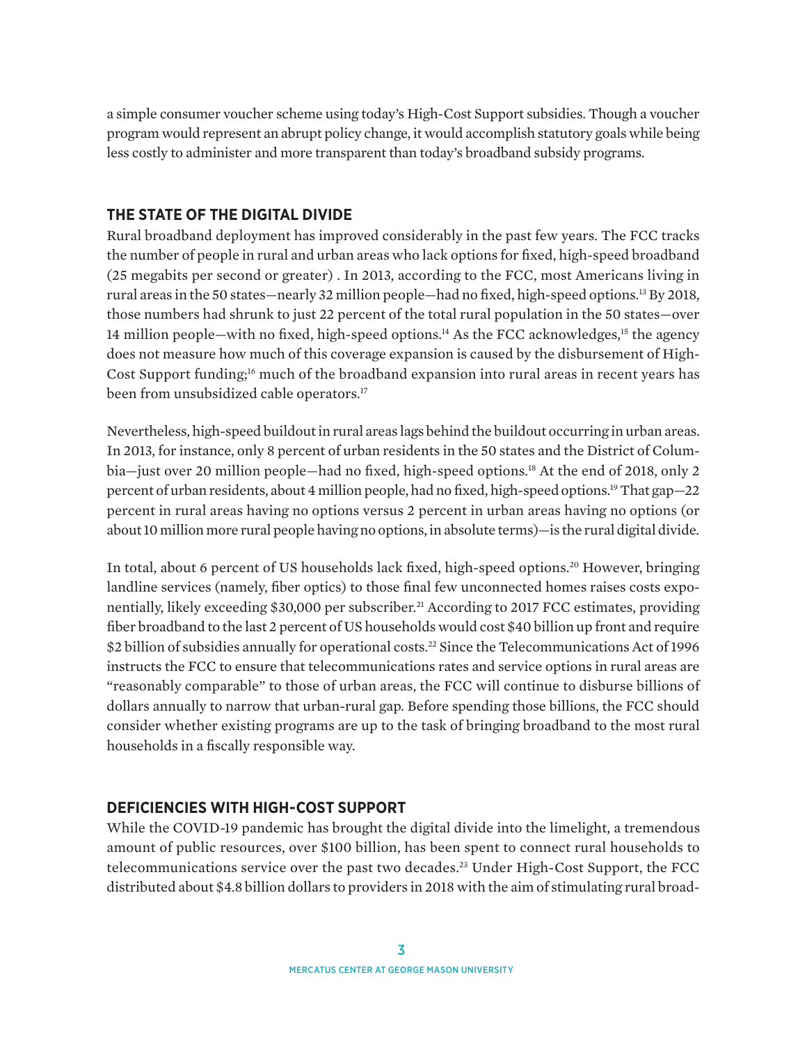a simple consumer voucher scheme using today's High-Cost Support subsidies. Though a voucher program would represent an abrupt policy change, it would accomplish statutory goals while being less costly to administer and more transparent than today's broadband subsidy programs.

## THE STATE OF THE DIGITAL DIVIDE

Rural broadband deployment has improved considerably in the past few years. The FCC tracks the number of people in rural and urban areas who lack options for fixed, high-speed broadband (25 megabits per second or greater) . In 2013, according to the FCC, most Americans living in rural areas in the 50 states—nearly 32 million people—had no fixed, high-speed options.[13] By 2018, those numbers had shrunk to just 22 percent of the total rural population in the 50 states—over 14 million people—with no fixed, high-speed options.[14] As the FCC acknowledges,[15] the agency does not measure how much of this coverage expansion is caused by the disbursement of High-Cost Support funding;[16] much of the broadband expansion into rural areas in recent years has been from unsubsidized cable operators.[17]

Nevertheless, high-speed buildout in rural areas lags behind the buildout occurring in urban areas. In 2013, for instance, only 8 percent of urban residents in the 50 states and the District of Columbia—just over 20 million people—had no fixed, high-speed options.[18] At the end of 2018, only 2 percent of urban residents, about 4 million people, had no fixed, high-speed options.[19] That gap—22 percent in rural areas having no options versus 2 percent in urban areas having no options (or about 10 million more rural people having no options, in absolute terms)—is the rural digital divide.

In total, about 6 percent of US households lack fixed, high-speed options.[20] However, bringing landline services (namely, fiber optics) to those final few unconnected homes raises costs exponentially, likely exceeding $30,000 per subscriber.[21] According to 2017 FCC estimates, providing fiber broadband to the last 2 percent of US households would cost $40 billion up front and require $2 billion of subsidies annually for operational costs.[22] Since the Telecommunications Act of 1996 instructs the FCC to ensure that telecommunications rates and service options in rural areas are "reasonably comparable" to those of urban areas, the FCC will continue to disburse billions of dollars annually to narrow that urban-rural gap. Before spending those billions, the FCC should consider whether existing programs are up to the task of bringing broadband to the most rural households in a fiscally responsible way.

## DEFICIENCIES WITH HIGH-COST SUPPORT

While the COVID-19 pandemic has brought the digital divide into the limelight, a tremendous amount of public resources, over $100 billion, has been spent to connect rural households to telecommunications service over the past two decades.[23] Under High-Cost Support, the FCC distributed about $4.8 billion dollars to providers in 2018 with the aim of stimulating rural broad-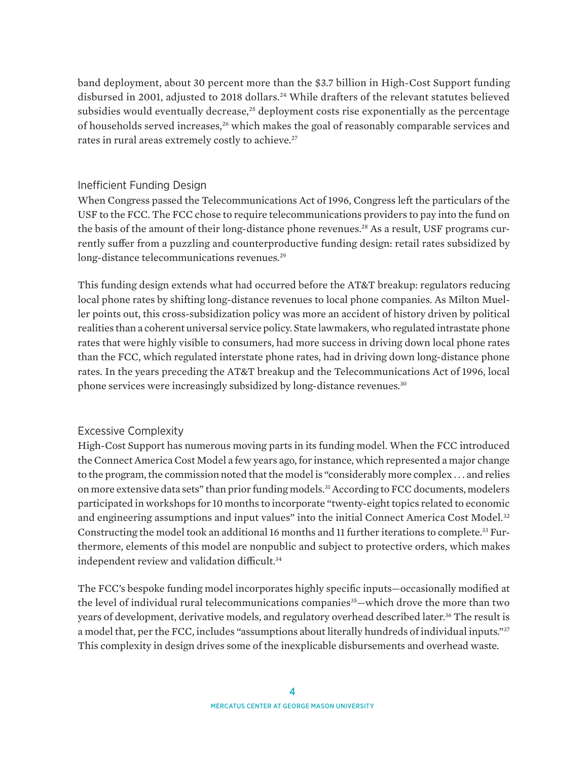band deployment, about 30 percent more than the $3.7 billion in High-Cost Support funding disbursed in 2001, adjusted to 2018 dollars.[24] While drafters of the relevant statutes believed subsidies would eventually decrease,[25] deployment costs rise exponentially as the percentage of households served increases,[26] which makes the goal of reasonably comparable services and rates in rural areas extremely costly to achieve.[27]

### Inefficient Funding Design

When Congress passed the Telecommunications Act of 1996, Congress left the particulars of the USF to the FCC. The FCC chose to require telecommunications providers to pay into the fund on the basis of the amount of their long-distance phone revenues.[28] As a result, USF programs currently suffer from a puzzling and counterproductive funding design: retail rates subsidized by long-distance telecommunications revenues.[29]

This funding design extends what had occurred before the AT&T breakup: regulators reducing local phone rates by shifting long-distance revenues to local phone companies. As Milton Mueller points out, this cross-subsidization policy was more an accident of history driven by political realities than a coherent universal service policy. State lawmakers, who regulated intrastate phone rates that were highly visible to consumers, had more success in driving down local phone rates than the FCC, which regulated interstate phone rates, had in driving down long-distance phone rates. In the years preceding the AT&T breakup and the Telecommunications Act of 1996, local phone services were increasingly subsidized by long-distance revenues.[30]

### Excessive Complexity

High-Cost Support has numerous moving parts in its funding model. When the FCC introduced the Connect America Cost Model a few years ago, for instance, which represented a major change to the program, the commission noted that the model is "considerably more complex . . . and relies on more extensive data sets" than prior funding models.[31] According to FCC documents, modelers participated in workshops for 10 months to incorporate "twenty-eight topics related to economic and engineering assumptions and input values" into the initial Connect America Cost Model.[32] Constructing the model took an additional 16 months and 11 further iterations to complete.[33] Furthermore, elements of this model are nonpublic and subject to protective orders, which makes independent review and validation difficult.[34]

The FCC's bespoke funding model incorporates highly specific inputs—occasionally modified at the level of individual rural telecommunications companies[35]—which drove the more than two years of development, derivative models, and regulatory overhead described later.[36] The result is a model that, per the FCC, includes "assumptions about literally hundreds of individual inputs."[37] This complexity in design drives some of the inexplicable disbursements and overhead waste.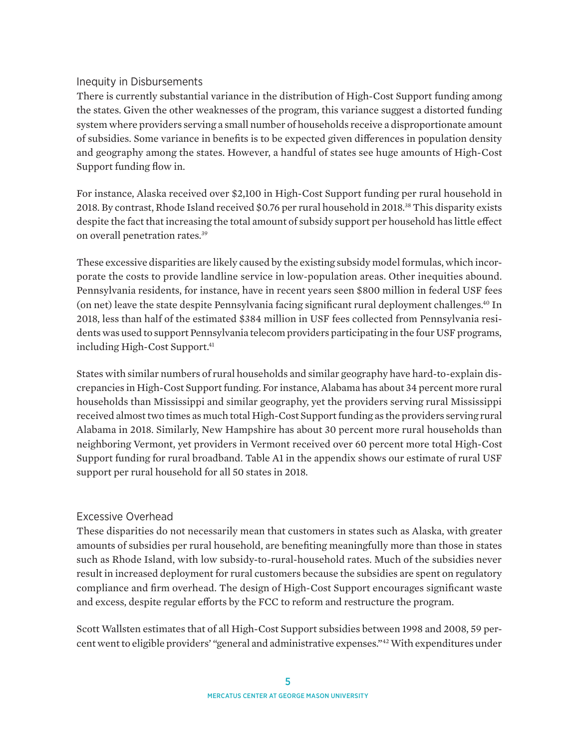### Inequity in Disbursements

There is currently substantial variance in the distribution of High-Cost Support funding among the states. Given the other weaknesses of the program, this variance suggest a distorted funding system where providers serving a small number of households receive a disproportionate amount of subsidies. Some variance in benefits is to be expected given differences in population density and geography among the states. However, a handful of states see huge amounts of High-Cost Support funding flow in.

For instance, Alaska received over $2,100 in High-Cost Support funding per rural household in 2018. By contrast, Rhode Island received $0.76 per rural household in 2018.[38] This disparity exists despite the fact that increasing the total amount of subsidy support per household has little effect on overall penetration rates.[39]

These excessive disparities are likely caused by the existing subsidy model formulas, which incorporate the costs to provide landline service in low-population areas. Other inequities abound. Pennsylvania residents, for instance, have in recent years seen $800 million in federal USF fees (on net) leave the state despite Pennsylvania facing significant rural deployment challenges.[40] In 2018, less than half of the estimated $384 million in USF fees collected from Pennsylvania residents was used to support Pennsylvania telecom providers participating in the four USF programs, including High-Cost Support.[41]

States with similar numbers of rural households and similar geography have hard-to-explain discrepancies in High-Cost Support funding. For instance, Alabama has about 34 percent more rural households than Mississippi and similar geography, yet the providers serving rural Mississippi received almost two times as much total High-Cost Support funding as the providers serving rural Alabama in 2018. Similarly, New Hampshire has about 30 percent more rural households than neighboring Vermont, yet providers in Vermont received over 60 percent more total High-Cost Support funding for rural broadband. Table A1 in the appendix shows our estimate of rural USF support per rural household for all 50 states in 2018.

### Excessive Overhead

These disparities do not necessarily mean that customers in states such as Alaska, with greater amounts of subsidies per rural household, are benefiting meaningfully more than those in states such as Rhode Island, with low subsidy-to-rural-household rates. Much of the subsidies never result in increased deployment for rural customers because the subsidies are spent on regulatory compliance and firm overhead. The design of High-Cost Support encourages significant waste and excess, despite regular efforts by the FCC to reform and restructure the program.

Scott Wallsten estimates that of all High-Cost Support subsidies between 1998 and 2008, 59 percent went to eligible providers' "general and administrative expenses."[42] With expenditures under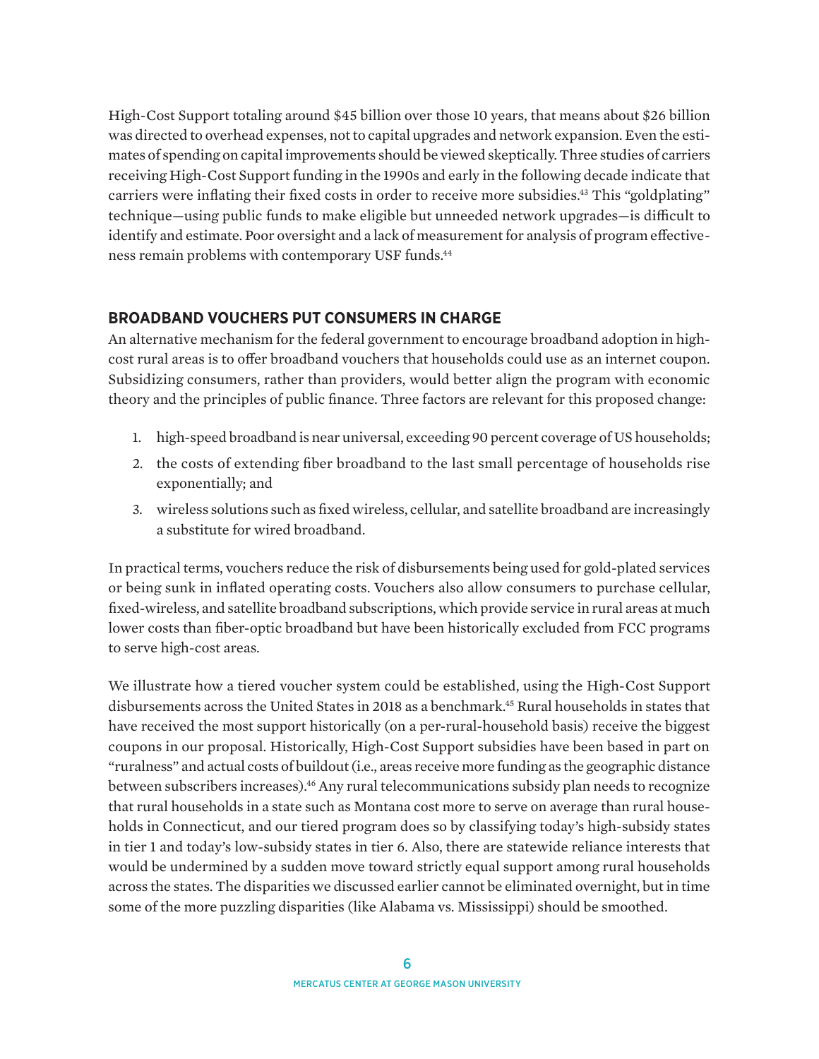High-Cost Support totaling around $45 billion over those 10 years, that means about $26 billion was directed to overhead expenses, not to capital upgrades and network expansion. Even the estimates of spending on capital improvements should be viewed skeptically. Three studies of carriers receiving High-Cost Support funding in the 1990s and early in the following decade indicate that carriers were inflating their fixed costs in order to receive more subsidies.[43] This "goldplating" technique—using public funds to make eligible but unneeded network upgrades—is difficult to identify and estimate. Poor oversight and a lack of measurement for analysis of program effectiveness remain problems with contemporary USF funds.[44]

## BROADBAND VOUCHERS PUT CONSUMERS IN CHARGE

An alternative mechanism for the federal government to encourage broadband adoption in high-cost rural areas is to offer broadband vouchers that households could use as an internet coupon. Subsidizing consumers, rather than providers, would better align the program with economic theory and the principles of public finance. Three factors are relevant for this proposed change:

1. high-speed broadband is near universal, exceeding 90 percent coverage of US households;
2. the costs of extending fiber broadband to the last small percentage of households rise exponentially; and
3. wireless solutions such as fixed wireless, cellular, and satellite broadband are increasingly a substitute for wired broadband.

In practical terms, vouchers reduce the risk of disbursements being used for gold-plated services or being sunk in inflated operating costs. Vouchers also allow consumers to purchase cellular, fixed-wireless, and satellite broadband subscriptions, which provide service in rural areas at much lower costs than fiber-optic broadband but have been historically excluded from FCC programs to serve high-cost areas.

We illustrate how a tiered voucher system could be established, using the High-Cost Support disbursements across the United States in 2018 as a benchmark.[45] Rural households in states that have received the most support historically (on a per-rural-household basis) receive the biggest coupons in our proposal. Historically, High-Cost Support subsidies have been based in part on "ruralness" and actual costs of buildout (i.e., areas receive more funding as the geographic distance between subscribers increases).[46] Any rural telecommunications subsidy plan needs to recognize that rural households in a state such as Montana cost more to serve on average than rural households in Connecticut, and our tiered program does so by classifying today's high-subsidy states in tier 1 and today's low-subsidy states in tier 6. Also, there are statewide reliance interests that would be undermined by a sudden move toward strictly equal support among rural households across the states. The disparities we discussed earlier cannot be eliminated overnight, but in time some of the more puzzling disparities (like Alabama vs. Mississippi) should be smoothed.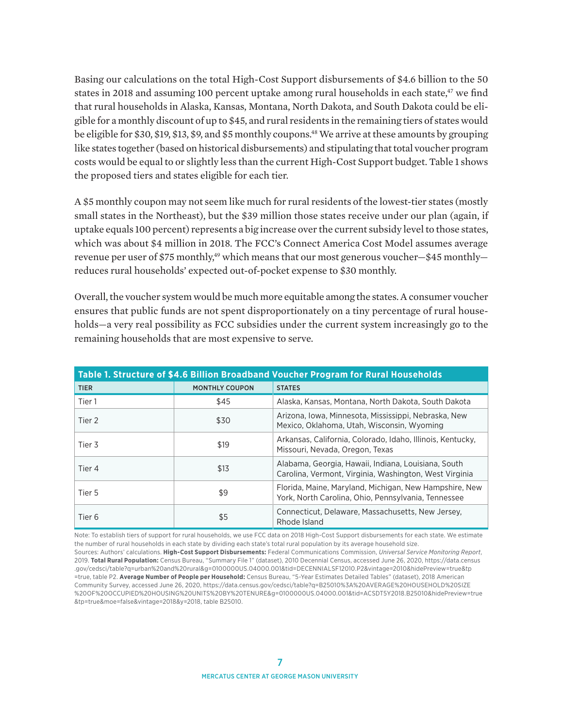Basing our calculations on the total High-Cost Support disbursements of $4.6 billion to the 50 states in 2018 and assuming 100 percent uptake among rural households in each state,[47] we find that rural households in Alaska, Kansas, Montana, North Dakota, and South Dakota could be eligible for a monthly discount of up to $45, and rural residents in the remaining tiers of states would be eligible for $30, $19, $13, $9, and $5 monthly coupons.[48] We arrive at these amounts by grouping like states together (based on historical disbursements) and stipulating that total voucher program costs would be equal to or slightly less than the current High-Cost Support budget. Table 1 shows the proposed tiers and states eligible for each tier.

A $5 monthly coupon may not seem like much for rural residents of the lowest-tier states (mostly small states in the Northeast), but the $39 million those states receive under our plan (again, if uptake equals 100 percent) represents a big increase over the current subsidy level to those states, which was about $4 million in 2018. The FCC's Connect America Cost Model assumes average revenue per user of $75 monthly,[49] which means that our most generous voucher—$45 monthly—reduces rural households' expected out-of-pocket expense to $30 monthly.

Overall, the voucher system would be much more equitable among the states. A consumer voucher ensures that public funds are not spent disproportionately on a tiny percentage of rural households—a very real possibility as FCC subsidies under the current system increasingly go to the remaining households that are most expensive to serve.

**Table 1. Structure of $4.6 Billion Broadband Voucher Program for Rural Households**

| TIER | MONTHLY COUPON | STATES |
|---|---|---|
| Tier 1 | $45 | Alaska, Kansas, Montana, North Dakota, South Dakota |
| Tier 2 | $30 | Arizona, Iowa, Minnesota, Mississippi, Nebraska, New Mexico, Oklahoma, Utah, Wisconsin, Wyoming |
| Tier 3 | $19 | Arkansas, California, Colorado, Idaho, Illinois, Kentucky, Missouri, Nevada, Oregon, Texas |
| Tier 4 | $13 | Alabama, Georgia, Hawaii, Indiana, Louisiana, South Carolina, Vermont, Virginia, Washington, West Virginia |
| Tier 5 | $9 | Florida, Maine, Maryland, Michigan, New Hampshire, New York, North Carolina, Ohio, Pennsylvania, Tennessee |
| Tier 6 | $5 | Connecticut, Delaware, Massachusetts, New Jersey, Rhode Island |

Note: To establish tiers of support for rural households, we use FCC data on 2018 High-Cost Support disbursements for each state. We estimate the number of rural households in each state by dividing each state's total rural population by its average household size.

Sources: Authors' calculations. **High-Cost Support Disbursements:** Federal Communications Commission, *Universal Service Monitoring Report*, 2019. **Total Rural Population:** Census Bureau, "Summary File 1" (dataset), 2010 Decennial Census, accessed June 26, 2020, https://data.census.gov/cedsci/table?q=urban%20and%20rural&g=0100000US.04000.001&tid=DECENNIALSF12010.P2&vintage=2010&hidePreview=true&tp=true, table P2. **Average Number of People per Household:** Census Bureau, "5-Year Estimates Detailed Tables" (dataset), 2018 American Community Survey, accessed June 26, 2020, https://data.census.gov/cedsci/table?q=B25010%3A%20AVERAGE%20HOUSEHOLD%20SIZE%20OF%20OCCUPIED%20HOUSING%20UNITS%20BY%20TENURE&g=0100000US.04000.001&tid=ACSDT5Y2018.B25010&hidePreview=true&tp=true&moe=false&vintage=2018&y=2018, table B25010.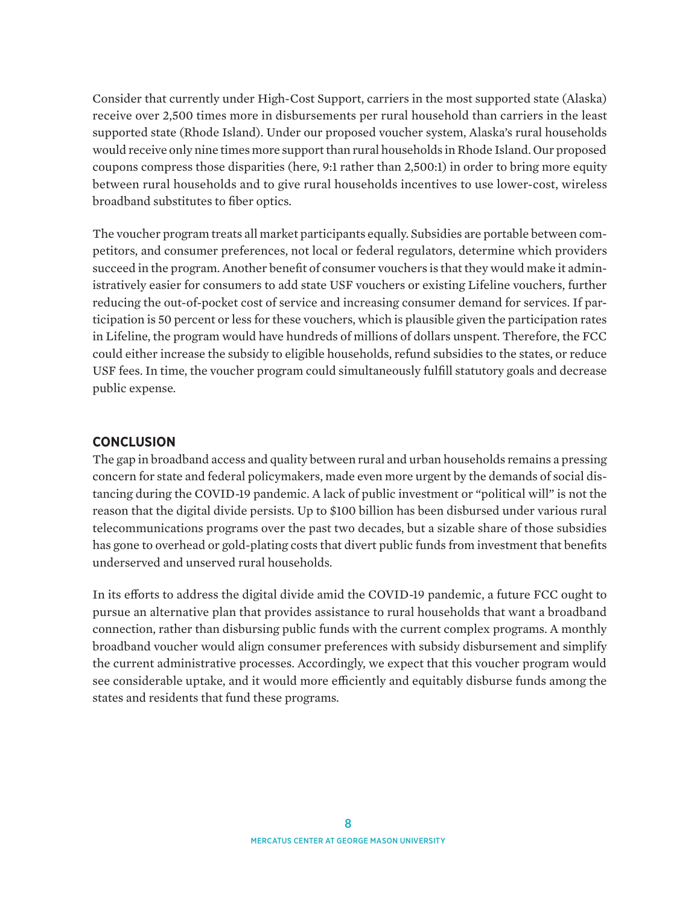Consider that currently under High-Cost Support, carriers in the most supported state (Alaska) receive over 2,500 times more in disbursements per rural household than carriers in the least supported state (Rhode Island). Under our proposed voucher system, Alaska's rural households would receive only nine times more support than rural households in Rhode Island. Our proposed coupons compress those disparities (here, 9:1 rather than 2,500:1) in order to bring more equity between rural households and to give rural households incentives to use lower-cost, wireless broadband substitutes to fiber optics.

The voucher program treats all market participants equally. Subsidies are portable between competitors, and consumer preferences, not local or federal regulators, determine which providers succeed in the program. Another benefit of consumer vouchers is that they would make it administratively easier for consumers to add state USF vouchers or existing Lifeline vouchers, further reducing the out-of-pocket cost of service and increasing consumer demand for services. If participation is 50 percent or less for these vouchers, which is plausible given the participation rates in Lifeline, the program would have hundreds of millions of dollars unspent. Therefore, the FCC could either increase the subsidy to eligible households, refund subsidies to the states, or reduce USF fees. In time, the voucher program could simultaneously fulfill statutory goals and decrease public expense.

## CONCLUSION

The gap in broadband access and quality between rural and urban households remains a pressing concern for state and federal policymakers, made even more urgent by the demands of social distancing during the COVID-19 pandemic. A lack of public investment or "political will" is not the reason that the digital divide persists. Up to $100 billion has been disbursed under various rural telecommunications programs over the past two decades, but a sizable share of those subsidies has gone to overhead or gold-plating costs that divert public funds from investment that benefits underserved and unserved rural households.

In its efforts to address the digital divide amid the COVID-19 pandemic, a future FCC ought to pursue an alternative plan that provides assistance to rural households that want a broadband connection, rather than disbursing public funds with the current complex programs. A monthly broadband voucher would align consumer preferences with subsidy disbursement and simplify the current administrative processes. Accordingly, we expect that this voucher program would see considerable uptake, and it would more efficiently and equitably disburse funds among the states and residents that fund these programs.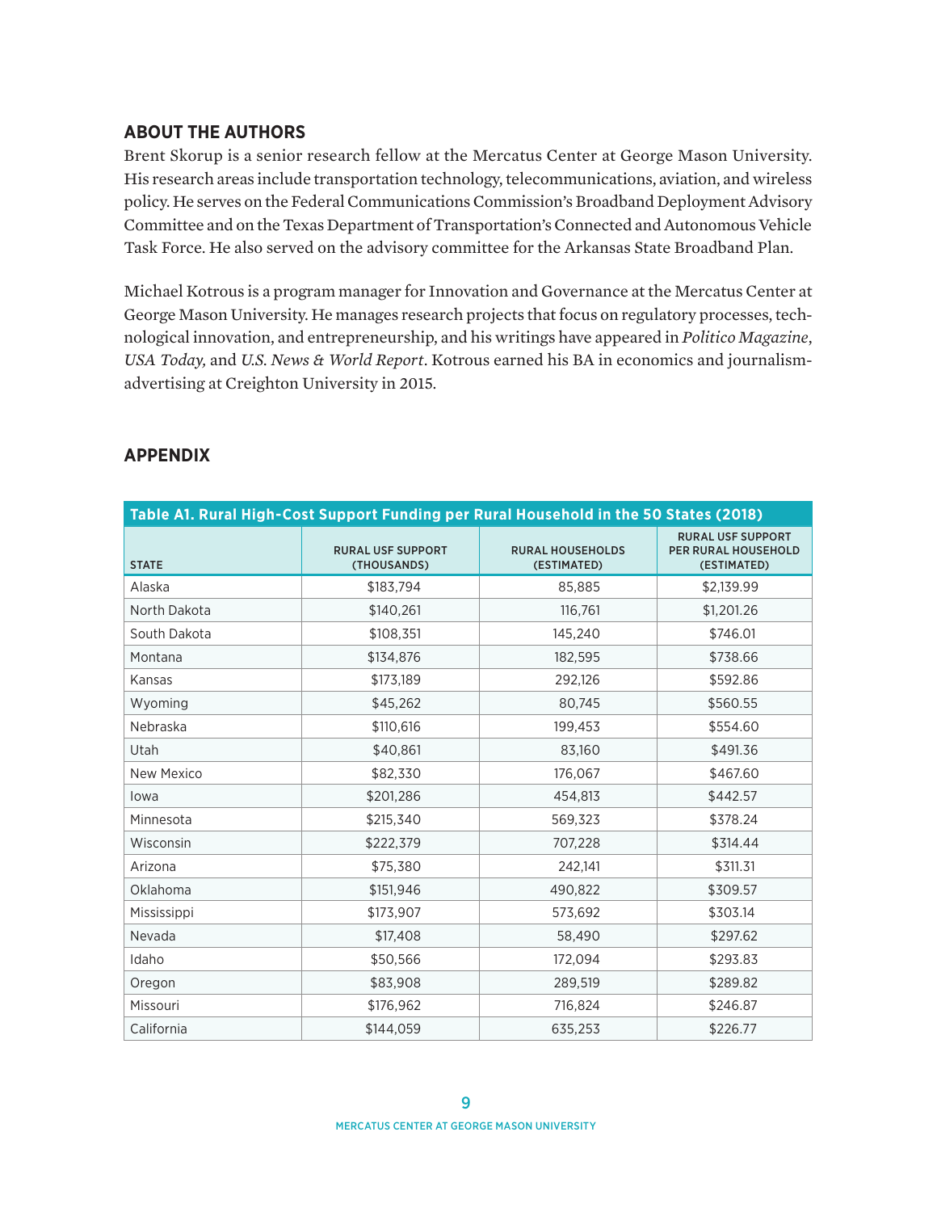## ABOUT THE AUTHORS

Brent Skorup is a senior research fellow at the Mercatus Center at George Mason University. His research areas include transportation technology, telecommunications, aviation, and wireless policy. He serves on the Federal Communications Commission's Broadband Deployment Advisory Committee and on the Texas Department of Transportation's Connected and Autonomous Vehicle Task Force. He also served on the advisory committee for the Arkansas State Broadband Plan.

Michael Kotrous is a program manager for Innovation and Governance at the Mercatus Center at George Mason University. He manages research projects that focus on regulatory processes, technological innovation, and entrepreneurship, and his writings have appeared in *Politico Magazine*, *USA Today,* and *U.S. News & World Report*. Kotrous earned his BA in economics and journalism-advertising at Creighton University in 2015.

## APPENDIX

**Table A1. Rural High-Cost Support Funding per Rural Household in the 50 States (2018)**

| STATE | RURAL USF SUPPORT (THOUSANDS) | RURAL HOUSEHOLDS (ESTIMATED) | RURAL USF SUPPORT PER RURAL HOUSEHOLD (ESTIMATED) |
|---|---|---|---|
| Alaska | $183,794 | 85,885 | $2,139.99 |
| North Dakota | $140,261 | 116,761 | $1,201.26 |
| South Dakota | $108,351 | 145,240 | $746.01 |
| Montana | $134,876 | 182,595 | $738.66 |
| Kansas | $173,189 | 292,126 | $592.86 |
| Wyoming | $45,262 | 80,745 | $560.55 |
| Nebraska | $110,616 | 199,453 | $554.60 |
| Utah | $40,861 | 83,160 | $491.36 |
| New Mexico | $82,330 | 176,067 | $467.60 |
| Iowa | $201,286 | 454,813 | $442.57 |
| Minnesota | $215,340 | 569,323 | $378.24 |
| Wisconsin | $222,379 | 707,228 | $314.44 |
| Arizona | $75,380 | 242,141 | $311.31 |
| Oklahoma | $151,946 | 490,822 | $309.57 |
| Mississippi | $173,907 | 573,692 | $303.14 |
| Nevada | $17,408 | 58,490 | $297.62 |
| Idaho | $50,566 | 172,094 | $293.83 |
| Oregon | $83,908 | 289,519 | $289.82 |
| Missouri | $176,962 | 716,824 | $246.87 |
| California | $144,059 | 635,253 | $226.77 |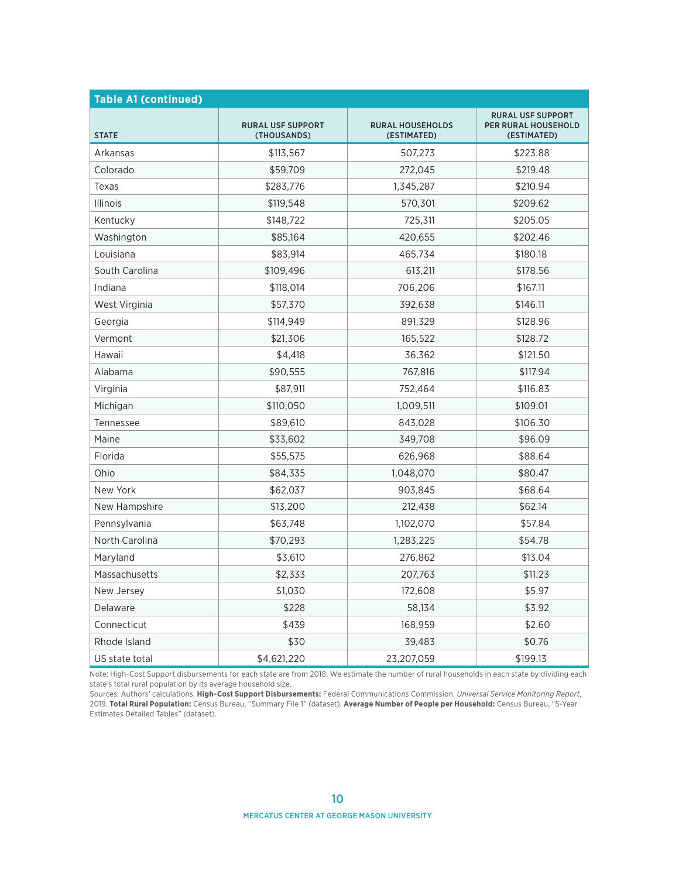**Table A1 (continued)**

| STATE | RURAL USF SUPPORT (THOUSANDS) | RURAL HOUSEHOLDS (ESTIMATED) | RURAL USF SUPPORT PER RURAL HOUSEHOLD (ESTIMATED) |
|---|---|---|---|
| Arkansas | $113,567 | 507,273 | $223.88 |
| Colorado | $59,709 | 272,045 | $219.48 |
| Texas | $283,776 | 1,345,287 | $210.94 |
| Illinois | $119,548 | 570,301 | $209.62 |
| Kentucky | $148,722 | 725,311 | $205.05 |
| Washington | $85,164 | 420,655 | $202.46 |
| Louisiana | $83,914 | 465,734 | $180.18 |
| South Carolina | $109,496 | 613,211 | $178.56 |
| Indiana | $118,014 | 706,206 | $167.11 |
| West Virginia | $57,370 | 392,638 | $146.11 |
| Georgia | $114,949 | 891,329 | $128.96 |
| Vermont | $21,306 | 165,522 | $128.72 |
| Hawaii | $4,418 | 36,362 | $121.50 |
| Alabama | $90,555 | 767,816 | $117.94 |
| Virginia | $87,911 | 752,464 | $116.83 |
| Michigan | $110,050 | 1,009,511 | $109.01 |
| Tennessee | $89,610 | 843,028 | $106.30 |
| Maine | $33,602 | 349,708 | $96.09 |
| Florida | $55,575 | 626,968 | $88.64 |
| Ohio | $84,335 | 1,048,070 | $80.47 |
| New York | $62,037 | 903,845 | $68.64 |
| New Hampshire | $13,200 | 212,438 | $62.14 |
| Pennsylvania | $63,748 | 1,102,070 | $57.84 |
| North Carolina | $70,293 | 1,283,225 | $54.78 |
| Maryland | $3,610 | 276,862 | $13.04 |
| Massachusetts | $2,333 | 207,763 | $11.23 |
| New Jersey | $1,030 | 172,608 | $5.97 |
| Delaware | $228 | 58,134 | $3.92 |
| Connecticut | $439 | 168,959 | $2.60 |
| Rhode Island | $30 | 39,483 | $0.76 |
| US state total | $4,621,220 | 23,207,059 | $199.13 |

Note: High-Cost Support disbursements for each state are from 2018. We estimate the number of rural households in each state by dividing each state's total rural population by its average household size.

Sources: Authors' calculations. **High-Cost Support Disbursements:** Federal Communications Commission, *Universal Service Monitoring Report*, 2019. **Total Rural Population:** Census Bureau, "Summary File 1" (dataset). **Average Number of People per Household:** Census Bureau, "5-Year Estimates Detailed Tables" (dataset).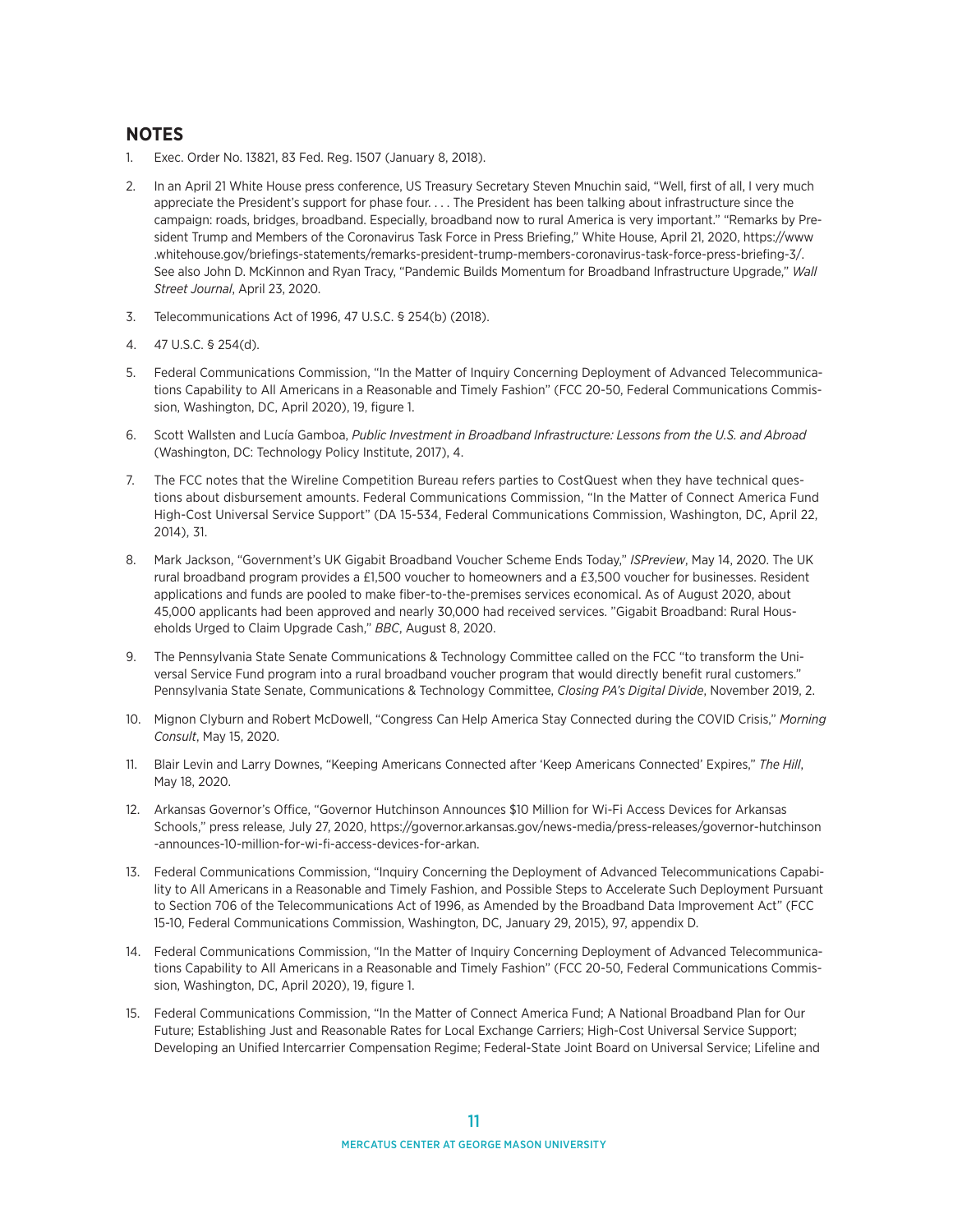## NOTES

1. Exec. Order No. 13821, 83 Fed. Reg. 1507 (January 8, 2018).

2. In an April 21 White House press conference, US Treasury Secretary Steven Mnuchin said, "Well, first of all, I very much appreciate the President's support for phase four. . . . The President has been talking about infrastructure since the campaign: roads, bridges, broadband. Especially, broadband now to rural America is very important." "Remarks by President Trump and Members of the Coronavirus Task Force in Press Briefing," White House, April 21, 2020, https://www.whitehouse.gov/briefings-statements/remarks-president-trump-members-coronavirus-task-force-press-briefing-3/. See also John D. McKinnon and Ryan Tracy, "Pandemic Builds Momentum for Broadband Infrastructure Upgrade," *Wall Street Journal*, April 23, 2020.

3. Telecommunications Act of 1996, 47 U.S.C. § 254(b) (2018).

4. 47 U.S.C. § 254(d).

5. Federal Communications Commission, "In the Matter of Inquiry Concerning Deployment of Advanced Telecommunications Capability to All Americans in a Reasonable and Timely Fashion" (FCC 20-50, Federal Communications Commission, Washington, DC, April 2020), 19, figure 1.

6. Scott Wallsten and Lucía Gamboa, *Public Investment in Broadband Infrastructure: Lessons from the U.S. and Abroad* (Washington, DC: Technology Policy Institute, 2017), 4.

7. The FCC notes that the Wireline Competition Bureau refers parties to CostQuest when they have technical questions about disbursement amounts. Federal Communications Commission, "In the Matter of Connect America Fund High-Cost Universal Service Support" (DA 15-534, Federal Communications Commission, Washington, DC, April 22, 2014), 31.

8. Mark Jackson, "Government's UK Gigabit Broadband Voucher Scheme Ends Today," *ISPreview*, May 14, 2020. The UK rural broadband program provides a £1,500 voucher to homeowners and a £3,500 voucher for businesses. Resident applications and funds are pooled to make fiber-to-the-premises services economical. As of August 2020, about 45,000 applicants had been approved and nearly 30,000 had received services. "Gigabit Broadband: Rural Households Urged to Claim Upgrade Cash," *BBC*, August 8, 2020.

9. The Pennsylvania State Senate Communications & Technology Committee called on the FCC "to transform the Universal Service Fund program into a rural broadband voucher program that would directly benefit rural customers." Pennsylvania State Senate, Communications & Technology Committee, *Closing PA's Digital Divide*, November 2019, 2.

10. Mignon Clyburn and Robert McDowell, "Congress Can Help America Stay Connected during the COVID Crisis," *Morning Consult*, May 15, 2020.

11. Blair Levin and Larry Downes, "Keeping Americans Connected after 'Keep Americans Connected' Expires," *The Hill*, May 18, 2020.

12. Arkansas Governor's Office, "Governor Hutchinson Announces $10 Million for Wi-Fi Access Devices for Arkansas Schools," press release, July 27, 2020, https://governor.arkansas.gov/news-media/press-releases/governor-hutchinson-announces-10-million-for-wi-fi-access-devices-for-arkan.

13. Federal Communications Commission, "Inquiry Concerning the Deployment of Advanced Telecommunications Capability to All Americans in a Reasonable and Timely Fashion, and Possible Steps to Accelerate Such Deployment Pursuant to Section 706 of the Telecommunications Act of 1996, as Amended by the Broadband Data Improvement Act" (FCC 15-10, Federal Communications Commission, Washington, DC, January 29, 2015), 97, appendix D.

14. Federal Communications Commission, "In the Matter of Inquiry Concerning Deployment of Advanced Telecommunications Capability to All Americans in a Reasonable and Timely Fashion" (FCC 20-50, Federal Communications Commission, Washington, DC, April 2020), 19, figure 1.

15. Federal Communications Commission, "In the Matter of Connect America Fund; A National Broadband Plan for Our Future; Establishing Just and Reasonable Rates for Local Exchange Carriers; High-Cost Universal Service Support; Developing an Unified Intercarrier Compensation Regime; Federal-State Joint Board on Universal Service; Lifeline and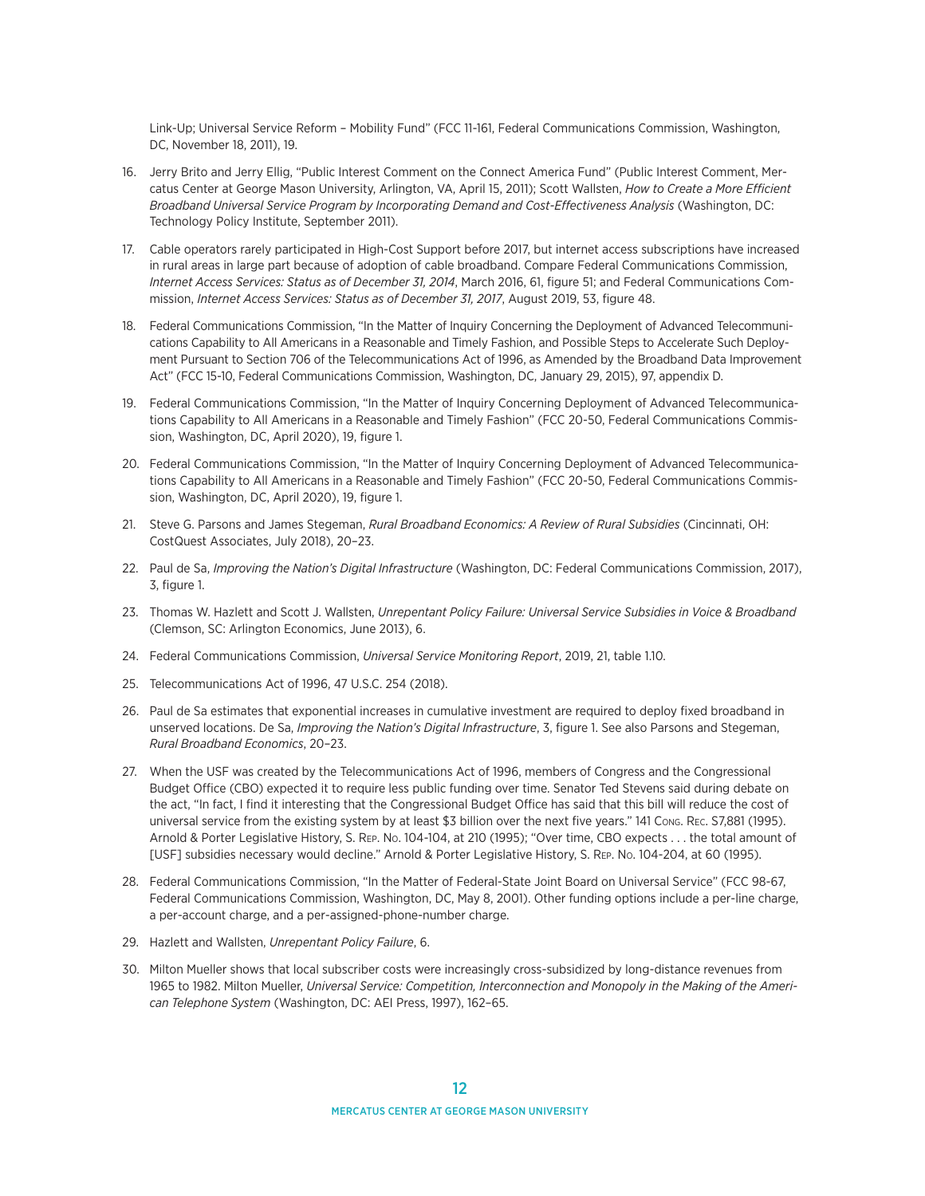Link-Up; Universal Service Reform – Mobility Fund" (FCC 11-161, Federal Communications Commission, Washington, DC, November 18, 2011), 19.

16. Jerry Brito and Jerry Ellig, "Public Interest Comment on the Connect America Fund" (Public Interest Comment, Mercatus Center at George Mason University, Arlington, VA, April 15, 2011); Scott Wallsten, *How to Create a More Efficient Broadband Universal Service Program by Incorporating Demand and Cost-Effectiveness Analysis* (Washington, DC: Technology Policy Institute, September 2011).
17. Cable operators rarely participated in High-Cost Support before 2017, but internet access subscriptions have increased in rural areas in large part because of adoption of cable broadband. Compare Federal Communications Commission, *Internet Access Services: Status as of December 31, 2014*, March 2016, 61, figure 51; and Federal Communications Commission, *Internet Access Services: Status as of December 31, 2017*, August 2019, 53, figure 48.
18. Federal Communications Commission, "In the Matter of Inquiry Concerning the Deployment of Advanced Telecommunications Capability to All Americans in a Reasonable and Timely Fashion, and Possible Steps to Accelerate Such Deployment Pursuant to Section 706 of the Telecommunications Act of 1996, as Amended by the Broadband Data Improvement Act" (FCC 15-10, Federal Communications Commission, Washington, DC, January 29, 2015), 97, appendix D.
19. Federal Communications Commission, "In the Matter of Inquiry Concerning Deployment of Advanced Telecommunications Capability to All Americans in a Reasonable and Timely Fashion" (FCC 20-50, Federal Communications Commission, Washington, DC, April 2020), 19, figure 1.
20. Federal Communications Commission, "In the Matter of Inquiry Concerning Deployment of Advanced Telecommunications Capability to All Americans in a Reasonable and Timely Fashion" (FCC 20-50, Federal Communications Commission, Washington, DC, April 2020), 19, figure 1.
21. Steve G. Parsons and James Stegeman, *Rural Broadband Economics: A Review of Rural Subsidies* (Cincinnati, OH: CostQuest Associates, July 2018), 20–23.
22. Paul de Sa, *Improving the Nation's Digital Infrastructure* (Washington, DC: Federal Communications Commission, 2017), 3, figure 1.
23. Thomas W. Hazlett and Scott J. Wallsten, *Unrepentant Policy Failure: Universal Service Subsidies in Voice & Broadband* (Clemson, SC: Arlington Economics, June 2013), 6.
24. Federal Communications Commission, *Universal Service Monitoring Report*, 2019, 21, table 1.10.
25. Telecommunications Act of 1996, 47 U.S.C. 254 (2018).
26. Paul de Sa estimates that exponential increases in cumulative investment are required to deploy fixed broadband in unserved locations. De Sa, *Improving the Nation's Digital Infrastructure*, 3, figure 1. See also Parsons and Stegeman, *Rural Broadband Economics*, 20–23.
27. When the USF was created by the Telecommunications Act of 1996, members of Congress and the Congressional Budget Office (CBO) expected it to require less public funding over time. Senator Ted Stevens said during debate on the act, "In fact, I find it interesting that the Congressional Budget Office has said that this bill will reduce the cost of universal service from the existing system by at least $3 billion over the next five years." 141 Cong. Rec. S7,881 (1995). Arnold & Porter Legislative History, S. Rep. No. 104-104, at 210 (1995); "Over time, CBO expects . . . the total amount of [USF] subsidies necessary would decline." Arnold & Porter Legislative History, S. Rep. No. 104-204, at 60 (1995).
28. Federal Communications Commission, "In the Matter of Federal-State Joint Board on Universal Service" (FCC 98-67, Federal Communications Commission, Washington, DC, May 8, 2001). Other funding options include a per-line charge, a per-account charge, and a per-assigned-phone-number charge.
29. Hazlett and Wallsten, *Unrepentant Policy Failure*, 6.
30. Milton Mueller shows that local subscriber costs were increasingly cross-subsidized by long-distance revenues from 1965 to 1982. Milton Mueller, *Universal Service: Competition, Interconnection and Monopoly in the Making of the American Telephone System* (Washington, DC: AEI Press, 1997), 162–65.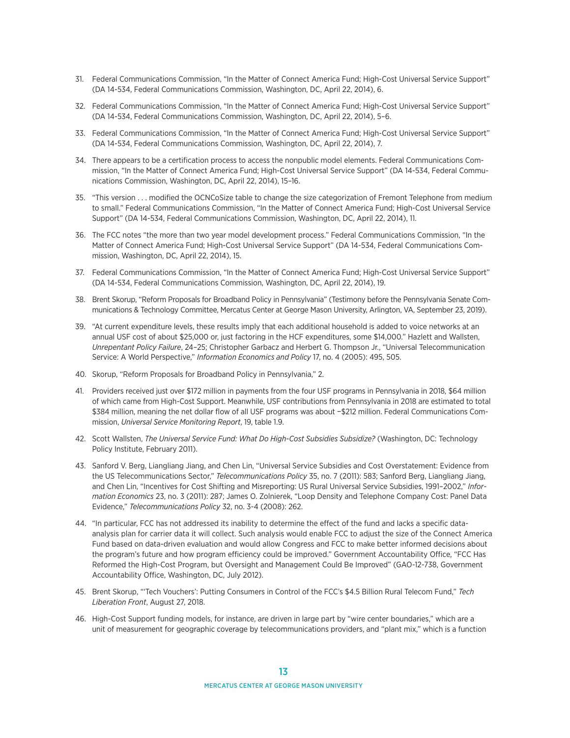31. Federal Communications Commission, "In the Matter of Connect America Fund; High-Cost Universal Service Support" (DA 14-534, Federal Communications Commission, Washington, DC, April 22, 2014), 6.

32. Federal Communications Commission, "In the Matter of Connect America Fund; High-Cost Universal Service Support" (DA 14-534, Federal Communications Commission, Washington, DC, April 22, 2014), 5–6.

33. Federal Communications Commission, "In the Matter of Connect America Fund; High-Cost Universal Service Support" (DA 14-534, Federal Communications Commission, Washington, DC, April 22, 2014), 7.

34. There appears to be a certification process to access the nonpublic model elements. Federal Communications Commission, "In the Matter of Connect America Fund; High-Cost Universal Service Support" (DA 14-534, Federal Communications Commission, Washington, DC, April 22, 2014), 15–16.

35. "This version . . . modified the OCNCoSize table to change the size categorization of Fremont Telephone from medium to small." Federal Communications Commission, "In the Matter of Connect America Fund; High-Cost Universal Service Support" (DA 14-534, Federal Communications Commission, Washington, DC, April 22, 2014), 11.

36. The FCC notes "the more than two year model development process." Federal Communications Commission, "In the Matter of Connect America Fund; High-Cost Universal Service Support" (DA 14-534, Federal Communications Commission, Washington, DC, April 22, 2014), 15.

37. Federal Communications Commission, "In the Matter of Connect America Fund; High-Cost Universal Service Support" (DA 14-534, Federal Communications Commission, Washington, DC, April 22, 2014), 19.

38. Brent Skorup, "Reform Proposals for Broadband Policy in Pennsylvania" (Testimony before the Pennsylvania Senate Communications & Technology Committee, Mercatus Center at George Mason University, Arlington, VA, September 23, 2019).

39. "At current expenditure levels, these results imply that each additional household is added to voice networks at an annual USF cost of about $25,000 or, just factoring in the HCF expenditures, some $14,000." Hazlett and Wallsten, *Unrepentant Policy Failure*, 24–25; Christopher Garbacz and Herbert G. Thompson Jr., "Universal Telecommunication Service: A World Perspective," *Information Economics and Policy* 17, no. 4 (2005): 495, 505.

40. Skorup, "Reform Proposals for Broadband Policy in Pennsylvania," 2.

41. Providers received just over $172 million in payments from the four USF programs in Pennsylvania in 2018, $64 million of which came from High-Cost Support. Meanwhile, USF contributions from Pennsylvania in 2018 are estimated to total $384 million, meaning the net dollar flow of all USF programs was about −$212 million. Federal Communications Commission, *Universal Service Monitoring Report*, 19, table 1.9.

42. Scott Wallsten, *The Universal Service Fund: What Do High-Cost Subsidies Subsidize?* (Washington, DC: Technology Policy Institute, February 2011).

43. Sanford V. Berg, Liangliang Jiang, and Chen Lin, "Universal Service Subsidies and Cost Overstatement: Evidence from the US Telecommunications Sector," *Telecommunications Policy* 35, no. 7 (2011): 583; Sanford Berg, Liangliang Jiang, and Chen Lin, "Incentives for Cost Shifting and Misreporting: US Rural Universal Service Subsidies, 1991–2002," *Information Economics* 23, no. 3 (2011): 287; James O. Zolnierek, "Loop Density and Telephone Company Cost: Panel Data Evidence," *Telecommunications Policy* 32, no. 3-4 (2008): 262.

44. "In particular, FCC has not addressed its inability to determine the effect of the fund and lacks a specific data-analysis plan for carrier data it will collect. Such analysis would enable FCC to adjust the size of the Connect America Fund based on data-driven evaluation and would allow Congress and FCC to make better informed decisions about the program's future and how program efficiency could be improved." Government Accountability Office, "FCC Has Reformed the High-Cost Program, but Oversight and Management Could Be Improved" (GAO-12-738, Government Accountability Office, Washington, DC, July 2012).

45. Brent Skorup, "'Tech Vouchers': Putting Consumers in Control of the FCC's $4.5 Billion Rural Telecom Fund," *Tech Liberation Front*, August 27, 2018.

46. High-Cost Support funding models, for instance, are driven in large part by "wire center boundaries," which are a unit of measurement for geographic coverage by telecommunications providers, and "plant mix," which is a function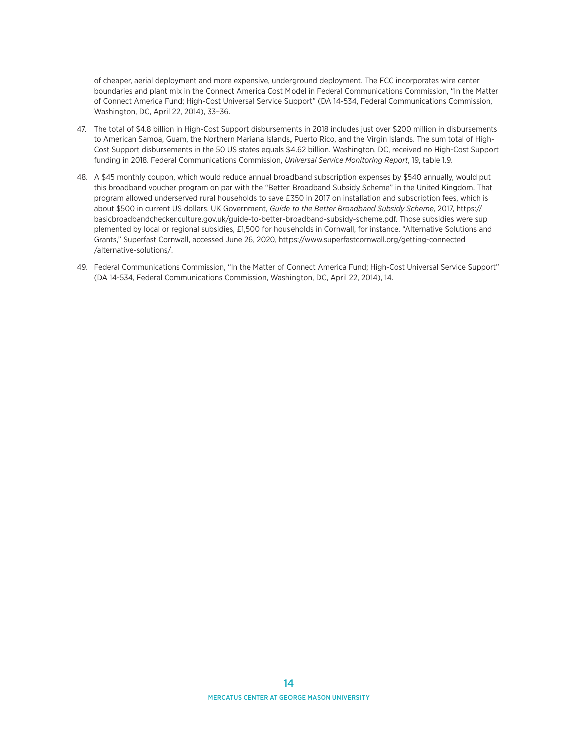of cheaper, aerial deployment and more expensive, underground deployment. The FCC incorporates wire center boundaries and plant mix in the Connect America Cost Model in Federal Communications Commission, "In the Matter of Connect America Fund; High-Cost Universal Service Support" (DA 14-534, Federal Communications Commission, Washington, DC, April 22, 2014), 33–36.

47. The total of $4.8 billion in High-Cost Support disbursements in 2018 includes just over $200 million in disbursements to American Samoa, Guam, the Northern Mariana Islands, Puerto Rico, and the Virgin Islands. The sum total of High-Cost Support disbursements in the 50 US states equals $4.62 billion. Washington, DC, received no High-Cost Support funding in 2018. Federal Communications Commission, *Universal Service Monitoring Report*, 19, table 1.9.

48. A $45 monthly coupon, which would reduce annual broadband subscription expenses by $540 annually, would put this broadband voucher program on par with the "Better Broadband Subsidy Scheme" in the United Kingdom. That program allowed underserved rural households to save £350 in 2017 on installation and subscription fees, which is about $500 in current US dollars. UK Government, *Guide to the Better Broadband Subsidy Scheme*, 2017, https://basicbroadbandchecker.culture.gov.uk/guide-to-better-broadband-subsidy-scheme.pdf. Those subsidies were supplemented by local or regional subsidies, £1,500 for households in Cornwall, for instance. "Alternative Solutions and Grants," Superfast Cornwall, accessed June 26, 2020, https://www.superfastcornwall.org/getting-connected/alternative-solutions/.

49. Federal Communications Commission, "In the Matter of Connect America Fund; High-Cost Universal Service Support" (DA 14-534, Federal Communications Commission, Washington, DC, April 22, 2014), 14.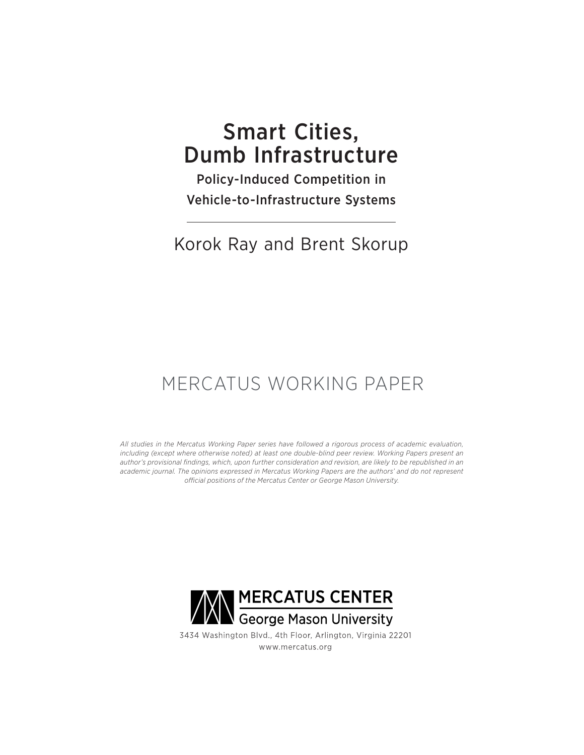# Smart Cities, Dumb Infrastructure

### Policy-Induced Competition in Vehicle-to-Infrastructure Systems

Korok Ray and Brent Skorup

MERCATUS WORKING PAPER

*All studies in the Mercatus Working Paper series have followed a rigorous process of academic evaluation, including (except where otherwise noted) at least one double-blind peer review. Working Papers present an author's provisional findings, which, upon further consideration and revision, are likely to be republished in an academic journal. The opinions expressed in Mercatus Working Papers are the authors' and do not represent official positions of the Mercatus Center or George Mason University.*

MERCATUS CENTER
George Mason University

3434 Washington Blvd., 4th Floor, Arlington, Virginia 22201
www.mercatus.org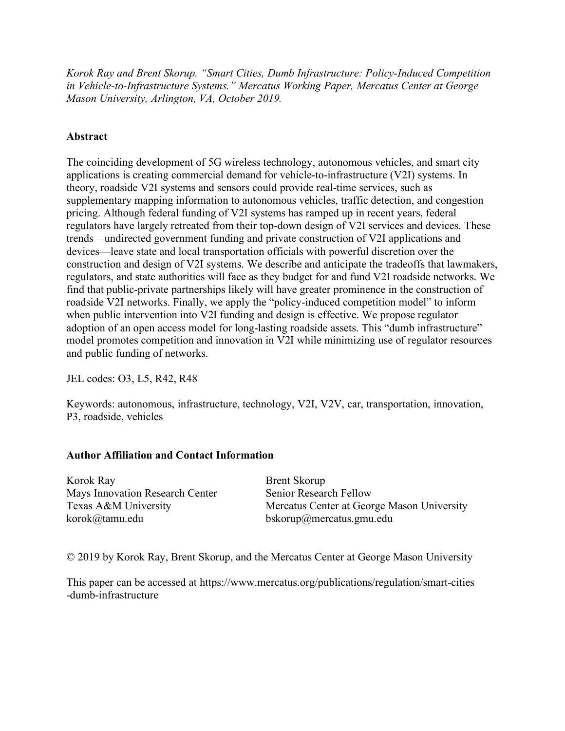*Korok Ray and Brent Skorup. "Smart Cities, Dumb Infrastructure: Policy-Induced Competition in Vehicle-to-Infrastructure Systems." Mercatus Working Paper, Mercatus Center at George Mason University, Arlington, VA, October 2019.*

## Abstract

The coinciding development of 5G wireless technology, autonomous vehicles, and smart city applications is creating commercial demand for vehicle-to-infrastructure (V2I) systems. In theory, roadside V2I systems and sensors could provide real-time services, such as supplementary mapping information to autonomous vehicles, traffic detection, and congestion pricing. Although federal funding of V2I systems has ramped up in recent years, federal regulators have largely retreated from their top-down design of V2I services and devices. These trends—undirected government funding and private construction of V2I applications and devices—leave state and local transportation officials with powerful discretion over the construction and design of V2I systems. We describe and anticipate the tradeoffs that lawmakers, regulators, and state authorities will face as they budget for and fund V2I roadside networks. We find that public-private partnerships likely will have greater prominence in the construction of roadside V2I networks. Finally, we apply the "policy-induced competition model" to inform when public intervention into V2I funding and design is effective. We propose regulator adoption of an open access model for long-lasting roadside assets. This "dumb infrastructure" model promotes competition and innovation in V2I while minimizing use of regulator resources and public funding of networks.

JEL codes: O3, L5, R42, R48

Keywords: autonomous, infrastructure, technology, V2I, V2V, car, transportation, innovation, P3, roadside, vehicles

## Author Affiliation and Contact Information

Korok Ray
Mays Innovation Research Center
Texas A&M University
korok@tamu.edu

Brent Skorup
Senior Research Fellow
Mercatus Center at George Mason University
bskorup@mercatus.gmu.edu

© 2019 by Korok Ray, Brent Skorup, and the Mercatus Center at George Mason University

This paper can be accessed at https://www.mercatus.org/publications/regulation/smart-cities-dumb-infrastructure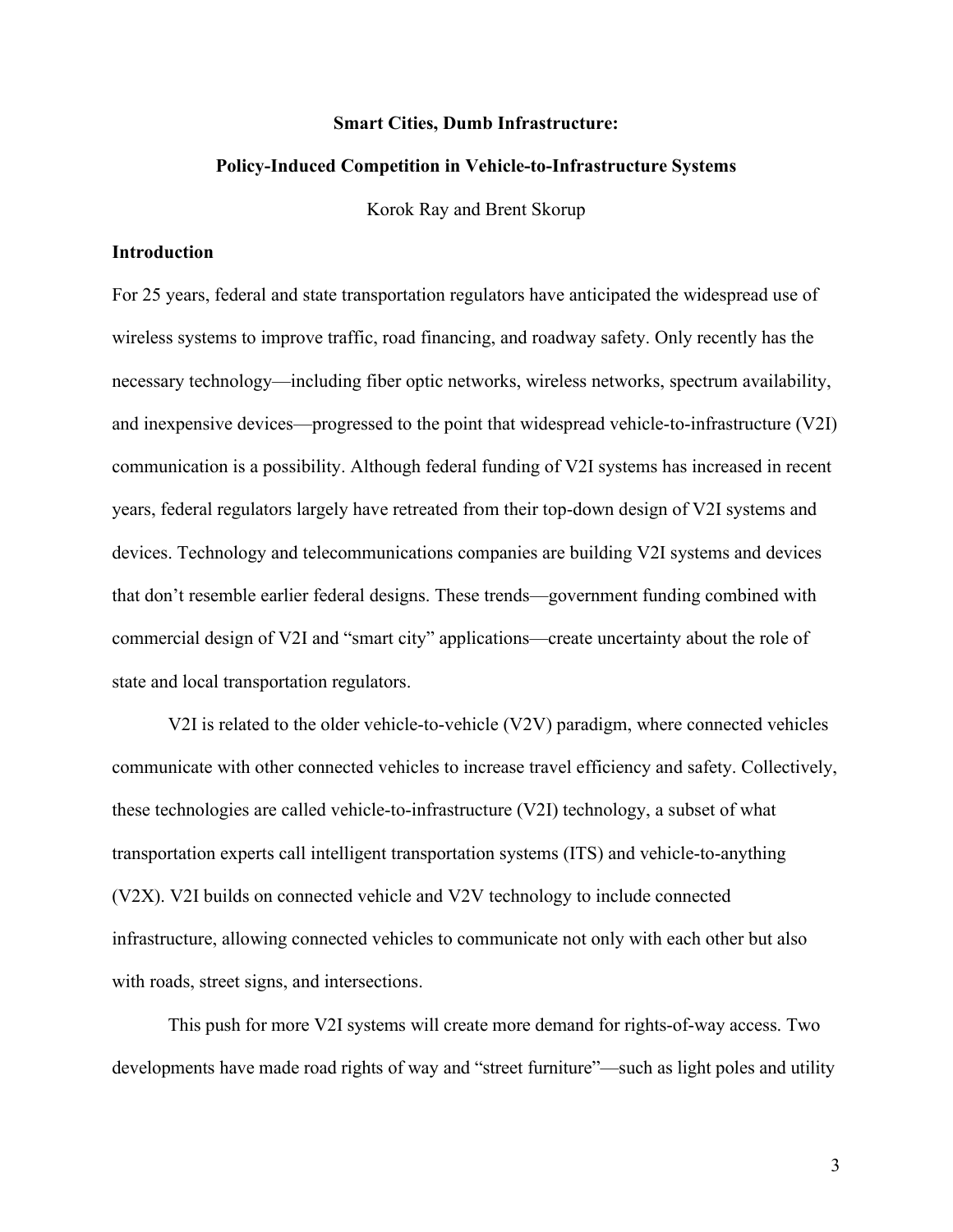**Smart Cities, Dumb Infrastructure:**

**Policy-Induced Competition in Vehicle-to-Infrastructure Systems**

Korok Ray and Brent Skorup

## Introduction

For 25 years, federal and state transportation regulators have anticipated the widespread use of wireless systems to improve traffic, road financing, and roadway safety. Only recently has the necessary technology—including fiber optic networks, wireless networks, spectrum availability, and inexpensive devices—progressed to the point that widespread vehicle-to-infrastructure (V2I) communication is a possibility. Although federal funding of V2I systems has increased in recent years, federal regulators largely have retreated from their top-down design of V2I systems and devices. Technology and telecommunications companies are building V2I systems and devices that don't resemble earlier federal designs. These trends—government funding combined with commercial design of V2I and "smart city" applications—create uncertainty about the role of state and local transportation regulators.

V2I is related to the older vehicle-to-vehicle (V2V) paradigm, where connected vehicles communicate with other connected vehicles to increase travel efficiency and safety. Collectively, these technologies are called vehicle-to-infrastructure (V2I) technology, a subset of what transportation experts call intelligent transportation systems (ITS) and vehicle-to-anything (V2X). V2I builds on connected vehicle and V2V technology to include connected infrastructure, allowing connected vehicles to communicate not only with each other but also with roads, street signs, and intersections.

This push for more V2I systems will create more demand for rights-of-way access. Two developments have made road rights of way and "street furniture"—such as light poles and utility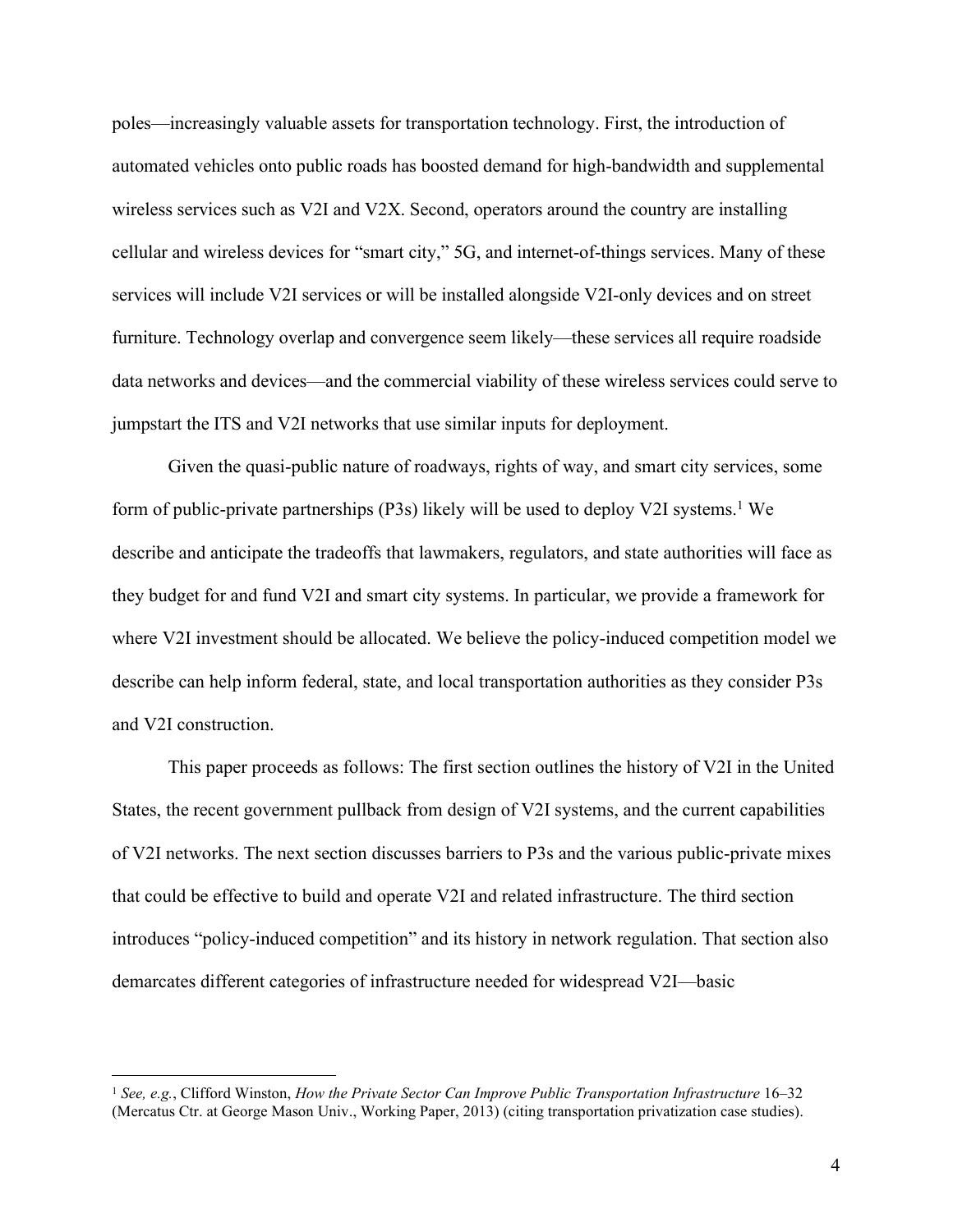poles—increasingly valuable assets for transportation technology. First, the introduction of automated vehicles onto public roads has boosted demand for high-bandwidth and supplemental wireless services such as V2I and V2X. Second, operators around the country are installing cellular and wireless devices for "smart city," 5G, and internet-of-things services. Many of these services will include V2I services or will be installed alongside V2I-only devices and on street furniture. Technology overlap and convergence seem likely—these services all require roadside data networks and devices—and the commercial viability of these wireless services could serve to jumpstart the ITS and V2I networks that use similar inputs for deployment.

Given the quasi-public nature of roadways, rights of way, and smart city services, some form of public-private partnerships (P3s) likely will be used to deploy V2I systems.[1] We describe and anticipate the tradeoffs that lawmakers, regulators, and state authorities will face as they budget for and fund V2I and smart city systems. In particular, we provide a framework for where V2I investment should be allocated. We believe the policy-induced competition model we describe can help inform federal, state, and local transportation authorities as they consider P3s and V2I construction.

This paper proceeds as follows: The first section outlines the history of V2I in the United States, the recent government pullback from design of V2I systems, and the current capabilities of V2I networks. The next section discusses barriers to P3s and the various public-private mixes that could be effective to build and operate V2I and related infrastructure. The third section introduces "policy-induced competition" and its history in network regulation. That section also demarcates different categories of infrastructure needed for widespread V2I—basic

---

[1] *See, e.g.*, Clifford Winston, *How the Private Sector Can Improve Public Transportation Infrastructure* 16–32 (Mercatus Ctr. at George Mason Univ., Working Paper, 2013) (citing transportation privatization case studies).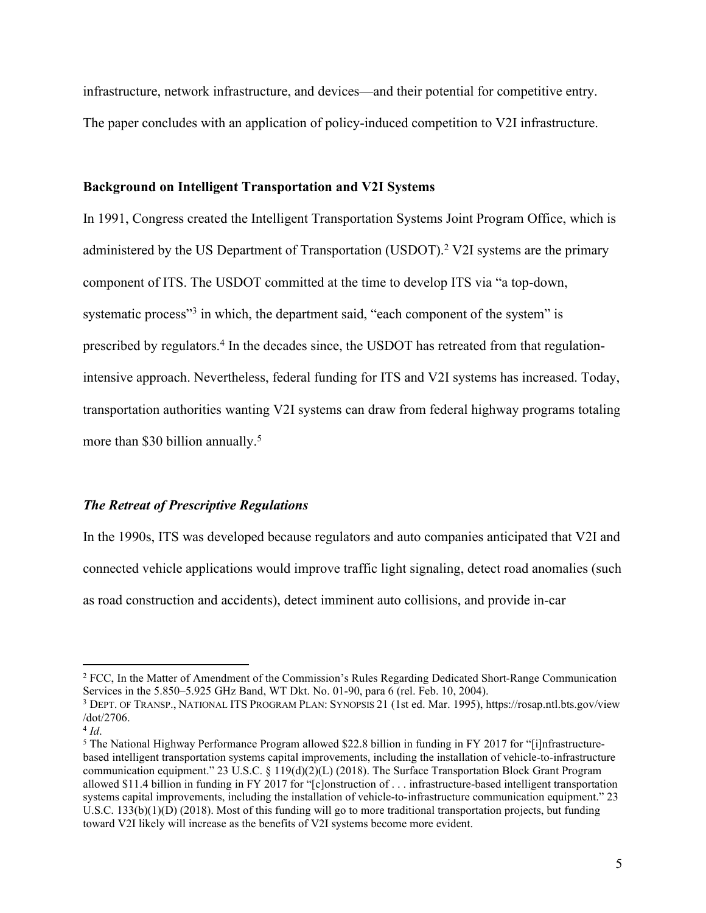infrastructure, network infrastructure, and devices—and their potential for competitive entry. The paper concludes with an application of policy-induced competition to V2I infrastructure.

## Background on Intelligent Transportation and V2I Systems

In 1991, Congress created the Intelligent Transportation Systems Joint Program Office, which is administered by the US Department of Transportation (USDOT).[2] V2I systems are the primary component of ITS. The USDOT committed at the time to develop ITS via "a top-down, systematic process"[3] in which, the department said, "each component of the system" is prescribed by regulators.[4] In the decades since, the USDOT has retreated from that regulation-intensive approach. Nevertheless, federal funding for ITS and V2I systems has increased. Today, transportation authorities wanting V2I systems can draw from federal highway programs totaling more than $30 billion annually.[5]

### *The Retreat of Prescriptive Regulations*

In the 1990s, ITS was developed because regulators and auto companies anticipated that V2I and connected vehicle applications would improve traffic light signaling, detect road anomalies (such as road construction and accidents), detect imminent auto collisions, and provide in-car

---

[2] FCC, In the Matter of Amendment of the Commission's Rules Regarding Dedicated Short-Range Communication Services in the 5.850–5.925 GHz Band, WT Dkt. No. 01-90, para 6 (rel. Feb. 10, 2004).

[3] DEPT. OF TRANSP., NATIONAL ITS PROGRAM PLAN: SYNOPSIS 21 (1st ed. Mar. 1995), https://rosap.ntl.bts.gov/view/dot/2706.

[4] *Id*.

[5] The National Highway Performance Program allowed $22.8 billion in funding in FY 2017 for "[i]nfrastructure-based intelligent transportation systems capital improvements, including the installation of vehicle-to-infrastructure communication equipment." 23 U.S.C. § 119(d)(2)(L) (2018). The Surface Transportation Block Grant Program allowed $11.4 billion in funding in FY 2017 for "[c]onstruction of . . . infrastructure-based intelligent transportation systems capital improvements, including the installation of vehicle-to-infrastructure communication equipment." 23 U.S.C. 133(b)(1)(D) (2018). Most of this funding will go to more traditional transportation projects, but funding toward V2I likely will increase as the benefits of V2I systems become more evident.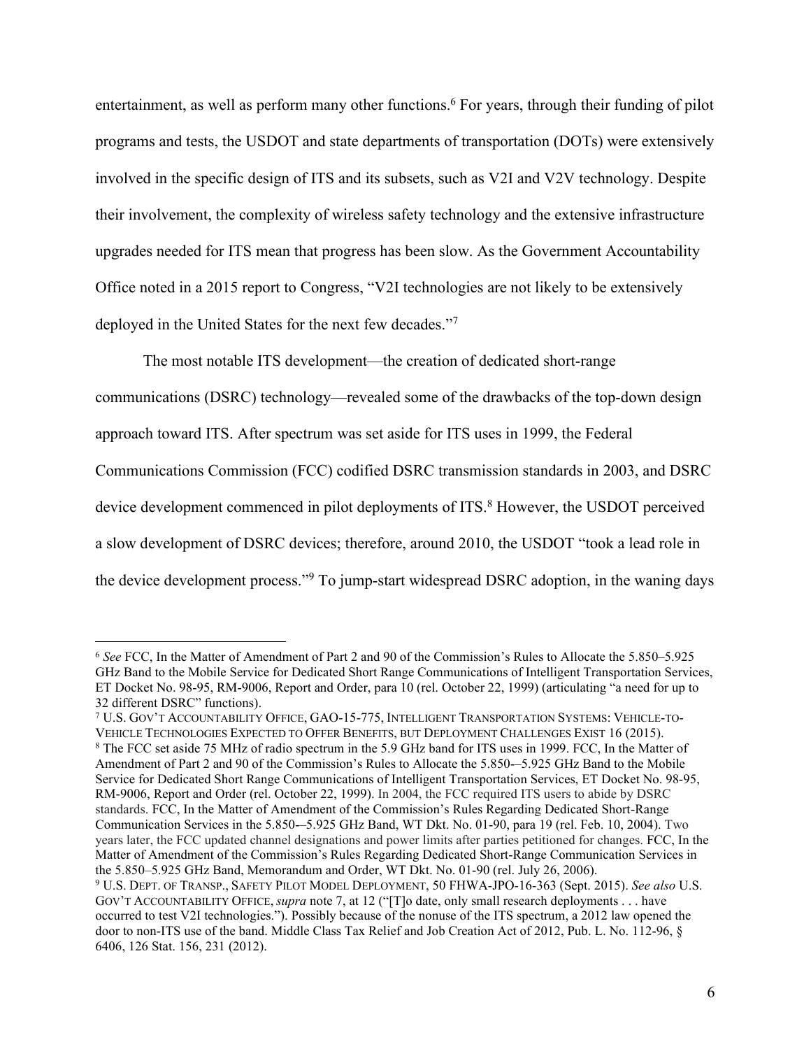entertainment, as well as perform many other functions.[6] For years, through their funding of pilot programs and tests, the USDOT and state departments of transportation (DOTs) were extensively involved in the specific design of ITS and its subsets, such as V2I and V2V technology. Despite their involvement, the complexity of wireless safety technology and the extensive infrastructure upgrades needed for ITS mean that progress has been slow. As the Government Accountability Office noted in a 2015 report to Congress, "V2I technologies are not likely to be extensively deployed in the United States for the next few decades."[7]

The most notable ITS development—the creation of dedicated short-range communications (DSRC) technology—revealed some of the drawbacks of the top-down design approach toward ITS. After spectrum was set aside for ITS uses in 1999, the Federal Communications Commission (FCC) codified DSRC transmission standards in 2003, and DSRC device development commenced in pilot deployments of ITS.[8] However, the USDOT perceived a slow development of DSRC devices; therefore, around 2010, the USDOT "took a lead role in the device development process."[9] To jump-start widespread DSRC adoption, in the waning days

---

[6] *See* FCC, In the Matter of Amendment of Part 2 and 90 of the Commission's Rules to Allocate the 5.850–5.925 GHz Band to the Mobile Service for Dedicated Short Range Communications of Intelligent Transportation Services, ET Docket No. 98-95, RM-9006, Report and Order, para 10 (rel. October 22, 1999) (articulating "a need for up to 32 different DSRC" functions).

[7] U.S. GOV'T ACCOUNTABILITY OFFICE, GAO-15-775, INTELLIGENT TRANSPORTATION SYSTEMS: VEHICLE-TO-VEHICLE TECHNOLOGIES EXPECTED TO OFFER BENEFITS, BUT DEPLOYMENT CHALLENGES EXIST 16 (2015).

[8] The FCC set aside 75 MHz of radio spectrum in the 5.9 GHz band for ITS uses in 1999. FCC, In the Matter of Amendment of Part 2 and 90 of the Commission's Rules to Allocate the 5.850-–5.925 GHz Band to the Mobile Service for Dedicated Short Range Communications of Intelligent Transportation Services, ET Docket No. 98-95, RM-9006, Report and Order (rel. October 22, 1999). In 2004, the FCC required ITS users to abide by DSRC standards. FCC, In the Matter of Amendment of the Commission's Rules Regarding Dedicated Short-Range Communication Services in the 5.850-–5.925 GHz Band, WT Dkt. No. 01-90, para 19 (rel. Feb. 10, 2004). Two years later, the FCC updated channel designations and power limits after parties petitioned for changes. FCC, In the Matter of Amendment of the Commission's Rules Regarding Dedicated Short-Range Communication Services in the 5.850–5.925 GHz Band, Memorandum and Order, WT Dkt. No. 01-90 (rel. July 26, 2006).

[9] U.S. DEPT. OF TRANSP., SAFETY PILOT MODEL DEPLOYMENT, 50 FHWA-JPO-16-363 (Sept. 2015). *See also* U.S. GOV'T ACCOUNTABILITY OFFICE, *supra* note 7, at 12 ("[T]o date, only small research deployments . . . have occurred to test V2I technologies."). Possibly because of the nonuse of the ITS spectrum, a 2012 law opened the door to non-ITS use of the band. Middle Class Tax Relief and Job Creation Act of 2012, Pub. L. No. 112-96, § 6406, 126 Stat. 156, 231 (2012).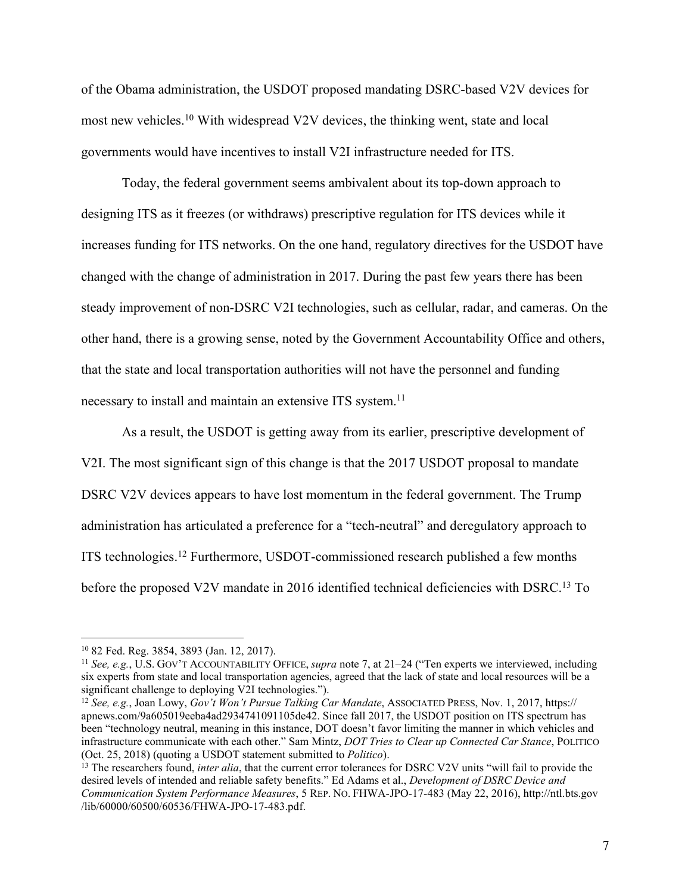of the Obama administration, the USDOT proposed mandating DSRC-based V2V devices for most new vehicles.[10] With widespread V2V devices, the thinking went, state and local governments would have incentives to install V2I infrastructure needed for ITS.

Today, the federal government seems ambivalent about its top-down approach to designing ITS as it freezes (or withdraws) prescriptive regulation for ITS devices while it increases funding for ITS networks. On the one hand, regulatory directives for the USDOT have changed with the change of administration in 2017. During the past few years there has been steady improvement of non-DSRC V2I technologies, such as cellular, radar, and cameras. On the other hand, there is a growing sense, noted by the Government Accountability Office and others, that the state and local transportation authorities will not have the personnel and funding necessary to install and maintain an extensive ITS system.[11]

As a result, the USDOT is getting away from its earlier, prescriptive development of V2I. The most significant sign of this change is that the 2017 USDOT proposal to mandate DSRC V2V devices appears to have lost momentum in the federal government. The Trump administration has articulated a preference for a "tech-neutral" and deregulatory approach to ITS technologies.[12] Furthermore, USDOT-commissioned research published a few months before the proposed V2V mandate in 2016 identified technical deficiencies with DSRC.[13] To

---

[10] 82 Fed. Reg. 3854, 3893 (Jan. 12, 2017).

[11] *See, e.g.*, U.S. GOV'T ACCOUNTABILITY OFFICE, *supra* note 7, at 21–24 ("Ten experts we interviewed, including six experts from state and local transportation agencies, agreed that the lack of state and local resources will be a significant challenge to deploying V2I technologies.").

[12] *See, e.g.*, Joan Lowy, *Gov't Won't Pursue Talking Car Mandate*, ASSOCIATED PRESS, Nov. 1, 2017, https://apnews.com/9a605019eeba4ad2934741091105de42. Since fall 2017, the USDOT position on ITS spectrum has been "technology neutral, meaning in this instance, DOT doesn't favor limiting the manner in which vehicles and infrastructure communicate with each other." Sam Mintz, *DOT Tries to Clear up Connected Car Stance*, POLITICO (Oct. 25, 2018) (quoting a USDOT statement submitted to *Politico*).

[13] The researchers found, *inter alia*, that the current error tolerances for DSRC V2V units "will fail to provide the desired levels of intended and reliable safety benefits." Ed Adams et al., *Development of DSRC Device and Communication System Performance Measures*, 5 REP. NO. FHWA-JPO-17-483 (May 22, 2016), http://ntl.bts.gov/lib/60000/60500/60536/FHWA-JPO-17-483.pdf.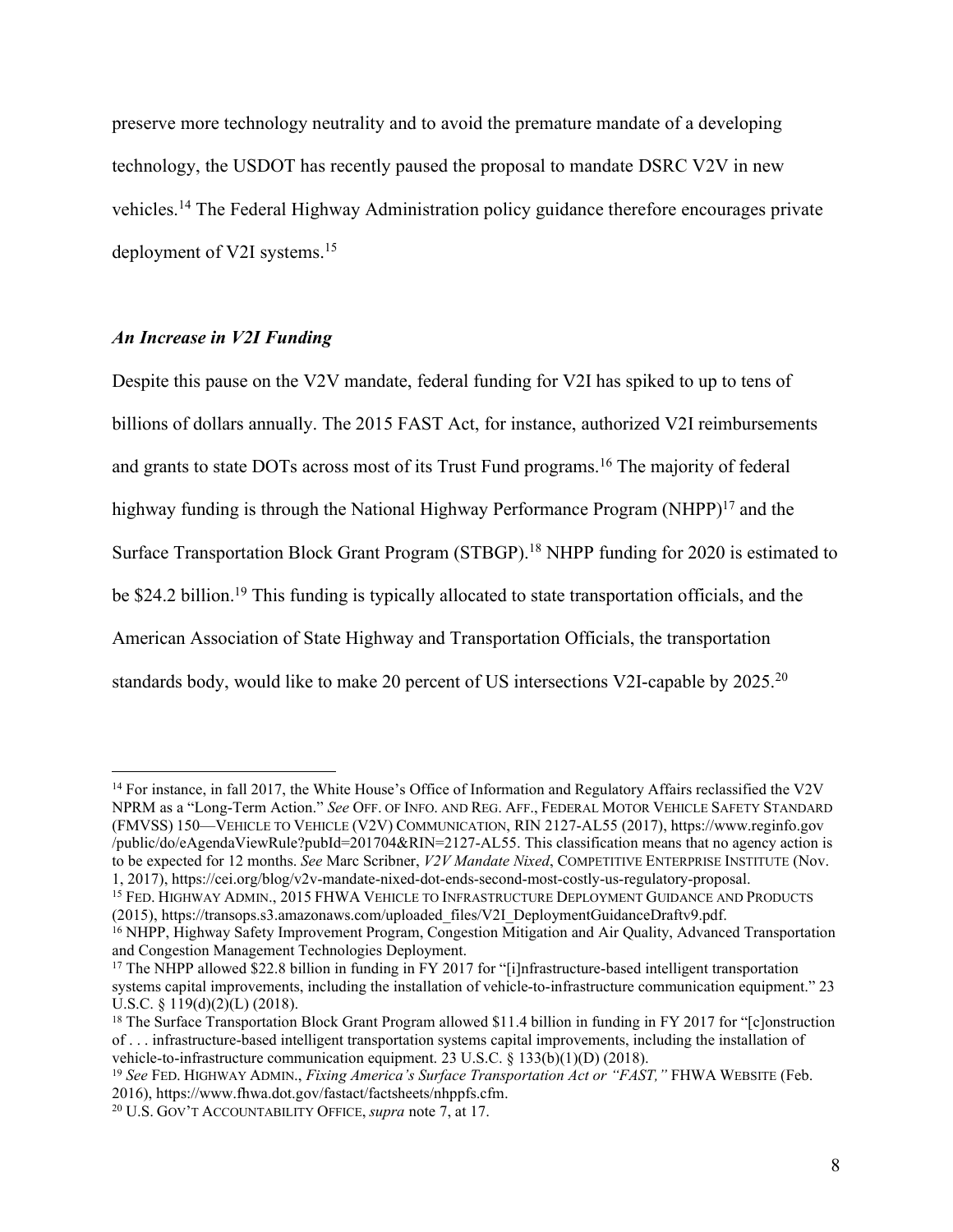preserve more technology neutrality and to avoid the premature mandate of a developing technology, the USDOT has recently paused the proposal to mandate DSRC V2V in new vehicles.[14] The Federal Highway Administration policy guidance therefore encourages private deployment of V2I systems.[15]

### *An Increase in V2I Funding*

Despite this pause on the V2V mandate, federal funding for V2I has spiked to up to tens of billions of dollars annually. The 2015 FAST Act, for instance, authorized V2I reimbursements and grants to state DOTs across most of its Trust Fund programs.[16] The majority of federal highway funding is through the National Highway Performance Program (NHPP)[17] and the Surface Transportation Block Grant Program (STBGP).[18] NHPP funding for 2020 is estimated to be $24.2 billion.[19] This funding is typically allocated to state transportation officials, and the American Association of State Highway and Transportation Officials, the transportation standards body, would like to make 20 percent of US intersections V2I-capable by 2025.[20]

---

[14] For instance, in fall 2017, the White House's Office of Information and Regulatory Affairs reclassified the V2V NPRM as a "Long-Term Action." *See* OFF. OF INFO. AND REG. AFF., FEDERAL MOTOR VEHICLE SAFETY STANDARD (FMVSS) 150—VEHICLE TO VEHICLE (V2V) COMMUNICATION, RIN 2127-AL55 (2017), https://www.reginfo.gov /public/do/eAgendaViewRule?pubId=201704&RIN=2127-AL55. This classification means that no agency action is to be expected for 12 months. *See* Marc Scribner, *V2V Mandate Nixed*, COMPETITIVE ENTERPRISE INSTITUTE (Nov. 1, 2017), https://cei.org/blog/v2v-mandate-nixed-dot-ends-second-most-costly-us-regulatory-proposal.

[15] FED. HIGHWAY ADMIN., 2015 FHWA VEHICLE TO INFRASTRUCTURE DEPLOYMENT GUIDANCE AND PRODUCTS (2015), https://transops.s3.amazonaws.com/uploaded_files/V2I_DeploymentGuidanceDraftv9.pdf.

[16] NHPP, Highway Safety Improvement Program, Congestion Mitigation and Air Quality, Advanced Transportation and Congestion Management Technologies Deployment.

[17] The NHPP allowed $22.8 billion in funding in FY 2017 for "[i]nfrastructure-based intelligent transportation systems capital improvements, including the installation of vehicle-to-infrastructure communication equipment." 23 U.S.C. § 119(d)(2)(L) (2018).

[18] The Surface Transportation Block Grant Program allowed $11.4 billion in funding in FY 2017 for "[c]onstruction of . . . infrastructure-based intelligent transportation systems capital improvements, including the installation of vehicle-to-infrastructure communication equipment. 23 U.S.C. § 133(b)(1)(D) (2018).

[19] *See* FED. HIGHWAY ADMIN., *Fixing America's Surface Transportation Act or "FAST,"* FHWA WEBSITE (Feb. 2016), https://www.fhwa.dot.gov/fastact/factsheets/nhppfs.cfm.

[20] U.S. GOV'T ACCOUNTABILITY OFFICE, *supra* note 7, at 17.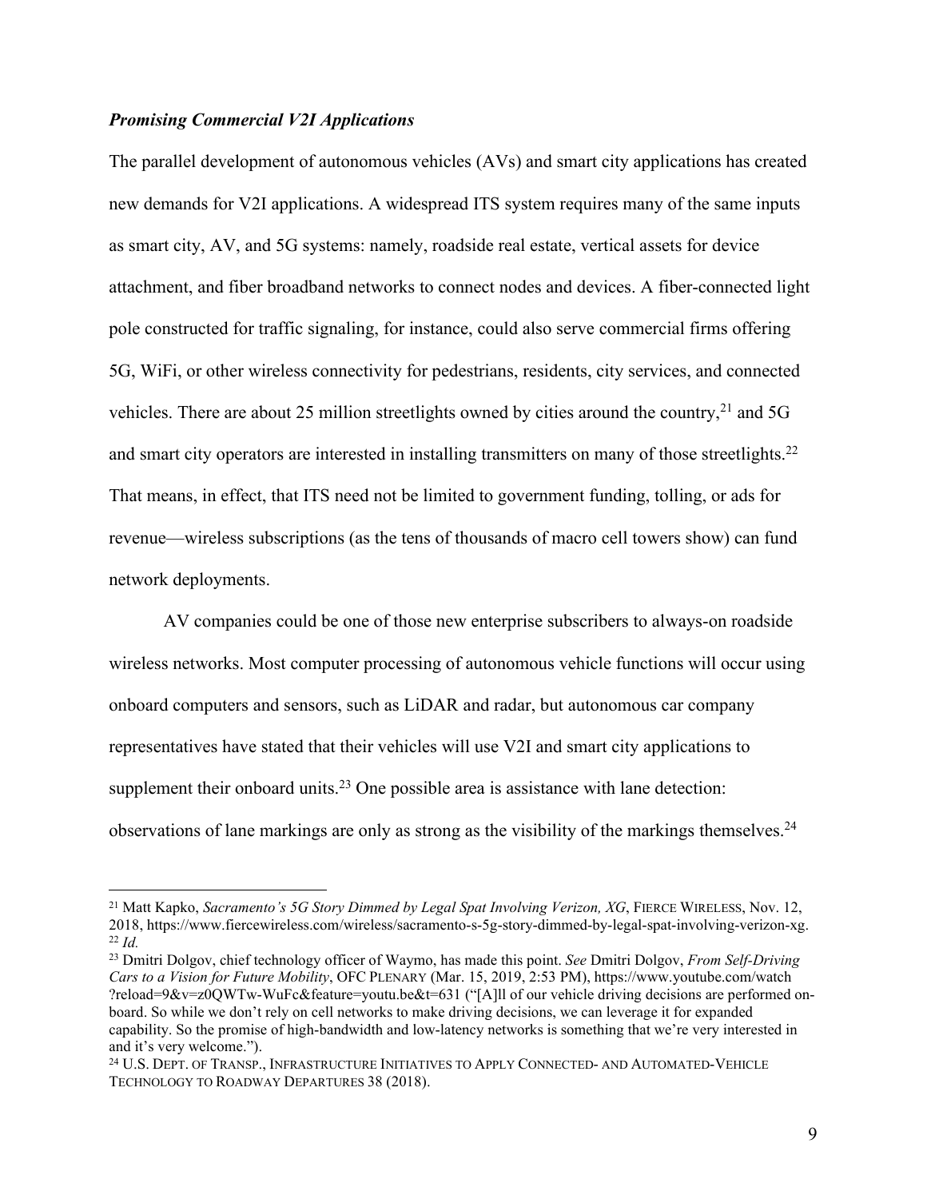***Promising Commercial V2I Applications***

The parallel development of autonomous vehicles (AVs) and smart city applications has created new demands for V2I applications. A widespread ITS system requires many of the same inputs as smart city, AV, and 5G systems: namely, roadside real estate, vertical assets for device attachment, and fiber broadband networks to connect nodes and devices. A fiber-connected light pole constructed for traffic signaling, for instance, could also serve commercial firms offering 5G, WiFi, or other wireless connectivity for pedestrians, residents, city services, and connected vehicles. There are about 25 million streetlights owned by cities around the country,[21] and 5G and smart city operators are interested in installing transmitters on many of those streetlights.[22] That means, in effect, that ITS need not be limited to government funding, tolling, or ads for revenue—wireless subscriptions (as the tens of thousands of macro cell towers show) can fund network deployments.

AV companies could be one of those new enterprise subscribers to always-on roadside wireless networks. Most computer processing of autonomous vehicle functions will occur using onboard computers and sensors, such as LiDAR and radar, but autonomous car company representatives have stated that their vehicles will use V2I and smart city applications to supplement their onboard units.[23] One possible area is assistance with lane detection: observations of lane markings are only as strong as the visibility of the markings themselves.[24]

---

[21] Matt Kapko, *Sacramento's 5G Story Dimmed by Legal Spat Involving Verizon, XG*, FIERCE WIRELESS, Nov. 12, 2018, https://www.fiercewireless.com/wireless/sacramento-s-5g-story-dimmed-by-legal-spat-involving-verizon-xg.

[22] *Id.*

[23] Dmitri Dolgov, chief technology officer of Waymo, has made this point. *See* Dmitri Dolgov, *From Self-Driving Cars to a Vision for Future Mobility*, OFC PLENARY (Mar. 15, 2019, 2:53 PM), https://www.youtube.com/watch?reload=9&v=z0QWTw-WuFc&feature=youtu.be&t=631 ("[A]ll of our vehicle driving decisions are performed on-board. So while we don't rely on cell networks to make driving decisions, we can leverage it for expanded capability. So the promise of high-bandwidth and low-latency networks is something that we're very interested in and it's very welcome.").

[24] U.S. DEPT. OF TRANSP., INFRASTRUCTURE INITIATIVES TO APPLY CONNECTED- AND AUTOMATED-VEHICLE TECHNOLOGY TO ROADWAY DEPARTURES 38 (2018).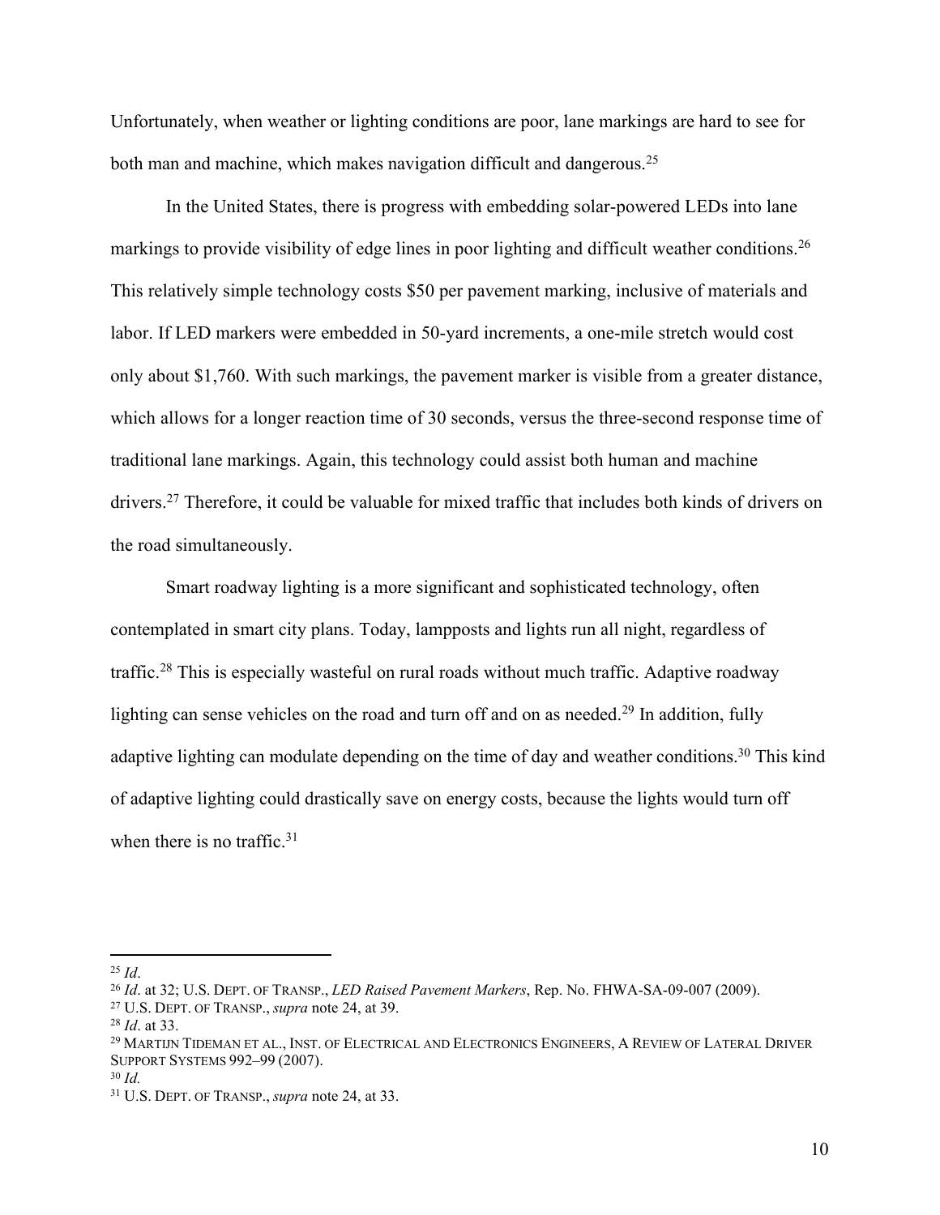Unfortunately, when weather or lighting conditions are poor, lane markings are hard to see for both man and machine, which makes navigation difficult and dangerous.[25]

In the United States, there is progress with embedding solar-powered LEDs into lane markings to provide visibility of edge lines in poor lighting and difficult weather conditions.[26] This relatively simple technology costs $50 per pavement marking, inclusive of materials and labor. If LED markers were embedded in 50-yard increments, a one-mile stretch would cost only about $1,760. With such markings, the pavement marker is visible from a greater distance, which allows for a longer reaction time of 30 seconds, versus the three-second response time of traditional lane markings. Again, this technology could assist both human and machine drivers.[27] Therefore, it could be valuable for mixed traffic that includes both kinds of drivers on the road simultaneously.

Smart roadway lighting is a more significant and sophisticated technology, often contemplated in smart city plans. Today, lampposts and lights run all night, regardless of traffic.[28] This is especially wasteful on rural roads without much traffic. Adaptive roadway lighting can sense vehicles on the road and turn off and on as needed.[29] In addition, fully adaptive lighting can modulate depending on the time of day and weather conditions.[30] This kind of adaptive lighting could drastically save on energy costs, because the lights would turn off when there is no traffic.[31]

---

[25] *Id*.

[26] *Id*. at 32; U.S. DEPT. OF TRANSP., *LED Raised Pavement Markers*, Rep. No. FHWA-SA-09-007 (2009).

[27] U.S. DEPT. OF TRANSP., *supra* note 24, at 39.

[28] *Id*. at 33.

[29] MARTIJN TIDEMAN ET AL., INST. OF ELECTRICAL AND ELECTRONICS ENGINEERS, A REVIEW OF LATERAL DRIVER SUPPORT SYSTEMS 992–99 (2007).

[30] *Id.*

[31] U.S. DEPT. OF TRANSP., *supra* note 24, at 33.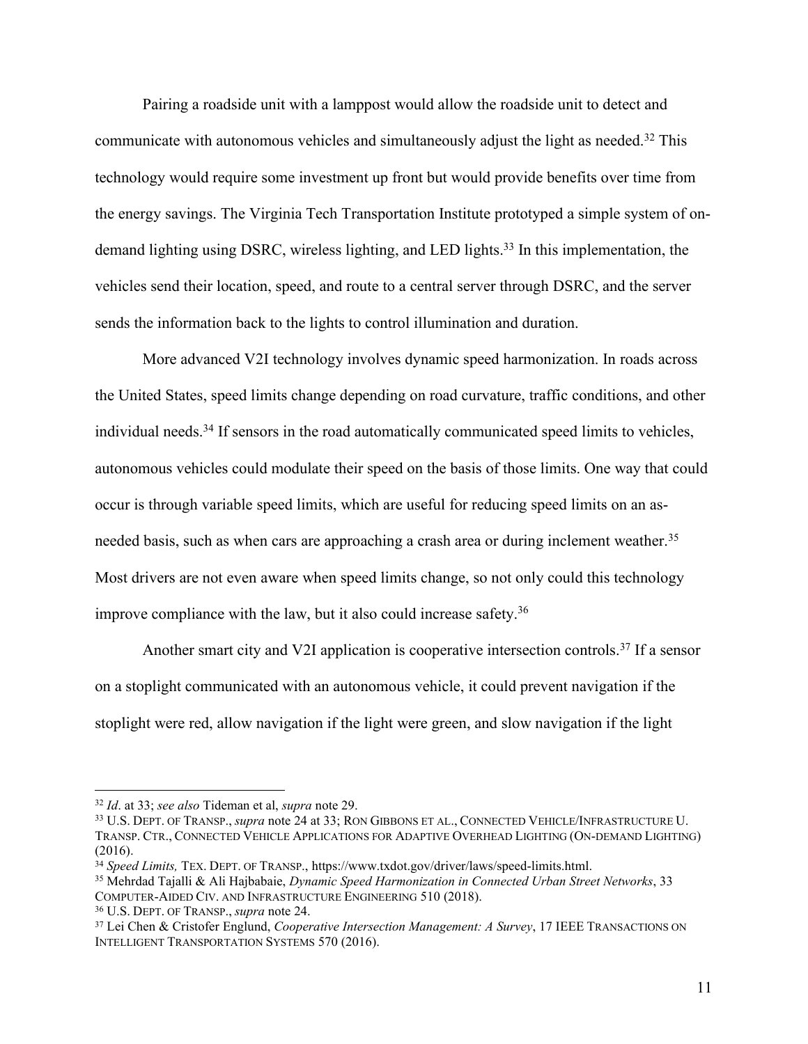Pairing a roadside unit with a lamppost would allow the roadside unit to detect and communicate with autonomous vehicles and simultaneously adjust the light as needed.[32] This technology would require some investment up front but would provide benefits over time from the energy savings. The Virginia Tech Transportation Institute prototyped a simple system of on-demand lighting using DSRC, wireless lighting, and LED lights.[33] In this implementation, the vehicles send their location, speed, and route to a central server through DSRC, and the server sends the information back to the lights to control illumination and duration.

More advanced V2I technology involves dynamic speed harmonization. In roads across the United States, speed limits change depending on road curvature, traffic conditions, and other individual needs.[34] If sensors in the road automatically communicated speed limits to vehicles, autonomous vehicles could modulate their speed on the basis of those limits. One way that could occur is through variable speed limits, which are useful for reducing speed limits on an as-needed basis, such as when cars are approaching a crash area or during inclement weather.[35] Most drivers are not even aware when speed limits change, so not only could this technology improve compliance with the law, but it also could increase safety.[36]

Another smart city and V2I application is cooperative intersection controls.[37] If a sensor on a stoplight communicated with an autonomous vehicle, it could prevent navigation if the stoplight were red, allow navigation if the light were green, and slow navigation if the light

---

[32] *Id*. at 33; *see also* Tideman et al, *supra* note 29.

[33] U.S. DEPT. OF TRANSP., *supra* note 24 at 33; RON GIBBONS ET AL., CONNECTED VEHICLE/INFRASTRUCTURE U. TRANSP. CTR., CONNECTED VEHICLE APPLICATIONS FOR ADAPTIVE OVERHEAD LIGHTING (ON-DEMAND LIGHTING) (2016).

[34] *Speed Limits,* TEX. DEPT. OF TRANSP., https://www.txdot.gov/driver/laws/speed-limits.html.

[35] Mehrdad Tajalli & Ali Hajbabaie, *Dynamic Speed Harmonization in Connected Urban Street Networks*, 33 COMPUTER-AIDED CIV. AND INFRASTRUCTURE ENGINEERING 510 (2018).

[36] U.S. DEPT. OF TRANSP., *supra* note 24.

[37] Lei Chen & Cristofer Englund, *Cooperative Intersection Management: A Survey*, 17 IEEE TRANSACTIONS ON INTELLIGENT TRANSPORTATION SYSTEMS 570 (2016).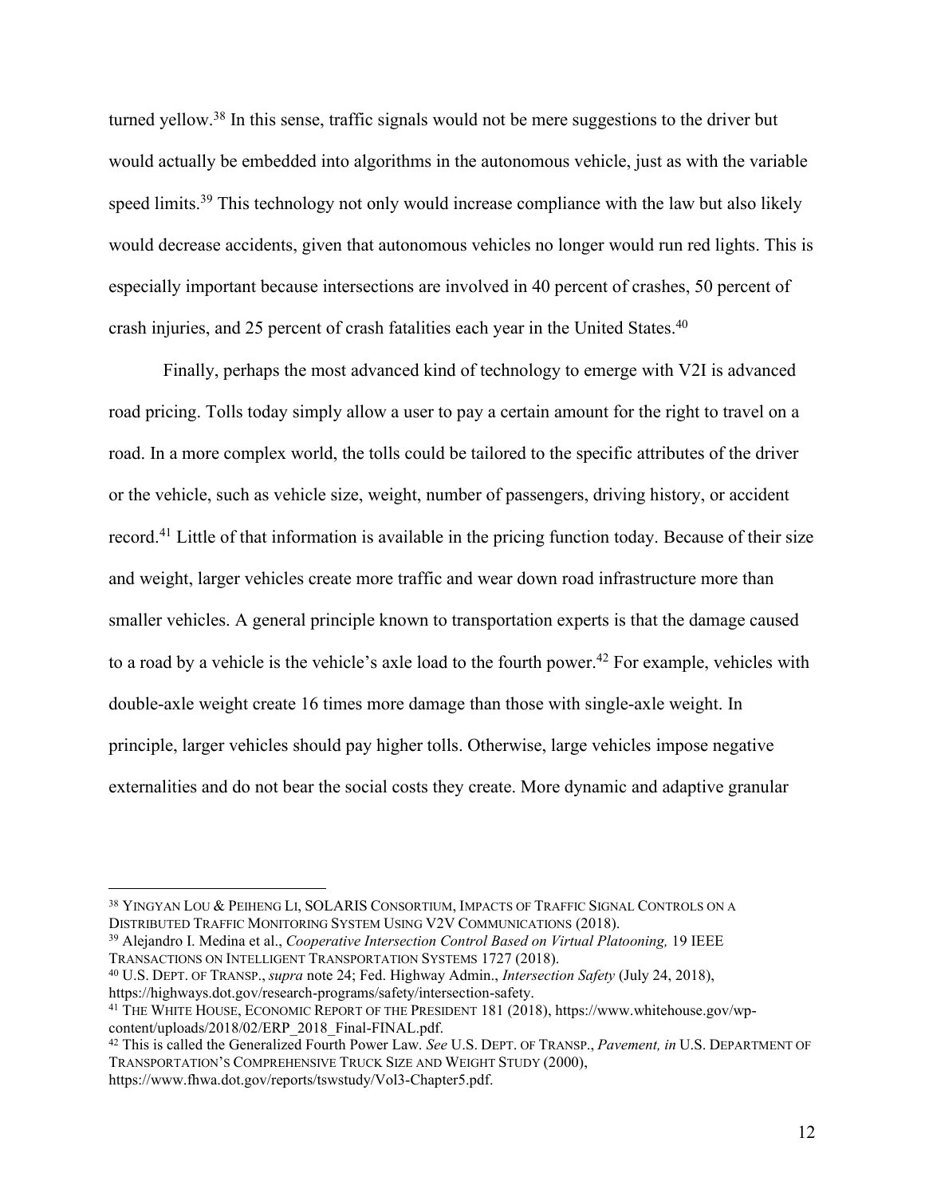turned yellow.[38] In this sense, traffic signals would not be mere suggestions to the driver but would actually be embedded into algorithms in the autonomous vehicle, just as with the variable speed limits.[39] This technology not only would increase compliance with the law but also likely would decrease accidents, given that autonomous vehicles no longer would run red lights. This is especially important because intersections are involved in 40 percent of crashes, 50 percent of crash injuries, and 25 percent of crash fatalities each year in the United States.[40]

Finally, perhaps the most advanced kind of technology to emerge with V2I is advanced road pricing. Tolls today simply allow a user to pay a certain amount for the right to travel on a road. In a more complex world, the tolls could be tailored to the specific attributes of the driver or the vehicle, such as vehicle size, weight, number of passengers, driving history, or accident record.[41] Little of that information is available in the pricing function today. Because of their size and weight, larger vehicles create more traffic and wear down road infrastructure more than smaller vehicles. A general principle known to transportation experts is that the damage caused to a road by a vehicle is the vehicle's axle load to the fourth power.[42] For example, vehicles with double-axle weight create 16 times more damage than those with single-axle weight. In principle, larger vehicles should pay higher tolls. Otherwise, large vehicles impose negative externalities and do not bear the social costs they create. More dynamic and adaptive granular

---

[38] YINGYAN LOU & PEIHENG LI, SOLARIS CONSORTIUM, IMPACTS OF TRAFFIC SIGNAL CONTROLS ON A DISTRIBUTED TRAFFIC MONITORING SYSTEM USING V2V COMMUNICATIONS (2018).

[39] Alejandro I. Medina et al., *Cooperative Intersection Control Based on Virtual Platooning,* 19 IEEE TRANSACTIONS ON INTELLIGENT TRANSPORTATION SYSTEMS 1727 (2018).

[40] U.S. DEPT. OF TRANSP., *supra* note 24; Fed. Highway Admin., *Intersection Safety* (July 24, 2018), https://highways.dot.gov/research-programs/safety/intersection-safety.

[41] THE WHITE HOUSE, ECONOMIC REPORT OF THE PRESIDENT 181 (2018), https://www.whitehouse.gov/wp-content/uploads/2018/02/ERP_2018_Final-FINAL.pdf.

[42] This is called the Generalized Fourth Power Law. *See* U.S. DEPT. OF TRANSP., *Pavement, in* U.S. DEPARTMENT OF TRANSPORTATION'S COMPREHENSIVE TRUCK SIZE AND WEIGHT STUDY (2000), https://www.fhwa.dot.gov/reports/tswstudy/Vol3-Chapter5.pdf.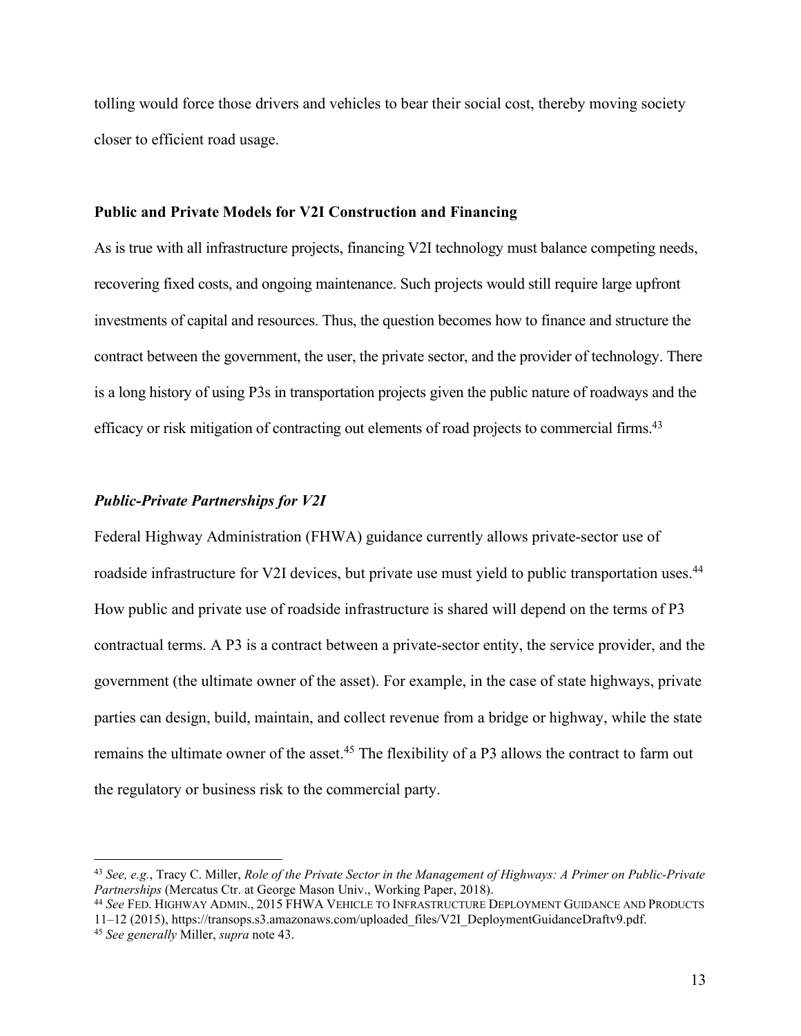tolling would force those drivers and vehicles to bear their social cost, thereby moving society closer to efficient road usage.

## Public and Private Models for V2I Construction and Financing

As is true with all infrastructure projects, financing V2I technology must balance competing needs, recovering fixed costs, and ongoing maintenance. Such projects would still require large upfront investments of capital and resources. Thus, the question becomes how to finance and structure the contract between the government, the user, the private sector, and the provider of technology. There is a long history of using P3s in transportation projects given the public nature of roadways and the efficacy or risk mitigation of contracting out elements of road projects to commercial firms.[43]

### *Public-Private Partnerships for V2I*

Federal Highway Administration (FHWA) guidance currently allows private-sector use of roadside infrastructure for V2I devices, but private use must yield to public transportation uses.[44] How public and private use of roadside infrastructure is shared will depend on the terms of P3 contractual terms. A P3 is a contract between a private-sector entity, the service provider, and the government (the ultimate owner of the asset). For example, in the case of state highways, private parties can design, build, maintain, and collect revenue from a bridge or highway, while the state remains the ultimate owner of the asset.[45] The flexibility of a P3 allows the contract to farm out the regulatory or business risk to the commercial party.

---

[43] *See, e.g.*, Tracy C. Miller, *Role of the Private Sector in the Management of Highways: A Primer on Public-Private Partnerships* (Mercatus Ctr. at George Mason Univ., Working Paper, 2018).

[44] *See* FED. HIGHWAY ADMIN., 2015 FHWA VEHICLE TO INFRASTRUCTURE DEPLOYMENT GUIDANCE AND PRODUCTS 11–12 (2015), https://transops.s3.amazonaws.com/uploaded_files/V2I_DeploymentGuidanceDraftv9.pdf.

[45] *See generally* Miller, *supra* note 43.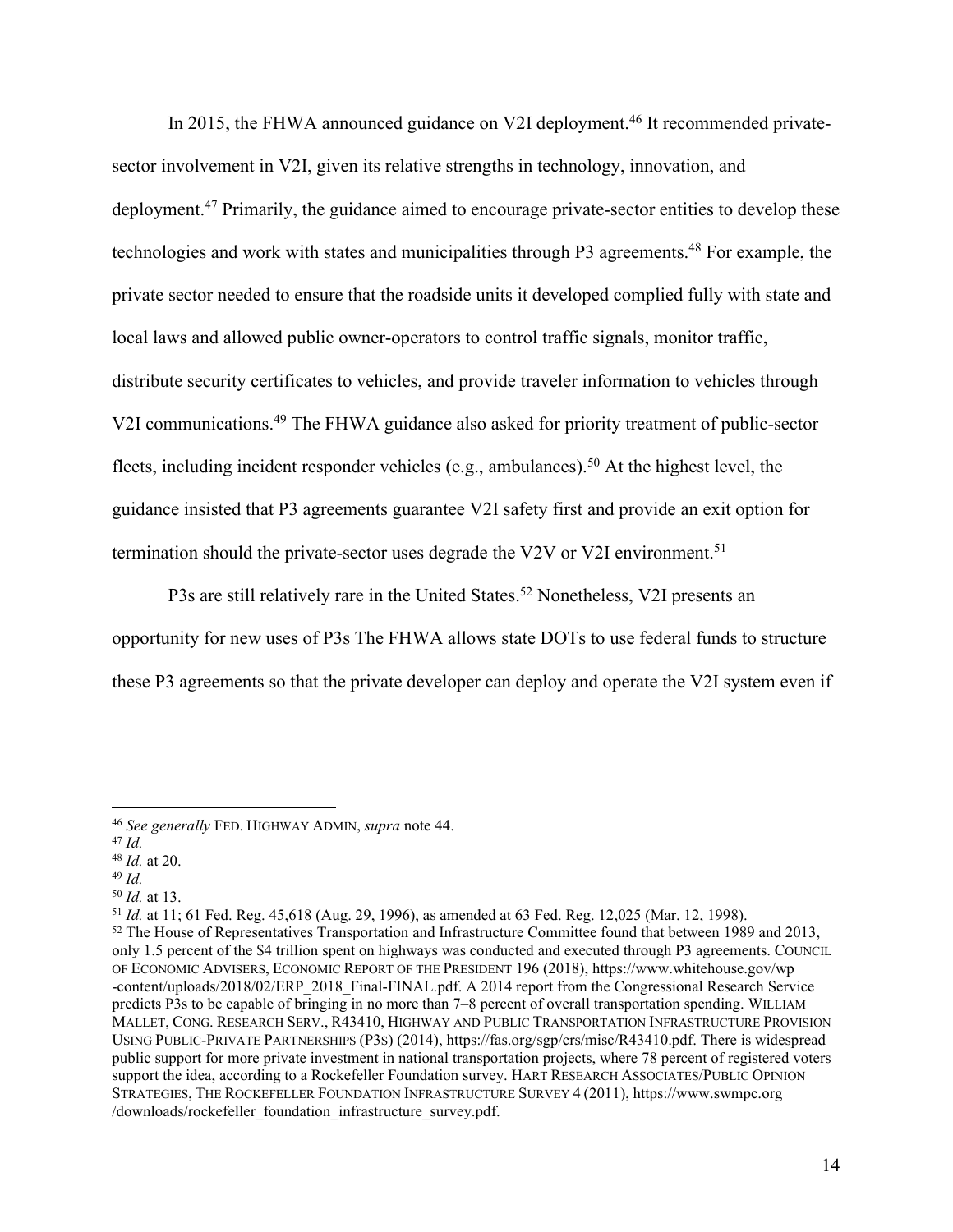In 2015, the FHWA announced guidance on V2I deployment.[46] It recommended private-sector involvement in V2I, given its relative strengths in technology, innovation, and deployment.[47] Primarily, the guidance aimed to encourage private-sector entities to develop these technologies and work with states and municipalities through P3 agreements.[48] For example, the private sector needed to ensure that the roadside units it developed complied fully with state and local laws and allowed public owner-operators to control traffic signals, monitor traffic, distribute security certificates to vehicles, and provide traveler information to vehicles through V2I communications.[49] The FHWA guidance also asked for priority treatment of public-sector fleets, including incident responder vehicles (e.g., ambulances).[50] At the highest level, the guidance insisted that P3 agreements guarantee V2I safety first and provide an exit option for termination should the private-sector uses degrade the V2V or V2I environment.[51]

P3s are still relatively rare in the United States.[52] Nonetheless, V2I presents an opportunity for new uses of P3s The FHWA allows state DOTs to use federal funds to structure these P3 agreements so that the private developer can deploy and operate the V2I system even if

---

[46] *See generally* FED. HIGHWAY ADMIN, *supra* note 44.

[47] *Id.*

[48] *Id.* at 20.

[49] *Id.*

[50] *Id.* at 13.

[51] *Id.* at 11; 61 Fed. Reg. 45,618 (Aug. 29, 1996), as amended at 63 Fed. Reg. 12,025 (Mar. 12, 1998).

[52] The House of Representatives Transportation and Infrastructure Committee found that between 1989 and 2013, only 1.5 percent of the $4 trillion spent on highways was conducted and executed through P3 agreements. COUNCIL OF ECONOMIC ADVISERS, ECONOMIC REPORT OF THE PRESIDENT 196 (2018), https://www.whitehouse.gov/wp-content/uploads/2018/02/ERP_2018_Final-FINAL.pdf. A 2014 report from the Congressional Research Service predicts P3s to be capable of bringing in no more than 7–8 percent of overall transportation spending. WILLIAM MALLET, CONG. RESEARCH SERV., R43410, HIGHWAY AND PUBLIC TRANSPORTATION INFRASTRUCTURE PROVISION USING PUBLIC-PRIVATE PARTNERSHIPS (P3S) (2014), https://fas.org/sgp/crs/misc/R43410.pdf. There is widespread public support for more private investment in national transportation projects, where 78 percent of registered voters support the idea, according to a Rockefeller Foundation survey. HART RESEARCH ASSOCIATES/PUBLIC OPINION STRATEGIES, THE ROCKEFELLER FOUNDATION INFRASTRUCTURE SURVEY 4 (2011), https://www.swmpc.org/downloads/rockefeller_foundation_infrastructure_survey.pdf.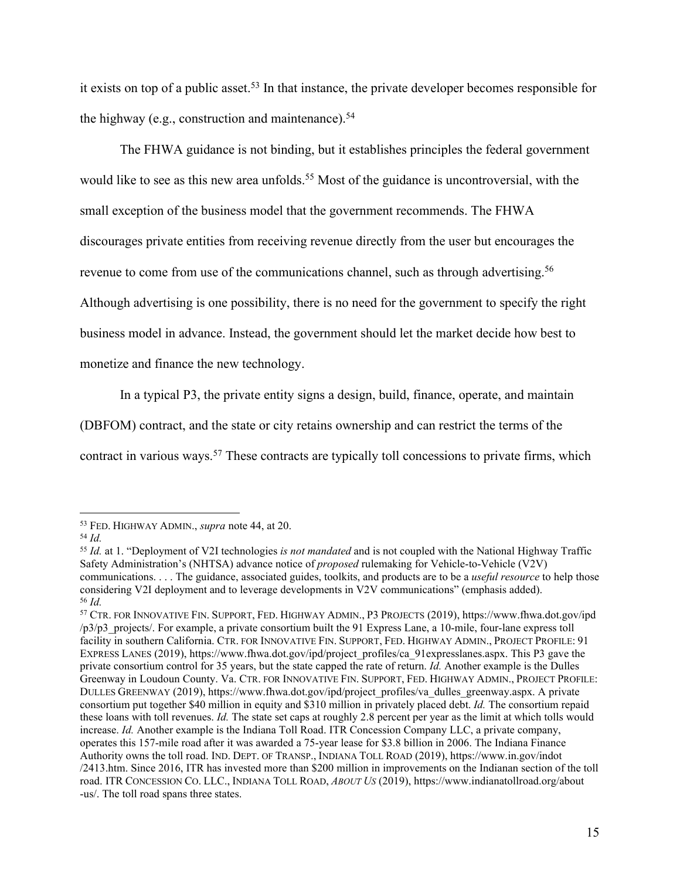it exists on top of a public asset.[53] In that instance, the private developer becomes responsible for the highway (e.g., construction and maintenance).[54]

The FHWA guidance is not binding, but it establishes principles the federal government would like to see as this new area unfolds.[55] Most of the guidance is uncontroversial, with the small exception of the business model that the government recommends. The FHWA discourages private entities from receiving revenue directly from the user but encourages the revenue to come from use of the communications channel, such as through advertising.[56] Although advertising is one possibility, there is no need for the government to specify the right business model in advance. Instead, the government should let the market decide how best to monetize and finance the new technology.

In a typical P3, the private entity signs a design, build, finance, operate, and maintain (DBFOM) contract, and the state or city retains ownership and can restrict the terms of the contract in various ways.[57] These contracts are typically toll concessions to private firms, which

---

[53] FED. HIGHWAY ADMIN., *supra* note 44, at 20.

[54] *Id.*

[55] *Id.* at 1. "Deployment of V2I technologies *is not mandated* and is not coupled with the National Highway Traffic Safety Administration's (NHTSA) advance notice of *proposed* rulemaking for Vehicle-to-Vehicle (V2V) communications. . . . The guidance, associated guides, toolkits, and products are to be a *useful resource* to help those considering V2I deployment and to leverage developments in V2V communications" (emphasis added).

[56] *Id.*

[57] CTR. FOR INNOVATIVE FIN. SUPPORT, FED. HIGHWAY ADMIN., P3 PROJECTS (2019), https://www.fhwa.dot.gov/ipd/p3/p3_projects/. For example, a private consortium built the 91 Express Lane, a 10-mile, four-lane express toll facility in southern California. CTR. FOR INNOVATIVE FIN. SUPPORT, FED. HIGHWAY ADMIN., PROJECT PROFILE: 91 EXPRESS LANES (2019), https://www.fhwa.dot.gov/ipd/project_profiles/ca_91expresslanes.aspx. This P3 gave the private consortium control for 35 years, but the state capped the rate of return. *Id.* Another example is the Dulles Greenway in Loudoun County. Va. CTR. FOR INNOVATIVE FIN. SUPPORT, FED. HIGHWAY ADMIN., PROJECT PROFILE: DULLES GREENWAY (2019), https://www.fhwa.dot.gov/ipd/project_profiles/va_dulles_greenway.aspx. A private consortium put together $40 million in equity and $310 million in privately placed debt. *Id.* The consortium repaid these loans with toll revenues. *Id.* The state set caps at roughly 2.8 percent per year as the limit at which tolls would increase. *Id.* Another example is the Indiana Toll Road. ITR Concession Company LLC, a private company, operates this 157-mile road after it was awarded a 75-year lease for $3.8 billion in 2006. The Indiana Finance Authority owns the toll road. IND. DEPT. OF TRANSP., INDIANA TOLL ROAD (2019), https://www.in.gov/indot/2413.htm. Since 2016, ITR has invested more than $200 million in improvements on the Indianan section of the toll road. ITR CONCESSION CO. LLC., INDIANA TOLL ROAD, *ABOUT US* (2019), https://www.indianatollroad.org/about-us/. The toll road spans three states.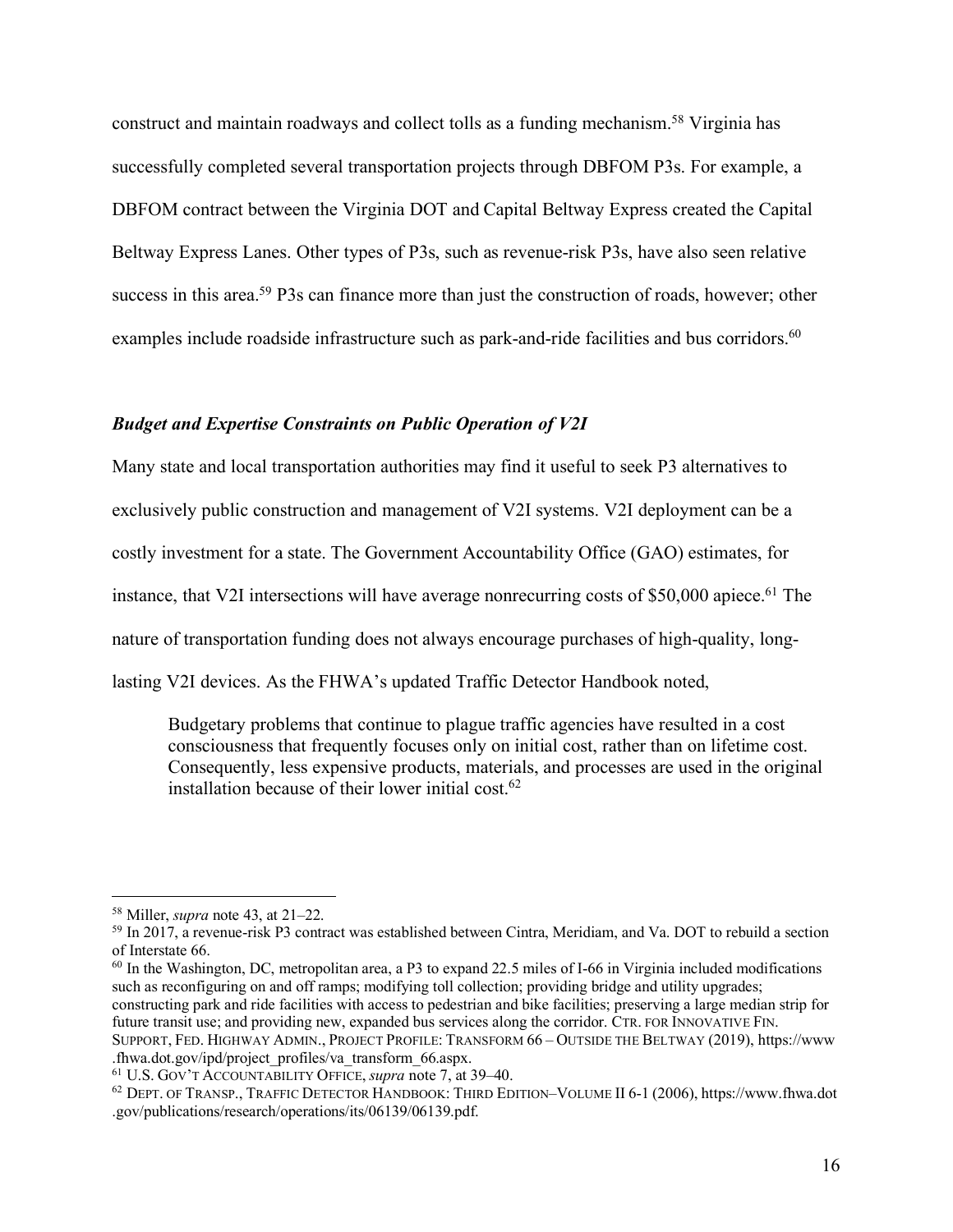construct and maintain roadways and collect tolls as a funding mechanism.[58] Virginia has successfully completed several transportation projects through DBFOM P3s. For example, a DBFOM contract between the Virginia DOT and Capital Beltway Express created the Capital Beltway Express Lanes. Other types of P3s, such as revenue-risk P3s, have also seen relative success in this area.[59] P3s can finance more than just the construction of roads, however; other examples include roadside infrastructure such as park-and-ride facilities and bus corridors.[60]

### *Budget and Expertise Constraints on Public Operation of V2I*

Many state and local transportation authorities may find it useful to seek P3 alternatives to exclusively public construction and management of V2I systems. V2I deployment can be a costly investment for a state. The Government Accountability Office (GAO) estimates, for instance, that V2I intersections will have average nonrecurring costs of $50,000 apiece.[61] The nature of transportation funding does not always encourage purchases of high-quality, long-lasting V2I devices. As the FHWA's updated Traffic Detector Handbook noted,

> Budgetary problems that continue to plague traffic agencies have resulted in a cost consciousness that frequently focuses only on initial cost, rather than on lifetime cost. Consequently, less expensive products, materials, and processes are used in the original installation because of their lower initial cost.[62]

---

[58] Miller, *supra* note 43, at 21–22.

[59] In 2017, a revenue-risk P3 contract was established between Cintra, Meridiam, and Va. DOT to rebuild a section of Interstate 66.

[60] In the Washington, DC, metropolitan area, a P3 to expand 22.5 miles of I-66 in Virginia included modifications such as reconfiguring on and off ramps; modifying toll collection; providing bridge and utility upgrades; constructing park and ride facilities with access to pedestrian and bike facilities; preserving a large median strip for future transit use; and providing new, expanded bus services along the corridor. CTR. FOR INNOVATIVE FIN. SUPPORT, FED. HIGHWAY ADMIN., PROJECT PROFILE: TRANSFORM 66 – OUTSIDE THE BELTWAY (2019), https://www.fhwa.dot.gov/ipd/project_profiles/va_transform_66.aspx.

[61] U.S. GOV'T ACCOUNTABILITY OFFICE, *supra* note 7, at 39–40.

[62] DEPT. OF TRANSP., TRAFFIC DETECTOR HANDBOOK: THIRD EDITION–VOLUME II 6-1 (2006), https://www.fhwa.dot.gov/publications/research/operations/its/06139/06139.pdf.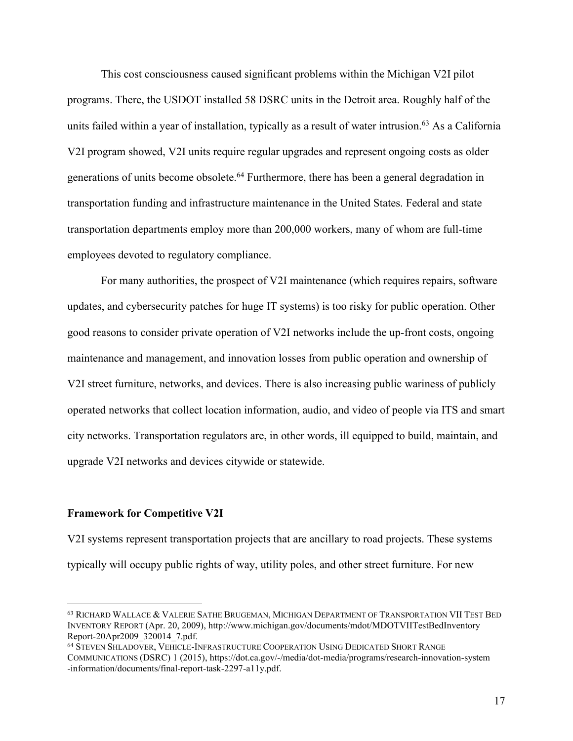This cost consciousness caused significant problems within the Michigan V2I pilot programs. There, the USDOT installed 58 DSRC units in the Detroit area. Roughly half of the units failed within a year of installation, typically as a result of water intrusion.[63] As a California V2I program showed, V2I units require regular upgrades and represent ongoing costs as older generations of units become obsolete.[64] Furthermore, there has been a general degradation in transportation funding and infrastructure maintenance in the United States. Federal and state transportation departments employ more than 200,000 workers, many of whom are full-time employees devoted to regulatory compliance.

For many authorities, the prospect of V2I maintenance (which requires repairs, software updates, and cybersecurity patches for huge IT systems) is too risky for public operation. Other good reasons to consider private operation of V2I networks include the up-front costs, ongoing maintenance and management, and innovation losses from public operation and ownership of V2I street furniture, networks, and devices. There is also increasing public wariness of publicly operated networks that collect location information, audio, and video of people via ITS and smart city networks. Transportation regulators are, in other words, ill equipped to build, maintain, and upgrade V2I networks and devices citywide or statewide.

### Framework for Competitive V2I

V2I systems represent transportation projects that are ancillary to road projects. These systems typically will occupy public rights of way, utility poles, and other street furniture. For new

---

[63] RICHARD WALLACE & VALERIE SATHE BRUGEMAN, MICHIGAN DEPARTMENT OF TRANSPORTATION VII TEST BED INVENTORY REPORT (Apr. 20, 2009), http://www.michigan.gov/documents/mdot/MDOTVIITestBedInventory Report-20Apr2009_320014_7.pdf.

[64] STEVEN SHLADOVER, VEHICLE-INFRASTRUCTURE COOPERATION USING DEDICATED SHORT RANGE COMMUNICATIONS (DSRC) 1 (2015), https://dot.ca.gov/-/media/dot-media/programs/research-innovation-system-information/documents/final-report-task-2297-a11y.pdf.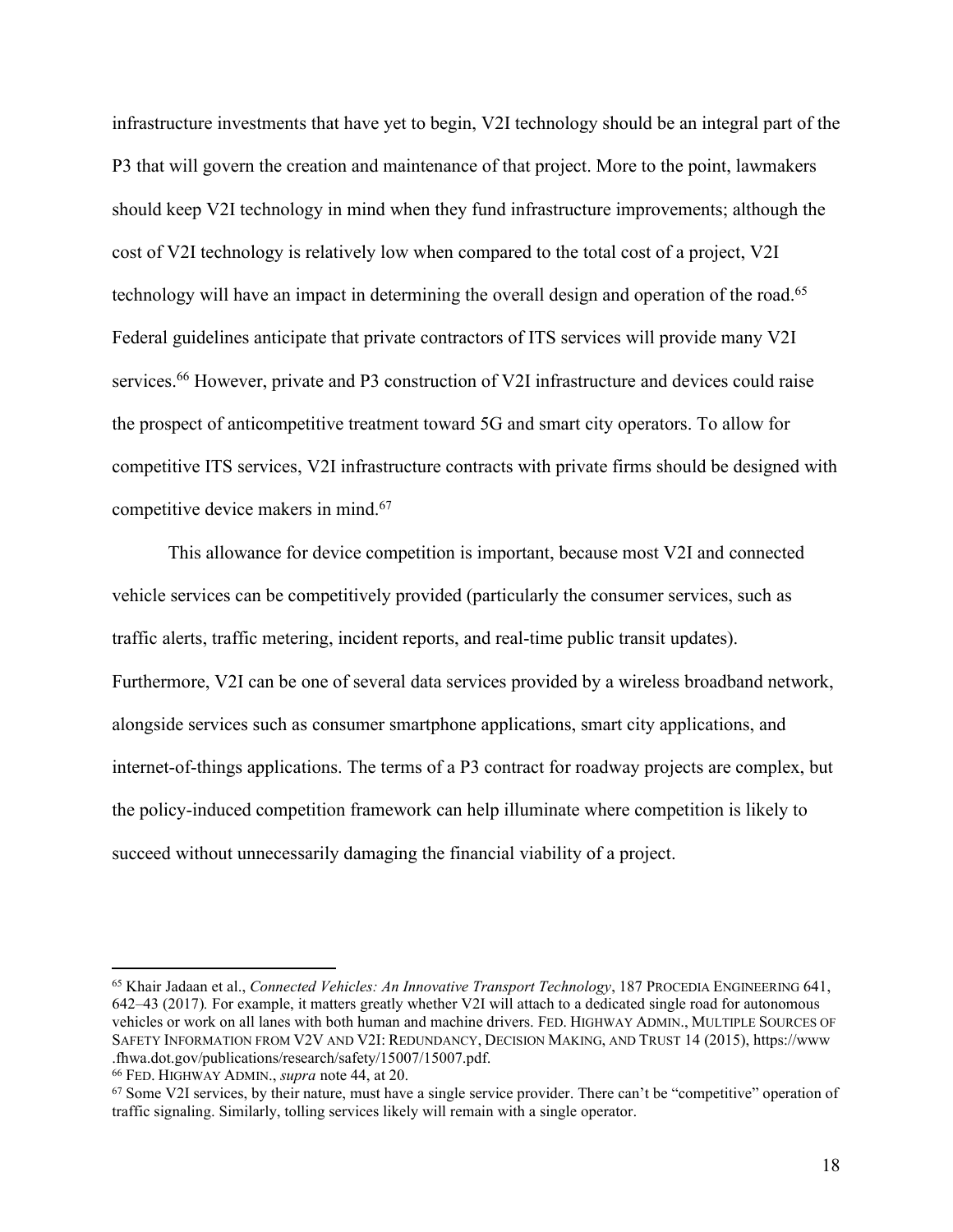infrastructure investments that have yet to begin, V2I technology should be an integral part of the P3 that will govern the creation and maintenance of that project. More to the point, lawmakers should keep V2I technology in mind when they fund infrastructure improvements; although the cost of V2I technology is relatively low when compared to the total cost of a project, V2I technology will have an impact in determining the overall design and operation of the road.[65] Federal guidelines anticipate that private contractors of ITS services will provide many V2I services.[66] However, private and P3 construction of V2I infrastructure and devices could raise the prospect of anticompetitive treatment toward 5G and smart city operators. To allow for competitive ITS services, V2I infrastructure contracts with private firms should be designed with competitive device makers in mind.[67]

This allowance for device competition is important, because most V2I and connected vehicle services can be competitively provided (particularly the consumer services, such as traffic alerts, traffic metering, incident reports, and real-time public transit updates). Furthermore, V2I can be one of several data services provided by a wireless broadband network, alongside services such as consumer smartphone applications, smart city applications, and internet-of-things applications. The terms of a P3 contract for roadway projects are complex, but the policy-induced competition framework can help illuminate where competition is likely to succeed without unnecessarily damaging the financial viability of a project.

---

[65] Khair Jadaan et al., *Connected Vehicles: An Innovative Transport Technology*, 187 PROCEDIA ENGINEERING 641, 642–43 (2017). For example, it matters greatly whether V2I will attach to a dedicated single road for autonomous vehicles or work on all lanes with both human and machine drivers. FED. HIGHWAY ADMIN., MULTIPLE SOURCES OF SAFETY INFORMATION FROM V2V AND V2I: REDUNDANCY, DECISION MAKING, AND TRUST 14 (2015), https://www.fhwa.dot.gov/publications/research/safety/15007/15007.pdf.

[66] FED. HIGHWAY ADMIN., *supra* note 44, at 20.

[67] Some V2I services, by their nature, must have a single service provider. There can't be "competitive" operation of traffic signaling. Similarly, tolling services likely will remain with a single operator.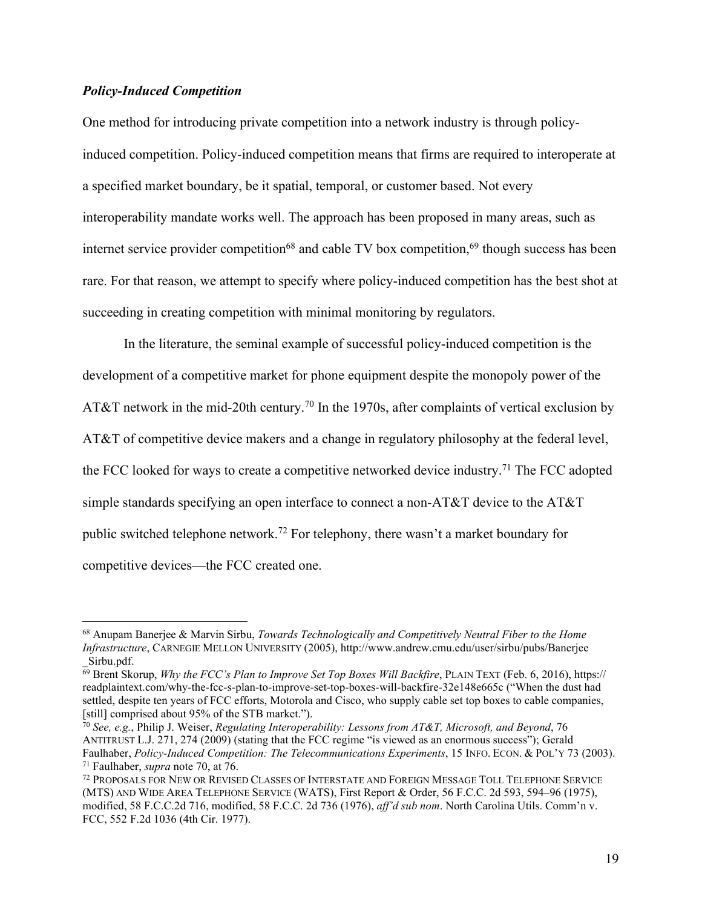### *Policy-Induced Competition*

One method for introducing private competition into a network industry is through policy-induced competition. Policy-induced competition means that firms are required to interoperate at a specified market boundary, be it spatial, temporal, or customer based. Not every interoperability mandate works well. The approach has been proposed in many areas, such as internet service provider competition[68] and cable TV box competition,[69] though success has been rare. For that reason, we attempt to specify where policy-induced competition has the best shot at succeeding in creating competition with minimal monitoring by regulators.

In the literature, the seminal example of successful policy-induced competition is the development of a competitive market for phone equipment despite the monopoly power of the AT&T network in the mid-20th century.[70] In the 1970s, after complaints of vertical exclusion by AT&T of competitive device makers and a change in regulatory philosophy at the federal level, the FCC looked for ways to create a competitive networked device industry.[71] The FCC adopted simple standards specifying an open interface to connect a non-AT&T device to the AT&T public switched telephone network.[72] For telephony, there wasn't a market boundary for competitive devices—the FCC created one.

---

[68] Anupam Banerjee & Marvin Sirbu, *Towards Technologically and Competitively Neutral Fiber to the Home Infrastructure*, CARNEGIE MELLON UNIVERSITY (2005), http://www.andrew.cmu.edu/user/sirbu/pubs/Banerjee_Sirbu.pdf.

[69] Brent Skorup, *Why the FCC's Plan to Improve Set Top Boxes Will Backfire*, PLAIN TEXT (Feb. 6, 2016), https://readplaintext.com/why-the-fcc-s-plan-to-improve-set-top-boxes-will-backfire-32e148e665c ("When the dust had settled, despite ten years of FCC efforts, Motorola and Cisco, who supply cable set top boxes to cable companies, [still] comprised about 95% of the STB market.").

[70] *See, e.g.*, Philip J. Weiser, *Regulating Interoperability: Lessons from AT&T, Microsoft, and Beyond*, 76 ANTITRUST L.J. 271, 274 (2009) (stating that the FCC regime "is viewed as an enormous success"); Gerald Faulhaber, *Policy-Induced Competition: The Telecommunications Experiments*, 15 INFO. ECON. & POL'Y 73 (2003).

[71] Faulhaber, *supra* note 70, at 76.

[72] PROPOSALS FOR NEW OR REVISED CLASSES OF INTERSTATE AND FOREIGN MESSAGE TOLL TELEPHONE SERVICE (MTS) AND WIDE AREA TELEPHONE SERVICE (WATS), First Report & Order, 56 F.C.C. 2d 593, 594–96 (1975), modified, 58 F.C.C.2d 716, modified, 58 F.C.C. 2d 736 (1976), *aff'd sub nom*. North Carolina Utils. Comm'n v. FCC, 552 F.2d 1036 (4th Cir. 1977).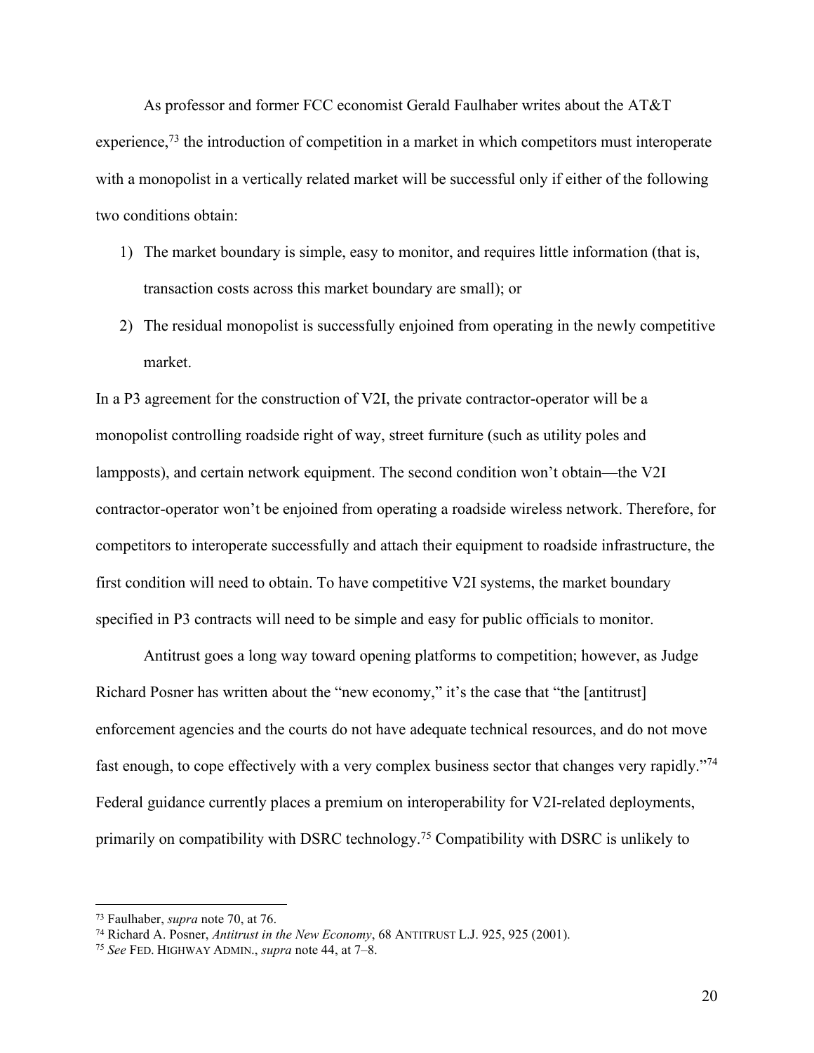As professor and former FCC economist Gerald Faulhaber writes about the AT&T experience,[73] the introduction of competition in a market in which competitors must interoperate with a monopolist in a vertically related market will be successful only if either of the following two conditions obtain:

1) The market boundary is simple, easy to monitor, and requires little information (that is, transaction costs across this market boundary are small); or
2) The residual monopolist is successfully enjoined from operating in the newly competitive market.

In a P3 agreement for the construction of V2I, the private contractor-operator will be a monopolist controlling roadside right of way, street furniture (such as utility poles and lampposts), and certain network equipment. The second condition won't obtain—the V2I contractor-operator won't be enjoined from operating a roadside wireless network. Therefore, for competitors to interoperate successfully and attach their equipment to roadside infrastructure, the first condition will need to obtain. To have competitive V2I systems, the market boundary specified in P3 contracts will need to be simple and easy for public officials to monitor.

Antitrust goes a long way toward opening platforms to competition; however, as Judge Richard Posner has written about the "new economy," it's the case that "the [antitrust] enforcement agencies and the courts do not have adequate technical resources, and do not move fast enough, to cope effectively with a very complex business sector that changes very rapidly."[74] Federal guidance currently places a premium on interoperability for V2I-related deployments, primarily on compatibility with DSRC technology.[75] Compatibility with DSRC is unlikely to

---

[73] Faulhaber, *supra* note 70, at 76.

[74] Richard A. Posner, *Antitrust in the New Economy*, 68 ANTITRUST L.J. 925, 925 (2001).

[75] *See* FED. HIGHWAY ADMIN., *supra* note 44, at 7–8.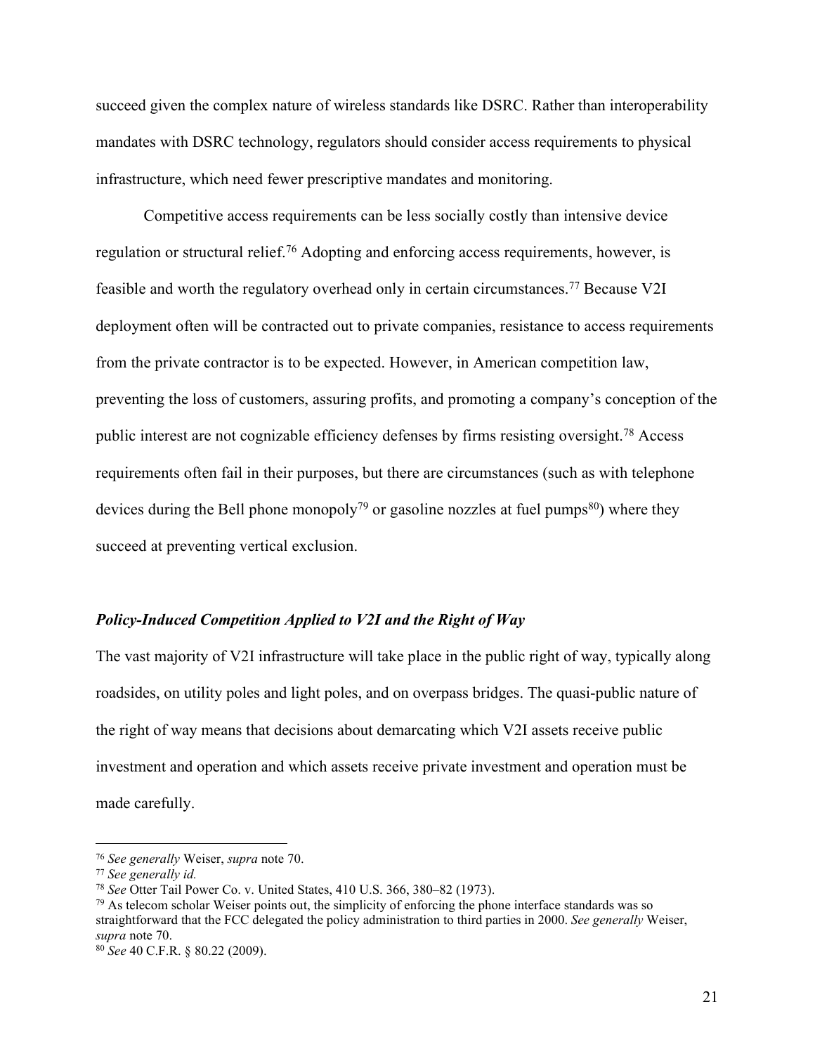succeed given the complex nature of wireless standards like DSRC. Rather than interoperability mandates with DSRC technology, regulators should consider access requirements to physical infrastructure, which need fewer prescriptive mandates and monitoring.

Competitive access requirements can be less socially costly than intensive device regulation or structural relief.[76] Adopting and enforcing access requirements, however, is feasible and worth the regulatory overhead only in certain circumstances.[77] Because V2I deployment often will be contracted out to private companies, resistance to access requirements from the private contractor is to be expected. However, in American competition law, preventing the loss of customers, assuring profits, and promoting a company's conception of the public interest are not cognizable efficiency defenses by firms resisting oversight.[78] Access requirements often fail in their purposes, but there are circumstances (such as with telephone devices during the Bell phone monopoly[79] or gasoline nozzles at fuel pumps[80]) where they succeed at preventing vertical exclusion.

### *Policy-Induced Competition Applied to V2I and the Right of Way*

The vast majority of V2I infrastructure will take place in the public right of way, typically along roadsides, on utility poles and light poles, and on overpass bridges. The quasi-public nature of the right of way means that decisions about demarcating which V2I assets receive public investment and operation and which assets receive private investment and operation must be made carefully.

---

[76] *See generally* Weiser, *supra* note 70.

[77] *See generally id.*

[78] *See* Otter Tail Power Co. v. United States, 410 U.S. 366, 380–82 (1973).

[79] As telecom scholar Weiser points out, the simplicity of enforcing the phone interface standards was so straightforward that the FCC delegated the policy administration to third parties in 2000. *See generally* Weiser, *supra* note 70.

[80] *See* 40 C.F.R. § 80.22 (2009).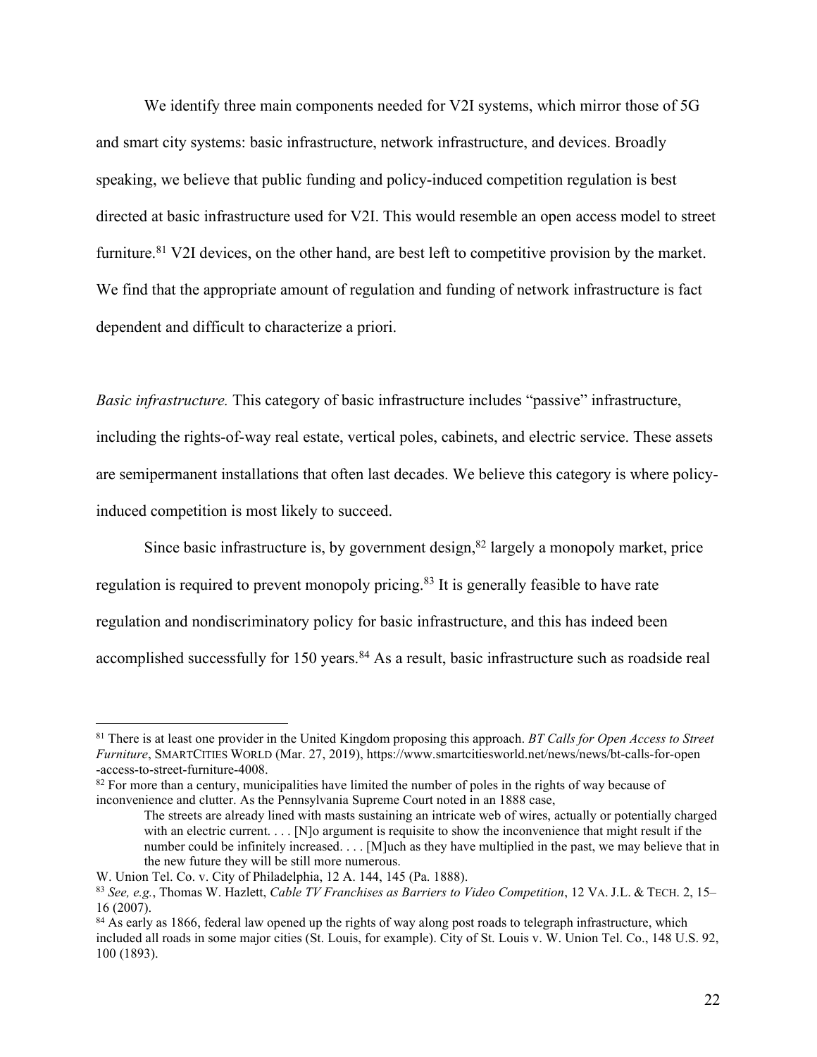We identify three main components needed for V2I systems, which mirror those of 5G and smart city systems: basic infrastructure, network infrastructure, and devices. Broadly speaking, we believe that public funding and policy-induced competition regulation is best directed at basic infrastructure used for V2I. This would resemble an open access model to street furniture.[81] V2I devices, on the other hand, are best left to competitive provision by the market. We find that the appropriate amount of regulation and funding of network infrastructure is fact dependent and difficult to characterize a priori.

*Basic infrastructure.* This category of basic infrastructure includes "passive" infrastructure, including the rights-of-way real estate, vertical poles, cabinets, and electric service. These assets are semipermanent installations that often last decades. We believe this category is where policy-induced competition is most likely to succeed.

Since basic infrastructure is, by government design,[82] largely a monopoly market, price regulation is required to prevent monopoly pricing.[83] It is generally feasible to have rate regulation and nondiscriminatory policy for basic infrastructure, and this has indeed been accomplished successfully for 150 years.[84] As a result, basic infrastructure such as roadside real

---

[81] There is at least one provider in the United Kingdom proposing this approach. *BT Calls for Open Access to Street Furniture*, SMARTCITIES WORLD (Mar. 27, 2019), https://www.smartcitiesworld.net/news/news/bt-calls-for-open-access-to-street-furniture-4008.

[82] For more than a century, municipalities have limited the number of poles in the rights of way because of inconvenience and clutter. As the Pennsylvania Supreme Court noted in an 1888 case,

> The streets are already lined with masts sustaining an intricate web of wires, actually or potentially charged with an electric current. . . . [N]o argument is requisite to show the inconvenience that might result if the number could be infinitely increased. . . . [M]uch as they have multiplied in the past, we may believe that in the new future they will be still more numerous.

W. Union Tel. Co. v. City of Philadelphia, 12 A. 144, 145 (Pa. 1888).

[83] *See, e.g.*, Thomas W. Hazlett, *Cable TV Franchises as Barriers to Video Competition*, 12 VA. J.L. & TECH. 2, 15–16 (2007).

[84] As early as 1866, federal law opened up the rights of way along post roads to telegraph infrastructure, which included all roads in some major cities (St. Louis, for example). City of St. Louis v. W. Union Tel. Co., 148 U.S. 92, 100 (1893).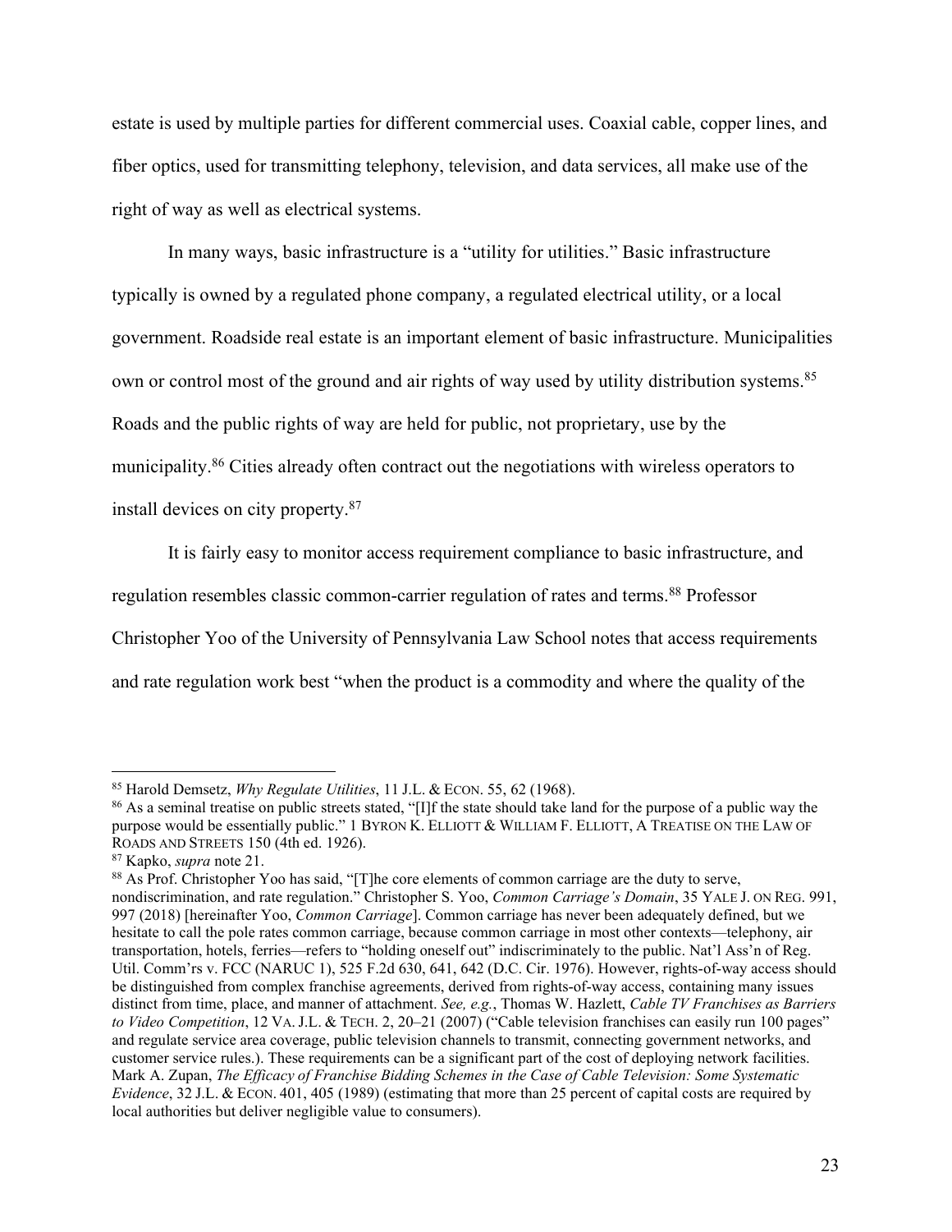estate is used by multiple parties for different commercial uses. Coaxial cable, copper lines, and fiber optics, used for transmitting telephony, television, and data services, all make use of the right of way as well as electrical systems.

In many ways, basic infrastructure is a "utility for utilities." Basic infrastructure typically is owned by a regulated phone company, a regulated electrical utility, or a local government. Roadside real estate is an important element of basic infrastructure. Municipalities own or control most of the ground and air rights of way used by utility distribution systems.[85] Roads and the public rights of way are held for public, not proprietary, use by the municipality.[86] Cities already often contract out the negotiations with wireless operators to install devices on city property.[87]

It is fairly easy to monitor access requirement compliance to basic infrastructure, and regulation resembles classic common-carrier regulation of rates and terms.[88] Professor Christopher Yoo of the University of Pennsylvania Law School notes that access requirements and rate regulation work best "when the product is a commodity and where the quality of the

---

[85] Harold Demsetz, *Why Regulate Utilities*, 11 J.L. & ECON. 55, 62 (1968).

[86] As a seminal treatise on public streets stated, "[I]f the state should take land for the purpose of a public way the purpose would be essentially public." 1 BYRON K. ELLIOTT & WILLIAM F. ELLIOTT, A TREATISE ON THE LAW OF ROADS AND STREETS 150 (4th ed. 1926).

[87] Kapko, *supra* note 21.

[88] As Prof. Christopher Yoo has said, "[T]he core elements of common carriage are the duty to serve, nondiscrimination, and rate regulation." Christopher S. Yoo, *Common Carriage's Domain*, 35 YALE J. ON REG. 991, 997 (2018) [hereinafter Yoo, *Common Carriage*]. Common carriage has never been adequately defined, but we hesitate to call the pole rates common carriage, because common carriage in most other contexts—telephony, air transportation, hotels, ferries—refers to "holding oneself out" indiscriminately to the public. Nat'l Ass'n of Reg. Util. Comm'rs v. FCC (NARUC 1), 525 F.2d 630, 641, 642 (D.C. Cir. 1976). However, rights-of-way access should be distinguished from complex franchise agreements, derived from rights-of-way access, containing many issues distinct from time, place, and manner of attachment. *See, e.g.*, Thomas W. Hazlett, *Cable TV Franchises as Barriers to Video Competition*, 12 VA. J.L. & TECH. 2, 20–21 (2007) ("Cable television franchises can easily run 100 pages" and regulate service area coverage, public television channels to transmit, connecting government networks, and customer service rules.). These requirements can be a significant part of the cost of deploying network facilities. Mark A. Zupan, *The Efficacy of Franchise Bidding Schemes in the Case of Cable Television: Some Systematic Evidence*, 32 J.L. & ECON. 401, 405 (1989) (estimating that more than 25 percent of capital costs are required by local authorities but deliver negligible value to consumers).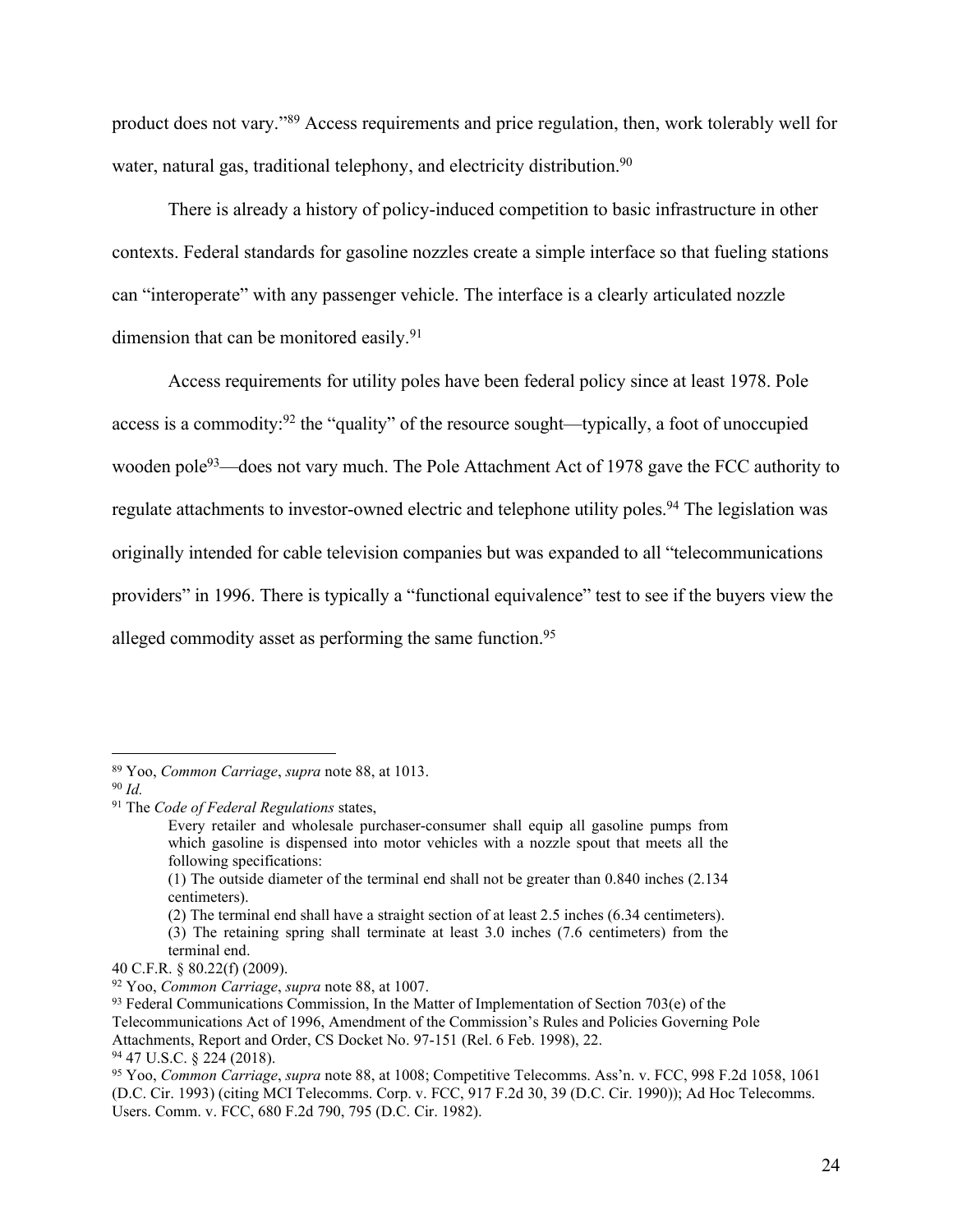product does not vary."[89] Access requirements and price regulation, then, work tolerably well for water, natural gas, traditional telephony, and electricity distribution.[90]

There is already a history of policy-induced competition to basic infrastructure in other contexts. Federal standards for gasoline nozzles create a simple interface so that fueling stations can "interoperate" with any passenger vehicle. The interface is a clearly articulated nozzle dimension that can be monitored easily.[91]

Access requirements for utility poles have been federal policy since at least 1978. Pole access is a commodity:[92] the "quality" of the resource sought—typically, a foot of unoccupied wooden pole[93]—does not vary much. The Pole Attachment Act of 1978 gave the FCC authority to regulate attachments to investor-owned electric and telephone utility poles.[94] The legislation was originally intended for cable television companies but was expanded to all "telecommunications providers" in 1996. There is typically a "functional equivalence" test to see if the buyers view the alleged commodity asset as performing the same function.[95]

---

[89] Yoo, *Common Carriage*, *supra* note 88, at 1013.

[90] *Id.*

[91] The *Code of Federal Regulations* states,

> Every retailer and wholesale purchaser-consumer shall equip all gasoline pumps from which gasoline is dispensed into motor vehicles with a nozzle spout that meets all the following specifications:
>
> (1) The outside diameter of the terminal end shall not be greater than 0.840 inches (2.134 centimeters).
>
> (2) The terminal end shall have a straight section of at least 2.5 inches (6.34 centimeters).
>
> (3) The retaining spring shall terminate at least 3.0 inches (7.6 centimeters) from the terminal end.

40 C.F.R. § 80.22(f) (2009).

[92] Yoo, *Common Carriage*, *supra* note 88, at 1007.

[93] Federal Communications Commission, In the Matter of Implementation of Section 703(e) of the Telecommunications Act of 1996, Amendment of the Commission's Rules and Policies Governing Pole Attachments, Report and Order, CS Docket No. 97-151 (Rel. 6 Feb. 1998), 22.

[94] 47 U.S.C. § 224 (2018).

[95] Yoo, *Common Carriage*, *supra* note 88, at 1008; Competitive Telecomms. Ass'n. v. FCC, 998 F.2d 1058, 1061 (D.C. Cir. 1993) (citing MCI Telecomms. Corp. v. FCC, 917 F.2d 30, 39 (D.C. Cir. 1990)); Ad Hoc Telecomms. Users. Comm. v. FCC, 680 F.2d 790, 795 (D.C. Cir. 1982).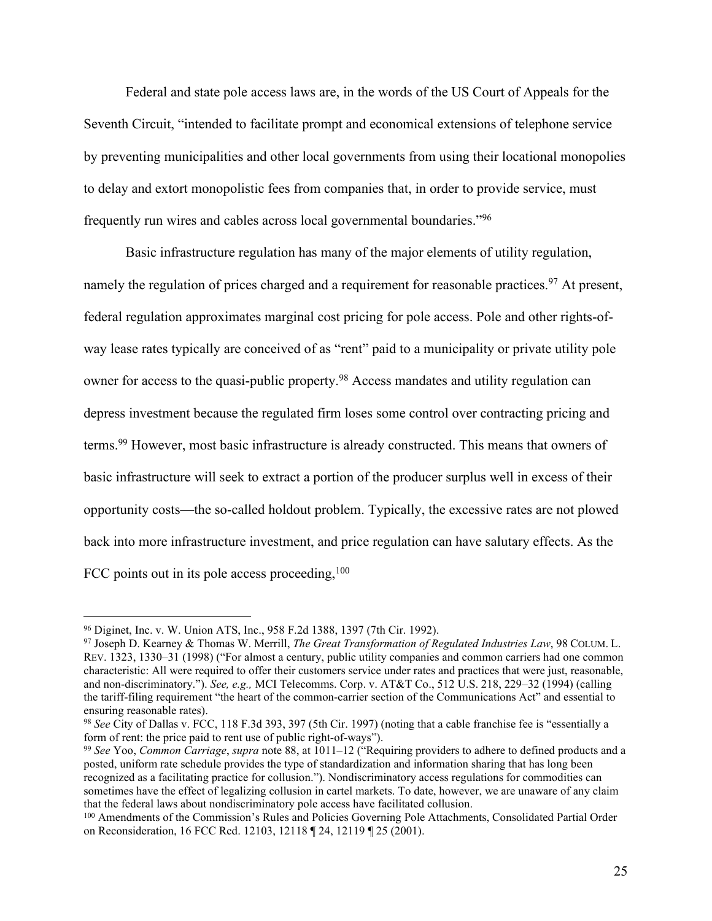Federal and state pole access laws are, in the words of the US Court of Appeals for the Seventh Circuit, "intended to facilitate prompt and economical extensions of telephone service by preventing municipalities and other local governments from using their locational monopolies to delay and extort monopolistic fees from companies that, in order to provide service, must frequently run wires and cables across local governmental boundaries."[96]

Basic infrastructure regulation has many of the major elements of utility regulation, namely the regulation of prices charged and a requirement for reasonable practices.[97] At present, federal regulation approximates marginal cost pricing for pole access. Pole and other rights-of-way lease rates typically are conceived of as "rent" paid to a municipality or private utility pole owner for access to the quasi-public property.[98] Access mandates and utility regulation can depress investment because the regulated firm loses some control over contracting pricing and terms.[99] However, most basic infrastructure is already constructed. This means that owners of basic infrastructure will seek to extract a portion of the producer surplus well in excess of their opportunity costs—the so-called holdout problem. Typically, the excessive rates are not plowed back into more infrastructure investment, and price regulation can have salutary effects. As the FCC points out in its pole access proceeding,[100]

---

[96] Diginet, Inc. v. W. Union ATS, Inc., 958 F.2d 1388, 1397 (7th Cir. 1992).

[97] Joseph D. Kearney & Thomas W. Merrill, *The Great Transformation of Regulated Industries Law*, 98 COLUM. L. REV. 1323, 1330–31 (1998) ("For almost a century, public utility companies and common carriers had one common characteristic: All were required to offer their customers service under rates and practices that were just, reasonable, and non-discriminatory."). *See, e.g.,* MCI Telecomms. Corp. v. AT&T Co., 512 U.S. 218, 229–32 (1994) (calling the tariff-filing requirement "the heart of the common-carrier section of the Communications Act" and essential to ensuring reasonable rates).

[98] *See* City of Dallas v. FCC, 118 F.3d 393, 397 (5th Cir. 1997) (noting that a cable franchise fee is "essentially a form of rent: the price paid to rent use of public right-of-ways").

[99] *See* Yoo, *Common Carriage*, *supra* note 88, at 1011–12 ("Requiring providers to adhere to defined products and a posted, uniform rate schedule provides the type of standardization and information sharing that has long been recognized as a facilitating practice for collusion."). Nondiscriminatory access regulations for commodities can sometimes have the effect of legalizing collusion in cartel markets. To date, however, we are unaware of any claim that the federal laws about nondiscriminatory pole access have facilitated collusion.

[100] Amendments of the Commission's Rules and Policies Governing Pole Attachments, Consolidated Partial Order on Reconsideration, 16 FCC Rcd. 12103, 12118 ¶ 24, 12119 ¶ 25 (2001).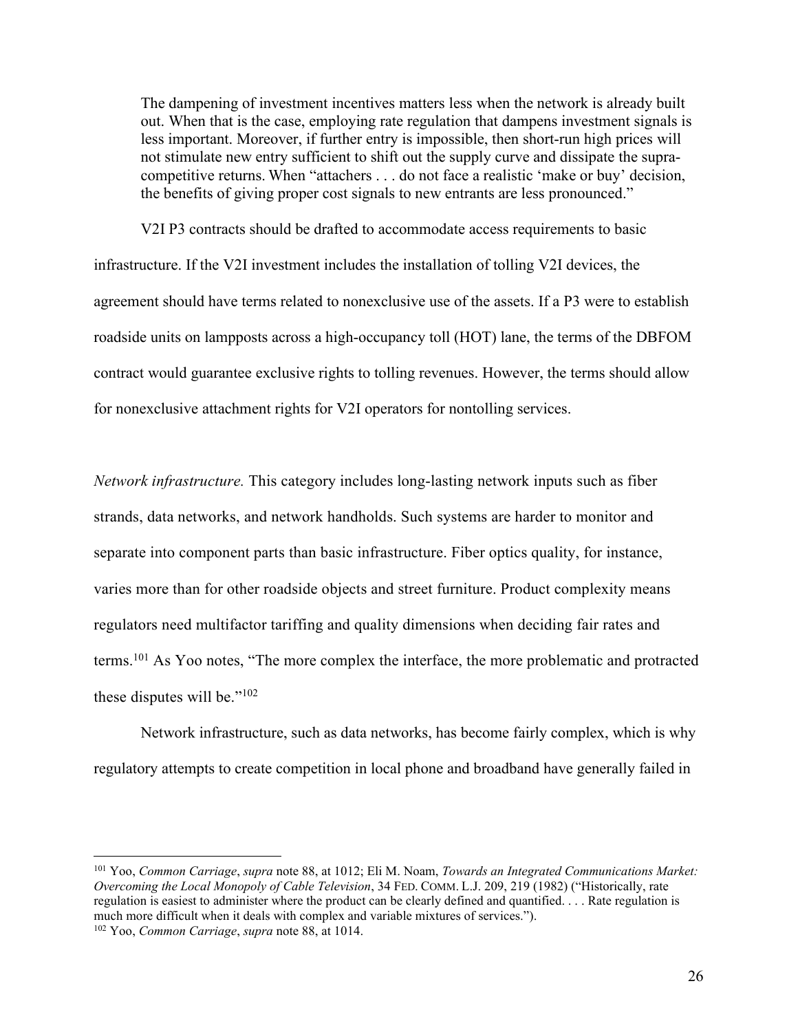> The dampening of investment incentives matters less when the network is already built out. When that is the case, employing rate regulation that dampens investment signals is less important. Moreover, if further entry is impossible, then short-run high prices will not stimulate new entry sufficient to shift out the supply curve and dissipate the supra-competitive returns. When "attachers . . . do not face a realistic 'make or buy' decision, the benefits of giving proper cost signals to new entrants are less pronounced."

V2I P3 contracts should be drafted to accommodate access requirements to basic infrastructure. If the V2I investment includes the installation of tolling V2I devices, the agreement should have terms related to nonexclusive use of the assets. If a P3 were to establish roadside units on lampposts across a high-occupancy toll (HOT) lane, the terms of the DBFOM contract would guarantee exclusive rights to tolling revenues. However, the terms should allow for nonexclusive attachment rights for V2I operators for nontolling services.

*Network infrastructure.* This category includes long-lasting network inputs such as fiber strands, data networks, and network handholds. Such systems are harder to monitor and separate into component parts than basic infrastructure. Fiber optics quality, for instance, varies more than for other roadside objects and street furniture. Product complexity means regulators need multifactor tariffing and quality dimensions when deciding fair rates and terms.[101] As Yoo notes, "The more complex the interface, the more problematic and protracted these disputes will be."[102]

Network infrastructure, such as data networks, has become fairly complex, which is why regulatory attempts to create competition in local phone and broadband have generally failed in

---

[101] Yoo, *Common Carriage*, *supra* note 88, at 1012; Eli M. Noam, *Towards an Integrated Communications Market: Overcoming the Local Monopoly of Cable Television*, 34 FED. COMM. L.J. 209, 219 (1982) ("Historically, rate regulation is easiest to administer where the product can be clearly defined and quantified. . . . Rate regulation is much more difficult when it deals with complex and variable mixtures of services.").

[102] Yoo, *Common Carriage*, *supra* note 88, at 1014.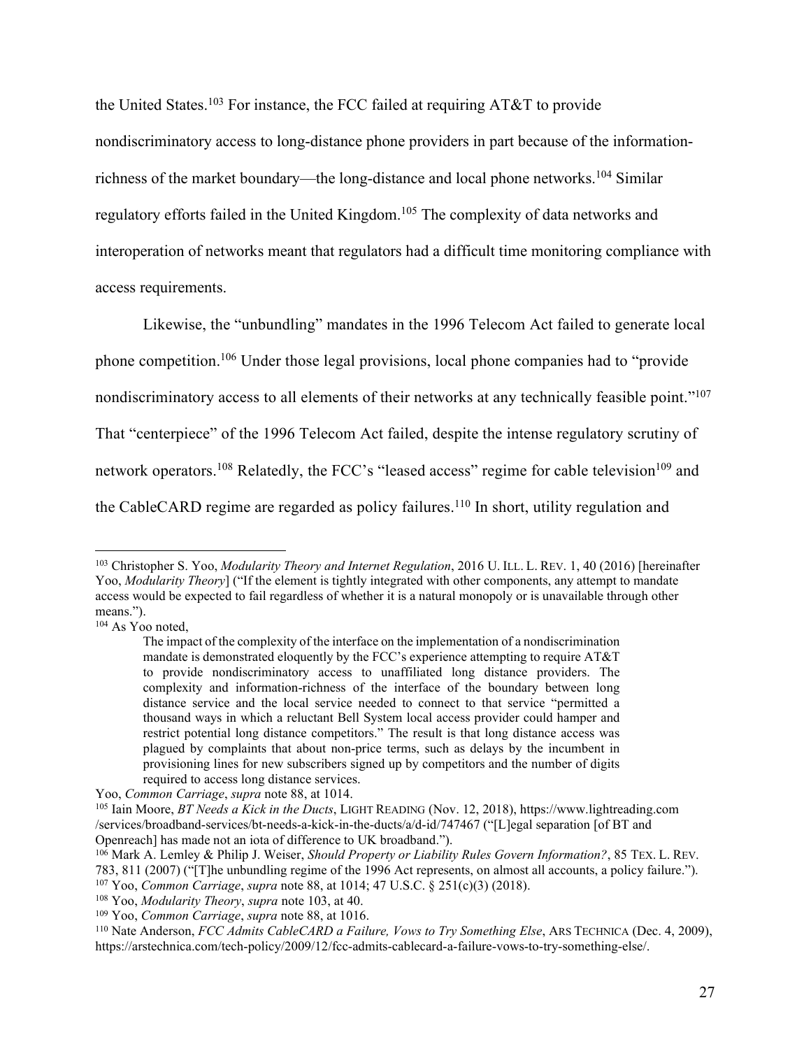the United States.[103] For instance, the FCC failed at requiring AT&T to provide nondiscriminatory access to long-distance phone providers in part because of the information-richness of the market boundary—the long-distance and local phone networks.[104] Similar regulatory efforts failed in the United Kingdom.[105] The complexity of data networks and interoperation of networks meant that regulators had a difficult time monitoring compliance with access requirements.

Likewise, the "unbundling" mandates in the 1996 Telecom Act failed to generate local phone competition.[106] Under those legal provisions, local phone companies had to "provide nondiscriminatory access to all elements of their networks at any technically feasible point."[107] That "centerpiece" of the 1996 Telecom Act failed, despite the intense regulatory scrutiny of network operators.[108] Relatedly, the FCC's "leased access" regime for cable television[109] and the CableCARD regime are regarded as policy failures.[110] In short, utility regulation and

---

[103] Christopher S. Yoo, *Modularity Theory and Internet Regulation*, 2016 U. ILL. L. REV. 1, 40 (2016) [hereinafter Yoo, *Modularity Theory*] ("If the element is tightly integrated with other components, any attempt to mandate access would be expected to fail regardless of whether it is a natural monopoly or is unavailable through other means.").

[104] As Yoo noted,

> The impact of the complexity of the interface on the implementation of a nondiscrimination mandate is demonstrated eloquently by the FCC's experience attempting to require AT&T to provide nondiscriminatory access to unaffiliated long distance providers. The complexity and information-richness of the interface of the boundary between long distance service and the local service needed to connect to that service "permitted a thousand ways in which a reluctant Bell System local access provider could hamper and restrict potential long distance competitors." The result is that long distance access was plagued by complaints that about non-price terms, such as delays by the incumbent in provisioning lines for new subscribers signed up by competitors and the number of digits required to access long distance services.

Yoo, *Common Carriage*, *supra* note 88, at 1014.

[105] Iain Moore, *BT Needs a Kick in the Ducts*, LIGHT READING (Nov. 12, 2018), https://www.lightreading.com/services/broadband-services/bt-needs-a-kick-in-the-ducts/a/d-id/747467 ("[L]egal separation [of BT and Openreach] has made not an iota of difference to UK broadband.").

[106] Mark A. Lemley & Philip J. Weiser, *Should Property or Liability Rules Govern Information?*, 85 TEX. L. REV. 783, 811 (2007) ("[T]he unbundling regime of the 1996 Act represents, on almost all accounts, a policy failure.").

[107] Yoo, *Common Carriage*, *supra* note 88, at 1014; 47 U.S.C. § 251(c)(3) (2018).

[108] Yoo, *Modularity Theory*, *supra* note 103, at 40.

[109] Yoo, *Common Carriage*, *supra* note 88, at 1016.

[110] Nate Anderson, *FCC Admits CableCARD a Failure, Vows to Try Something Else*, ARS TECHNICA (Dec. 4, 2009), https://arstechnica.com/tech-policy/2009/12/fcc-admits-cablecard-a-failure-vows-to-try-something-else/.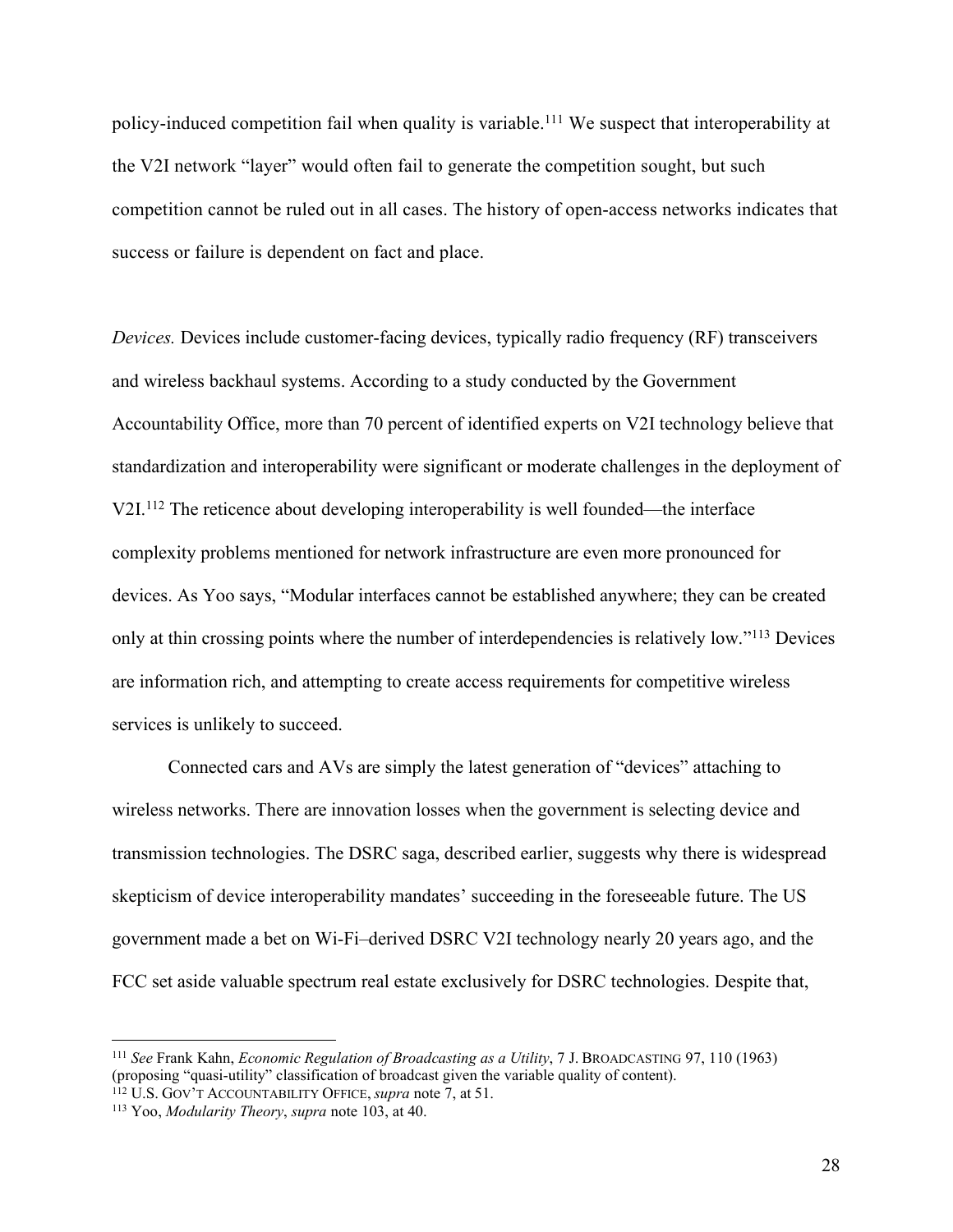policy-induced competition fail when quality is variable.[111] We suspect that interoperability at the V2I network "layer" would often fail to generate the competition sought, but such competition cannot be ruled out in all cases. The history of open-access networks indicates that success or failure is dependent on fact and place.

*Devices.* Devices include customer-facing devices, typically radio frequency (RF) transceivers and wireless backhaul systems. According to a study conducted by the Government Accountability Office, more than 70 percent of identified experts on V2I technology believe that standardization and interoperability were significant or moderate challenges in the deployment of V2I.[112] The reticence about developing interoperability is well founded—the interface complexity problems mentioned for network infrastructure are even more pronounced for devices. As Yoo says, "Modular interfaces cannot be established anywhere; they can be created only at thin crossing points where the number of interdependencies is relatively low."[113] Devices are information rich, and attempting to create access requirements for competitive wireless services is unlikely to succeed.

Connected cars and AVs are simply the latest generation of "devices" attaching to wireless networks. There are innovation losses when the government is selecting device and transmission technologies. The DSRC saga, described earlier, suggests why there is widespread skepticism of device interoperability mandates' succeeding in the foreseeable future. The US government made a bet on Wi-Fi–derived DSRC V2I technology nearly 20 years ago, and the FCC set aside valuable spectrum real estate exclusively for DSRC technologies. Despite that,

---

[111] *See* Frank Kahn, *Economic Regulation of Broadcasting as a Utility*, 7 J. BROADCASTING 97, 110 (1963) (proposing "quasi-utility" classification of broadcast given the variable quality of content).

[112] U.S. GOV'T ACCOUNTABILITY OFFICE, *supra* note 7, at 51.

[113] Yoo, *Modularity Theory*, *supra* note 103, at 40.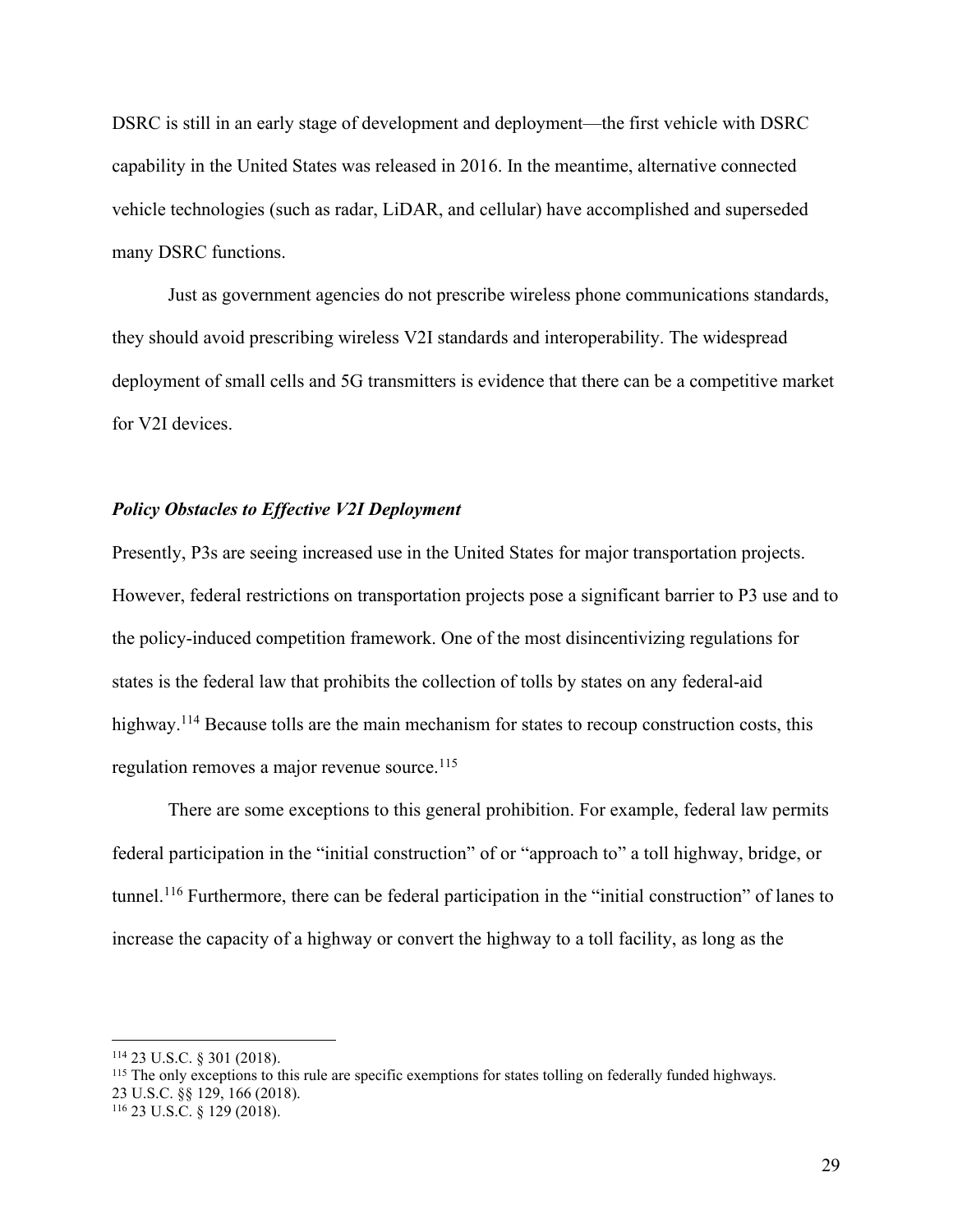DSRC is still in an early stage of development and deployment—the first vehicle with DSRC capability in the United States was released in 2016. In the meantime, alternative connected vehicle technologies (such as radar, LiDAR, and cellular) have accomplished and superseded many DSRC functions.

Just as government agencies do not prescribe wireless phone communications standards, they should avoid prescribing wireless V2I standards and interoperability. The widespread deployment of small cells and 5G transmitters is evidence that there can be a competitive market for V2I devices.

### *Policy Obstacles to Effective V2I Deployment*

Presently, P3s are seeing increased use in the United States for major transportation projects. However, federal restrictions on transportation projects pose a significant barrier to P3 use and to the policy-induced competition framework. One of the most disincentivizing regulations for states is the federal law that prohibits the collection of tolls by states on any federal-aid highway.[114] Because tolls are the main mechanism for states to recoup construction costs, this regulation removes a major revenue source.[115]

There are some exceptions to this general prohibition. For example, federal law permits federal participation in the "initial construction" of or "approach to" a toll highway, bridge, or tunnel.[116] Furthermore, there can be federal participation in the "initial construction" of lanes to increase the capacity of a highway or convert the highway to a toll facility, as long as the

---

[114] 23 U.S.C. § 301 (2018).

[115] The only exceptions to this rule are specific exemptions for states tolling on federally funded highways. 23 U.S.C. §§ 129, 166 (2018).

[116] 23 U.S.C. § 129 (2018).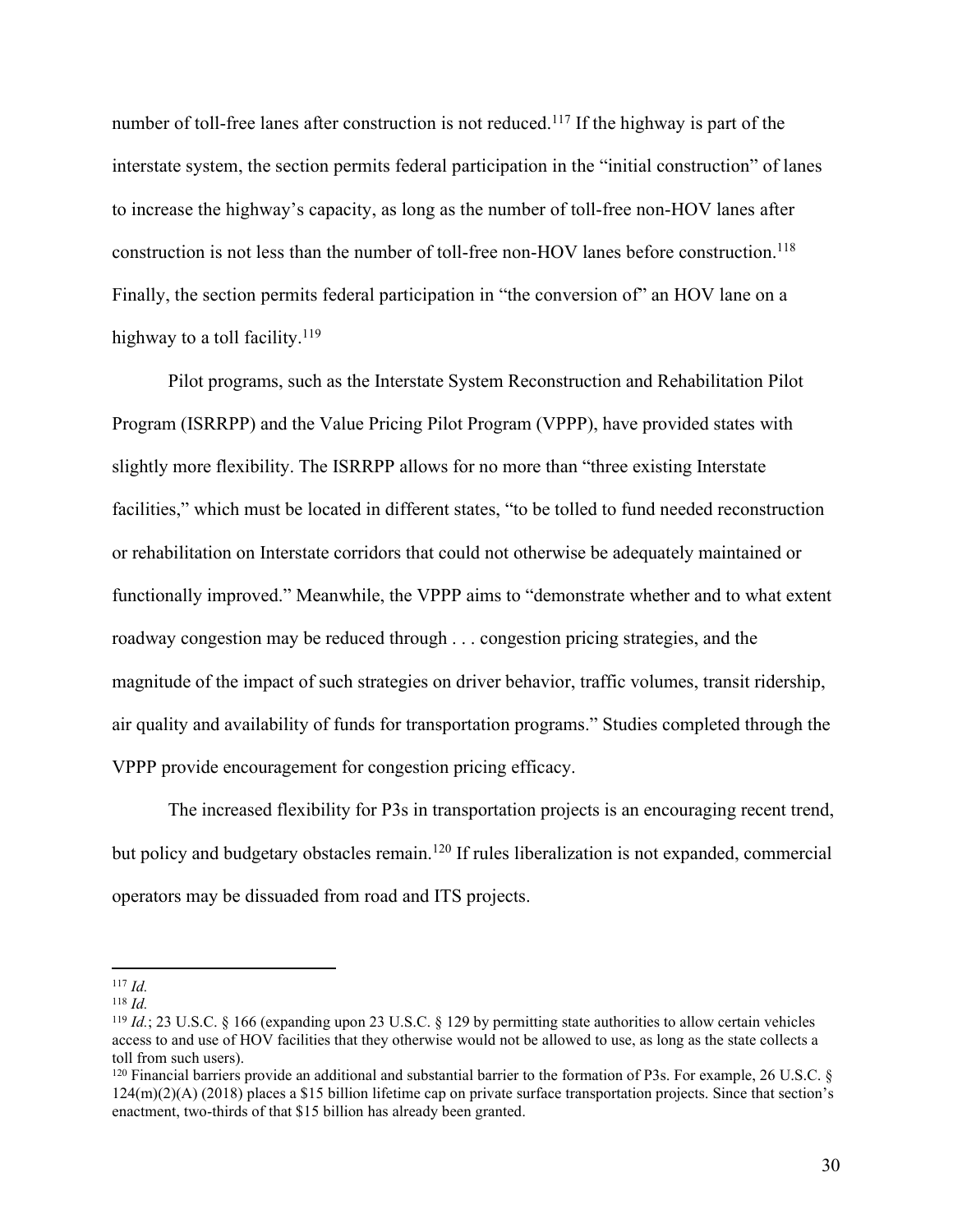number of toll-free lanes after construction is not reduced.[117] If the highway is part of the interstate system, the section permits federal participation in the "initial construction" of lanes to increase the highway's capacity, as long as the number of toll-free non-HOV lanes after construction is not less than the number of toll-free non-HOV lanes before construction.[118] Finally, the section permits federal participation in "the conversion of" an HOV lane on a highway to a toll facility.[119]

Pilot programs, such as the Interstate System Reconstruction and Rehabilitation Pilot Program (ISRRPP) and the Value Pricing Pilot Program (VPPP), have provided states with slightly more flexibility. The ISRRPP allows for no more than "three existing Interstate facilities," which must be located in different states, "to be tolled to fund needed reconstruction or rehabilitation on Interstate corridors that could not otherwise be adequately maintained or functionally improved." Meanwhile, the VPPP aims to "demonstrate whether and to what extent roadway congestion may be reduced through . . . congestion pricing strategies, and the magnitude of the impact of such strategies on driver behavior, traffic volumes, transit ridership, air quality and availability of funds for transportation programs." Studies completed through the VPPP provide encouragement for congestion pricing efficacy.

The increased flexibility for P3s in transportation projects is an encouraging recent trend, but policy and budgetary obstacles remain.[120] If rules liberalization is not expanded, commercial operators may be dissuaded from road and ITS projects.

---

[117] *Id.*

[118] *Id.*

[119] *Id.*; 23 U.S.C. § 166 (expanding upon 23 U.S.C. § 129 by permitting state authorities to allow certain vehicles access to and use of HOV facilities that they otherwise would not be allowed to use, as long as the state collects a toll from such users).

[120] Financial barriers provide an additional and substantial barrier to the formation of P3s. For example, 26 U.S.C. § 124(m)(2)(A) (2018) places a $15 billion lifetime cap on private surface transportation projects. Since that section's enactment, two-thirds of that $15 billion has already been granted.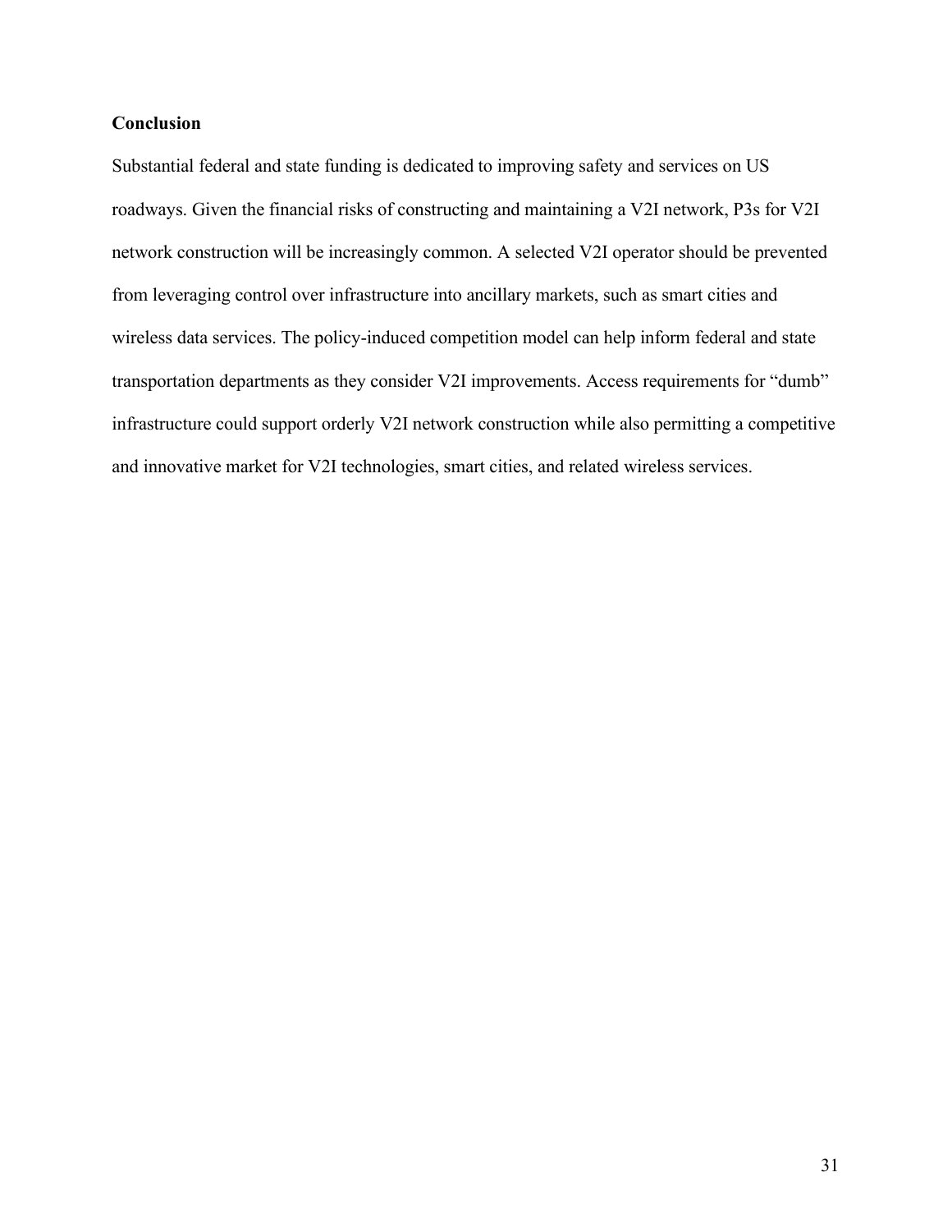## Conclusion

Substantial federal and state funding is dedicated to improving safety and services on US roadways. Given the financial risks of constructing and maintaining a V2I network, P3s for V2I network construction will be increasingly common. A selected V2I operator should be prevented from leveraging control over infrastructure into ancillary markets, such as smart cities and wireless data services. The policy-induced competition model can help inform federal and state transportation departments as they consider V2I improvements. Access requirements for "dumb" infrastructure could support orderly V2I network construction while also permitting a competitive and innovative market for V2I technologies, smart cities, and related wireless services.